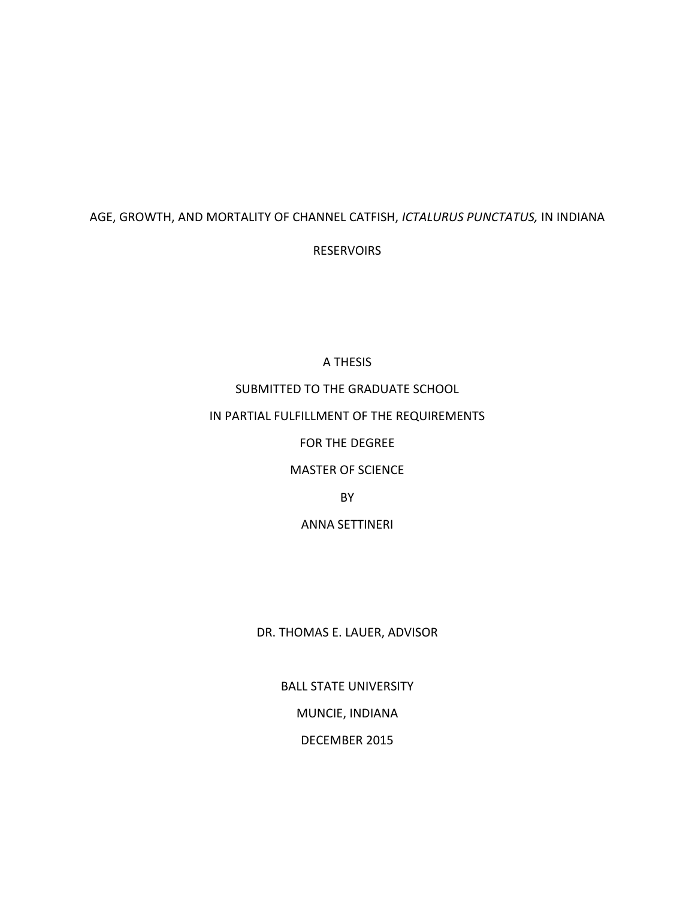# AGE, GROWTH, AND MORTALITY OF CHANNEL CATFISH, *ICTALURUS PUNCTATUS,* IN INDIANA RESERVOIRS

A THESIS

SUBMITTED TO THE GRADUATE SCHOOL

IN PARTIAL FULFILLMENT OF THE REQUIREMENTS

FOR THE DEGREE

MASTER OF SCIENCE

BY

ANNA SETTINERI

DR. THOMAS E. LAUER, ADVISOR

BALL STATE UNIVERSITY

MUNCIE, INDIANA

DECEMBER 2015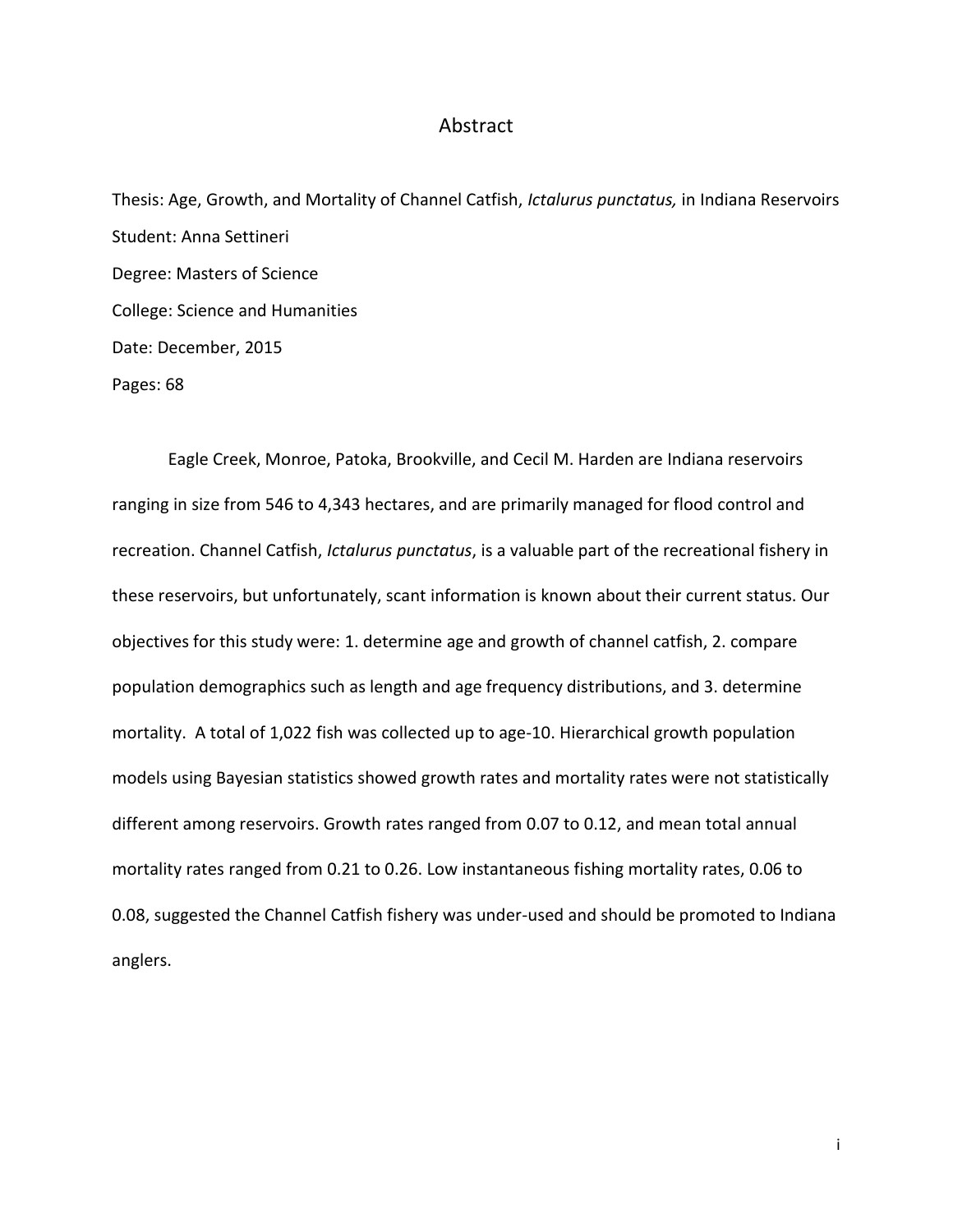# Abstract

Thesis: Age, Growth, and Mortality of Channel Catfish, *Ictalurus punctatus,* in Indiana Reservoirs

Student: Anna Settineri

Degree: Masters of Science

College: Science and Humanities

Date: December, 2015

Pages: 68

Eagle Creek, Monroe, Patoka, Brookville, and Cecil M. Harden are Indiana reservoirs ranging in size from 546 to 4,343 hectares, and are primarily managed for flood control and recreation. Channel Catfish, *Ictalurus punctatus*, is a valuable part of the recreational fishery in these reservoirs, but unfortunately, scant information is known about their current status. Our objectives for this study were: 1. determine age and growth of channel catfish, 2. compare population demographics such as length and age frequency distributions, and 3. determine mortality. A total of 1,022 fish was collected up to age-10. Hierarchical growth population models using Bayesian statistics showed growth rates and mortality rates were not statistically different among reservoirs. Growth rates ranged from 0.07 to 0.12, and mean total annual mortality rates ranged from 0.21 to 0.26. Low instantaneous fishing mortality rates, 0.06 to 0.08, suggested the Channel Catfish fishery was under-used and should be promoted to Indiana anglers.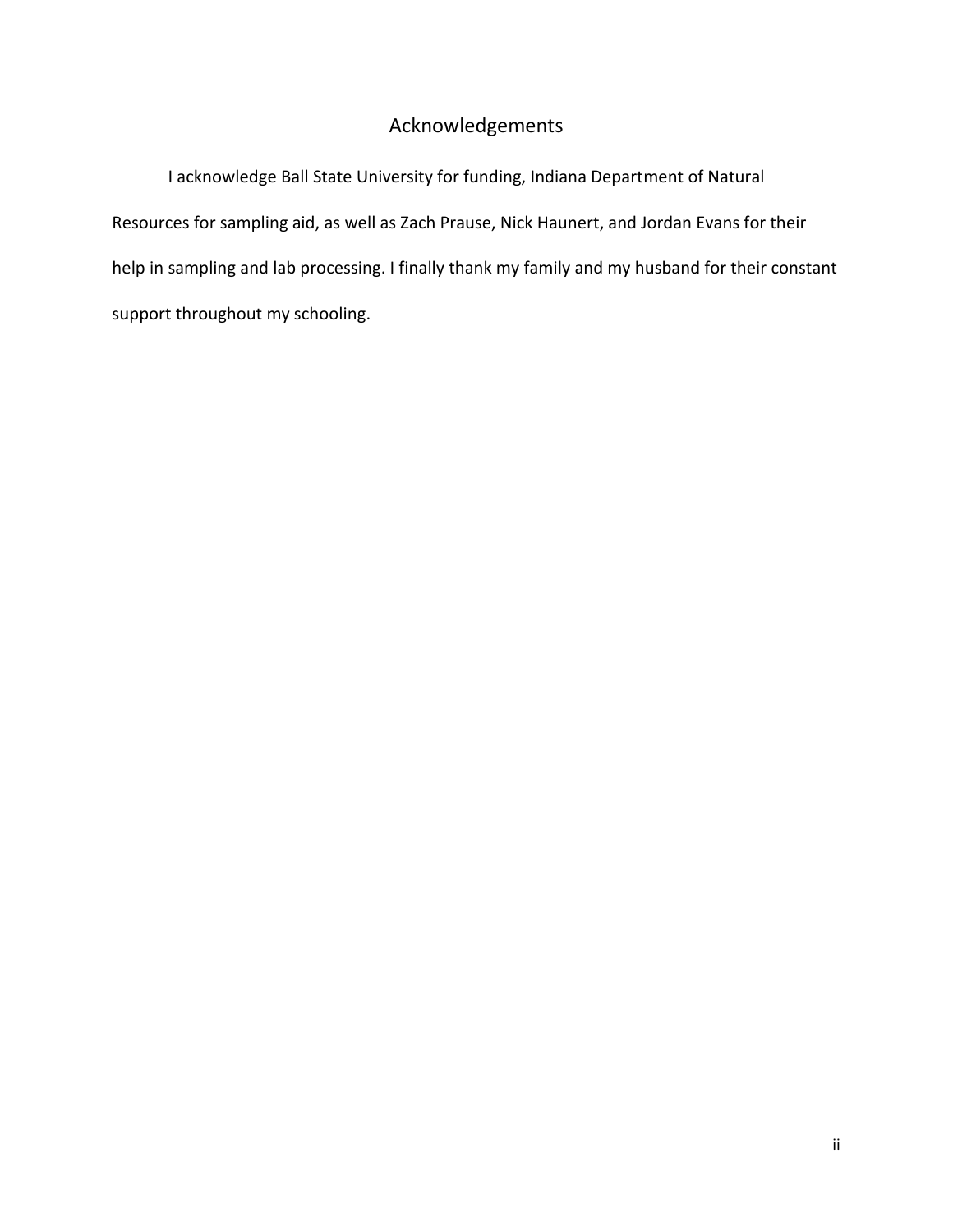# Acknowledgements

I acknowledge Ball State University for funding, Indiana Department of Natural Resources for sampling aid, as well as Zach Prause, Nick Haunert, and Jordan Evans for their help in sampling and lab processing. I finally thank my family and my husband for their constant support throughout my schooling.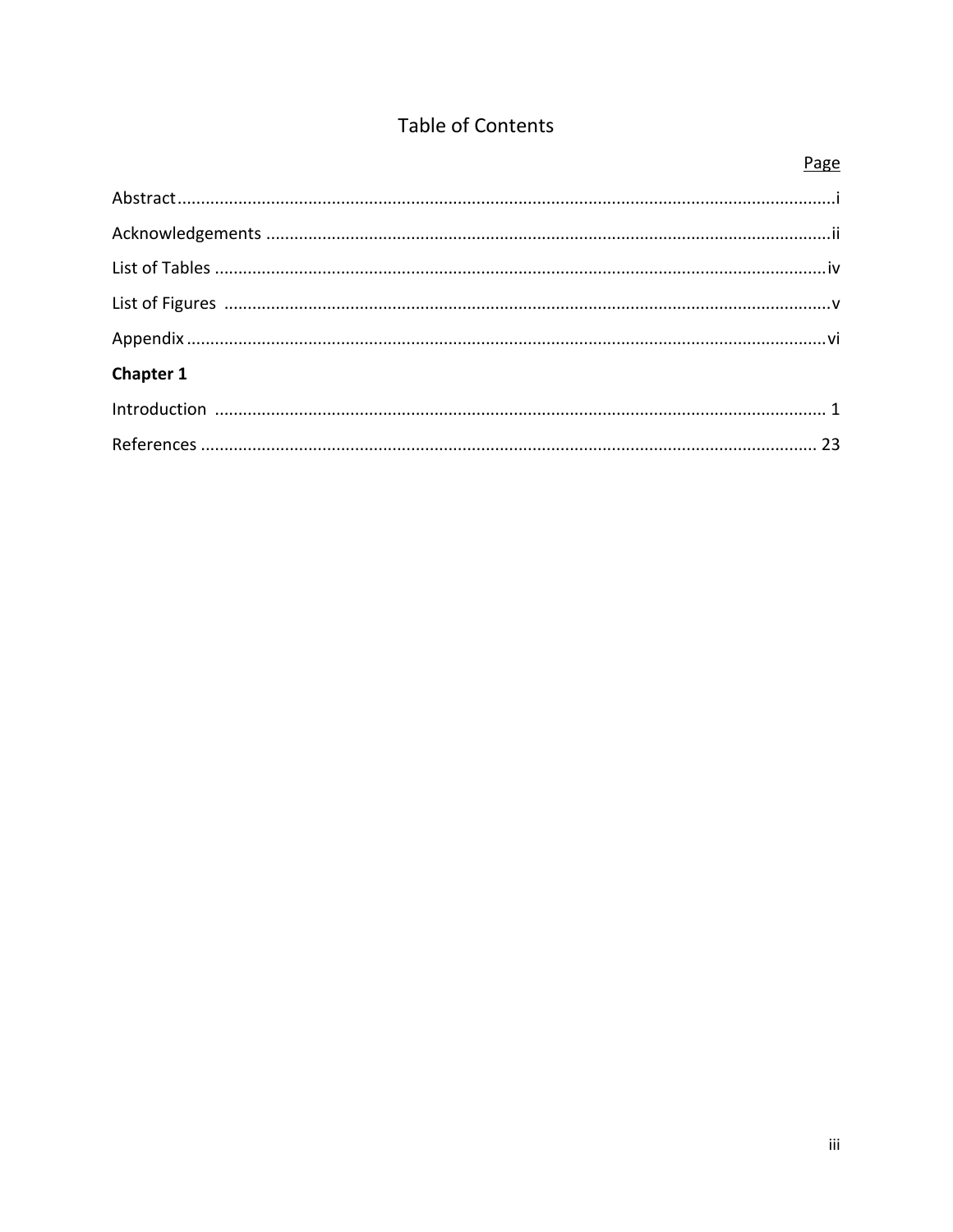# Table of Contents

| | Page |
|---|---|
| Abstract | i |
| Acknowledgements | ii |
| List of Tables | iv |
| List of Figures | v |
| Appendix | vi |
| **Chapter 1** | |
| Introduction | 1 |
| References | 23 |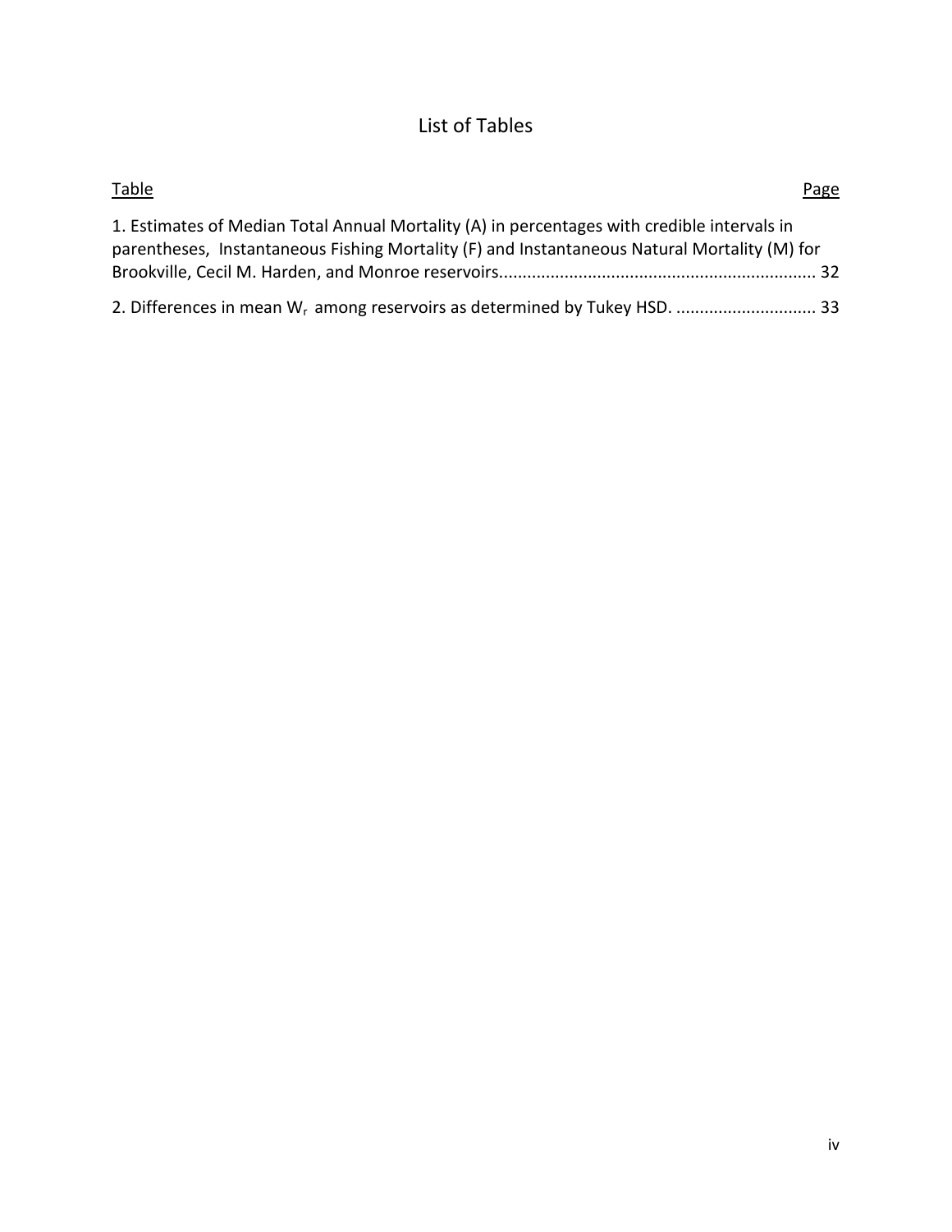# List of Tables

| Table | Page |
|---|---|
| 1. Estimates of Median Total Annual Mortality (A) in percentages with credible intervals in parentheses, Instantaneous Fishing Mortality (F) and Instantaneous Natural Mortality (M) for Brookville, Cecil M. Harden, and Monroe reservoirs | 32 |
| 2. Differences in mean $W_r$ among reservoirs as determined by Tukey HSD. | 33 |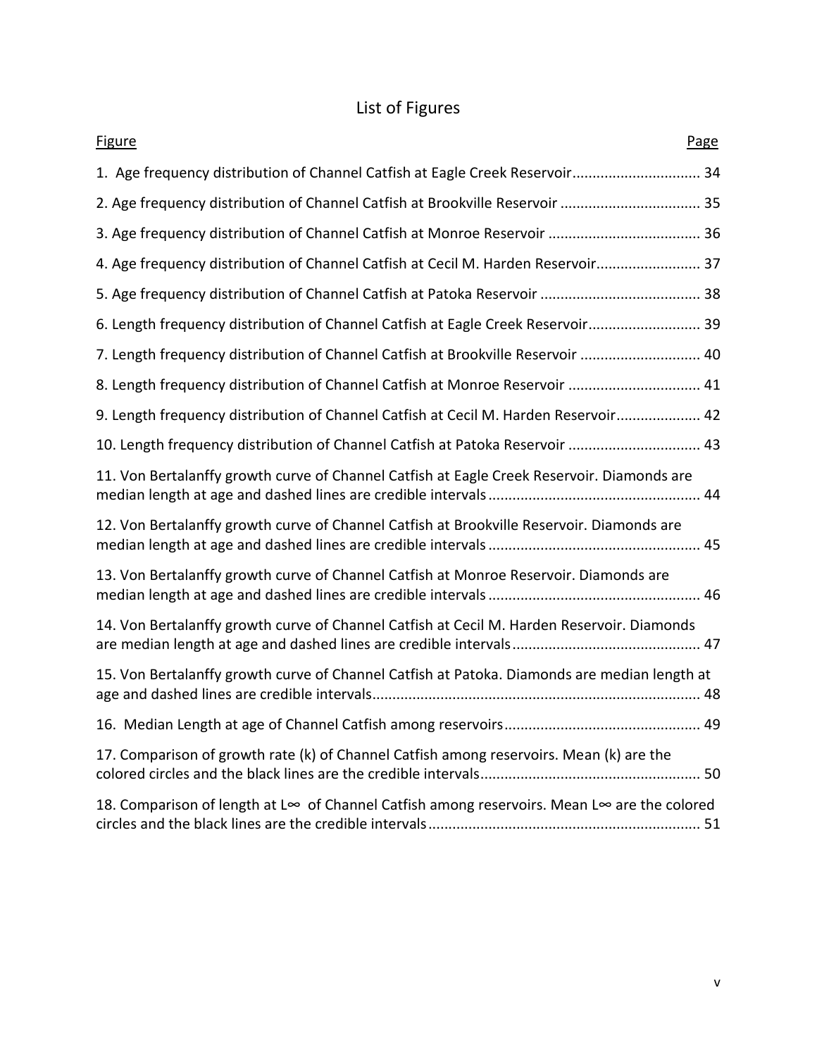# List of Figures

| Figure | Page |
|---|---|
| 1. Age frequency distribution of Channel Catfish at Eagle Creek Reservoir | 34 |
| 2. Age frequency distribution of Channel Catfish at Brookville Reservoir | 35 |
| 3. Age frequency distribution of Channel Catfish at Monroe Reservoir | 36 |
| 4. Age frequency distribution of Channel Catfish at Cecil M. Harden Reservoir | 37 |
| 5. Age frequency distribution of Channel Catfish at Patoka Reservoir | 38 |
| 6. Length frequency distribution of Channel Catfish at Eagle Creek Reservoir | 39 |
| 7. Length frequency distribution of Channel Catfish at Brookville Reservoir | 40 |
| 8. Length frequency distribution of Channel Catfish at Monroe Reservoir | 41 |
| 9. Length frequency distribution of Channel Catfish at Cecil M. Harden Reservoir | 42 |
| 10. Length frequency distribution of Channel Catfish at Patoka Reservoir | 43 |
| 11. Von Bertalanffy growth curve of Channel Catfish at Eagle Creek Reservoir. Diamonds are median length at age and dashed lines are credible intervals | 44 |
| 12. Von Bertalanffy growth curve of Channel Catfish at Brookville Reservoir. Diamonds are median length at age and dashed lines are credible intervals | 45 |
| 13. Von Bertalanffy growth curve of Channel Catfish at Monroe Reservoir. Diamonds are median length at age and dashed lines are credible intervals | 46 |
| 14. Von Bertalanffy growth curve of Channel Catfish at Cecil M. Harden Reservoir. Diamonds are median length at age and dashed lines are credible intervals | 47 |
| 15. Von Bertalanffy growth curve of Channel Catfish at Patoka. Diamonds are median length at age and dashed lines are credible intervals | 48 |
| 16. Median Length at age of Channel Catfish among reservoirs | 49 |
| 17. Comparison of growth rate (k) of Channel Catfish among reservoirs. Mean (k) are the colored circles and the black lines are the credible intervals | 50 |
| 18. Comparison of length at $L_\infty$ of Channel Catfish among reservoirs. Mean $L_\infty$ are the colored circles and the black lines are the credible intervals | 51 |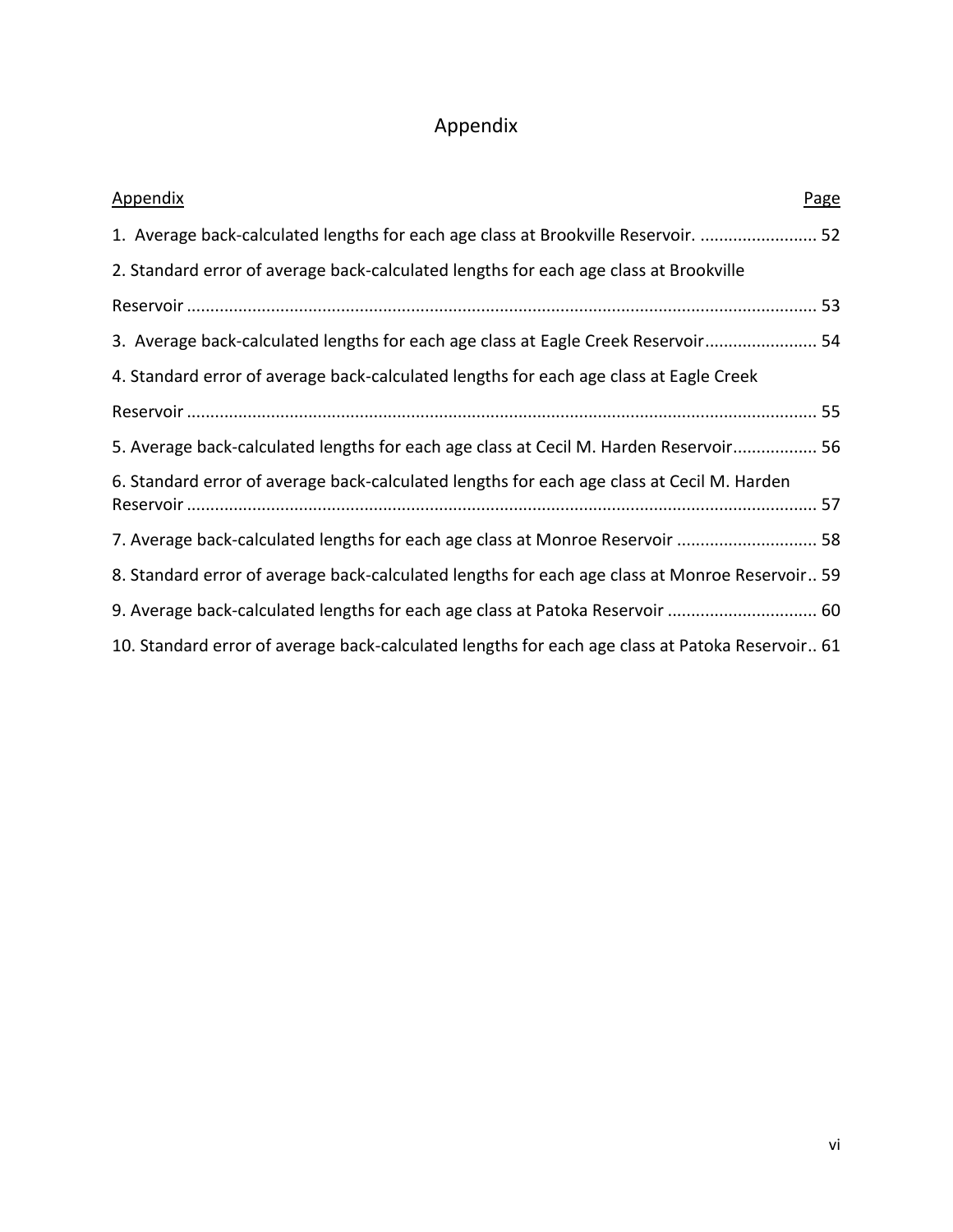# Appendix

| Appendix | Page |
|---|---|
| 1. Average back-calculated lengths for each age class at Brookville Reservoir. | 52 |
| 2. Standard error of average back-calculated lengths for each age class at Brookville Reservoir | 53 |
| 3. Average back-calculated lengths for each age class at Eagle Creek Reservoir | 54 |
| 4. Standard error of average back-calculated lengths for each age class at Eagle Creek Reservoir | 55 |
| 5. Average back-calculated lengths for each age class at Cecil M. Harden Reservoir | 56 |
| 6. Standard error of average back-calculated lengths for each age class at Cecil M. Harden Reservoir | 57 |
| 7. Average back-calculated lengths for each age class at Monroe Reservoir | 58 |
| 8. Standard error of average back-calculated lengths for each age class at Monroe Reservoir | 59 |
| 9. Average back-calculated lengths for each age class at Patoka Reservoir | 60 |
| 10. Standard error of average back-calculated lengths for each age class at Patoka Reservoir | 61 |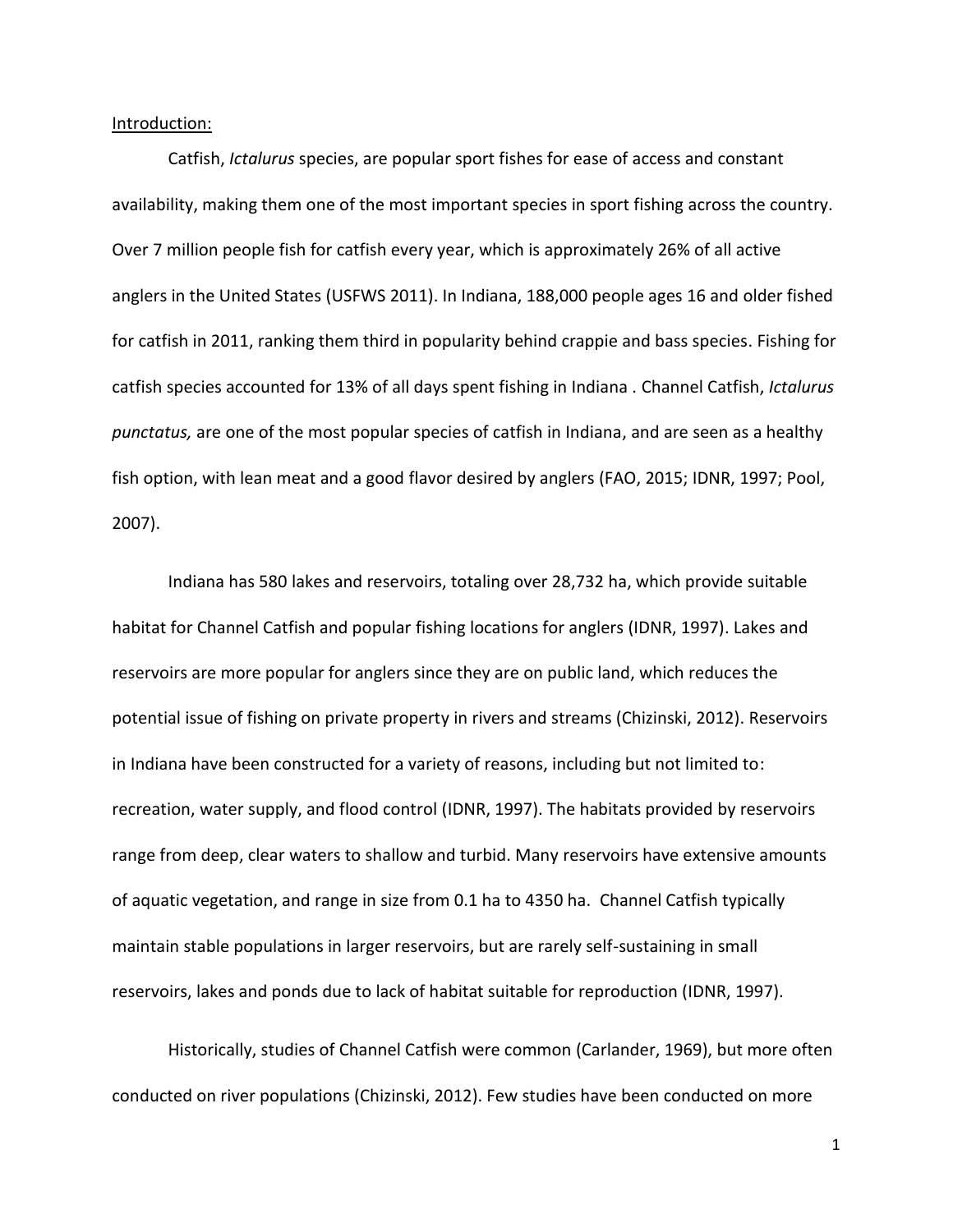Introduction:

Catfish, *Ictalurus* species, are popular sport fishes for ease of access and constant availability, making them one of the most important species in sport fishing across the country. Over 7 million people fish for catfish every year, which is approximately 26% of all active anglers in the United States (USFWS 2011). In Indiana, 188,000 people ages 16 and older fished for catfish in 2011, ranking them third in popularity behind crappie and bass species. Fishing for catfish species accounted for 13% of all days spent fishing in Indiana . Channel Catfish, *Ictalurus punctatus,* are one of the most popular species of catfish in Indiana, and are seen as a healthy fish option, with lean meat and a good flavor desired by anglers (FAO, 2015; IDNR, 1997; Pool, 2007).

Indiana has 580 lakes and reservoirs, totaling over 28,732 ha, which provide suitable habitat for Channel Catfish and popular fishing locations for anglers (IDNR, 1997). Lakes and reservoirs are more popular for anglers since they are on public land, which reduces the potential issue of fishing on private property in rivers and streams (Chizinski, 2012). Reservoirs in Indiana have been constructed for a variety of reasons, including but not limited to: recreation, water supply, and flood control (IDNR, 1997). The habitats provided by reservoirs range from deep, clear waters to shallow and turbid. Many reservoirs have extensive amounts of aquatic vegetation, and range in size from 0.1 ha to 4350 ha. Channel Catfish typically maintain stable populations in larger reservoirs, but are rarely self-sustaining in small reservoirs, lakes and ponds due to lack of habitat suitable for reproduction (IDNR, 1997).

Historically, studies of Channel Catfish were common (Carlander, 1969), but more often conducted on river populations (Chizinski, 2012). Few studies have been conducted on more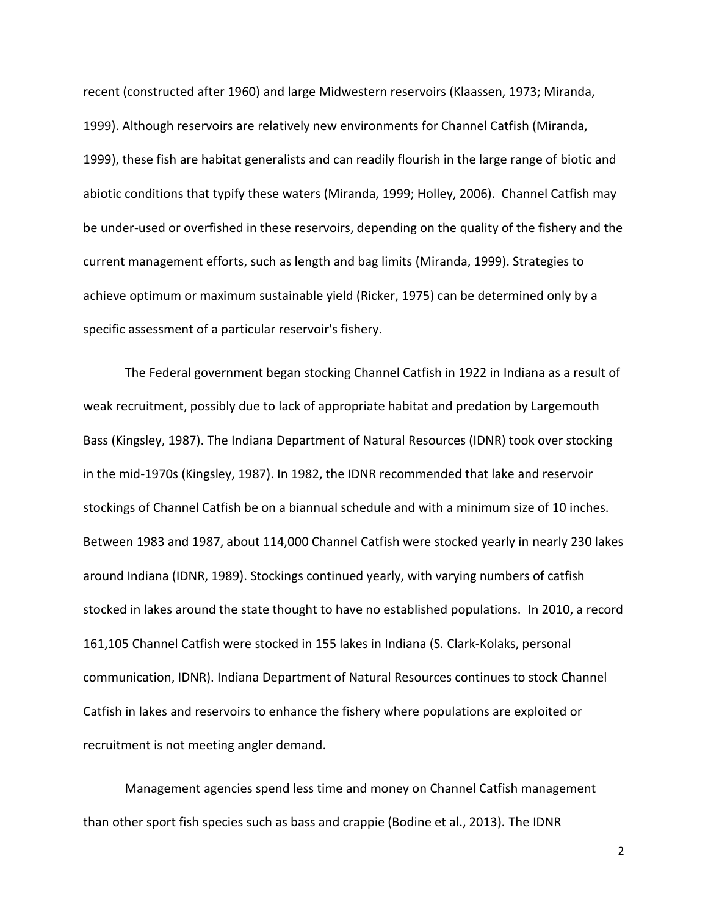recent (constructed after 1960) and large Midwestern reservoirs (Klaassen, 1973; Miranda, 1999). Although reservoirs are relatively new environments for Channel Catfish (Miranda, 1999), these fish are habitat generalists and can readily flourish in the large range of biotic and abiotic conditions that typify these waters (Miranda, 1999; Holley, 2006). Channel Catfish may be under-used or overfished in these reservoirs, depending on the quality of the fishery and the current management efforts, such as length and bag limits (Miranda, 1999). Strategies to achieve optimum or maximum sustainable yield (Ricker, 1975) can be determined only by a specific assessment of a particular reservoir's fishery.

The Federal government began stocking Channel Catfish in 1922 in Indiana as a result of weak recruitment, possibly due to lack of appropriate habitat and predation by Largemouth Bass (Kingsley, 1987). The Indiana Department of Natural Resources (IDNR) took over stocking in the mid-1970s (Kingsley, 1987). In 1982, the IDNR recommended that lake and reservoir stockings of Channel Catfish be on a biannual schedule and with a minimum size of 10 inches. Between 1983 and 1987, about 114,000 Channel Catfish were stocked yearly in nearly 230 lakes around Indiana (IDNR, 1989). Stockings continued yearly, with varying numbers of catfish stocked in lakes around the state thought to have no established populations. In 2010, a record 161,105 Channel Catfish were stocked in 155 lakes in Indiana (S. Clark-Kolaks, personal communication, IDNR). Indiana Department of Natural Resources continues to stock Channel Catfish in lakes and reservoirs to enhance the fishery where populations are exploited or recruitment is not meeting angler demand.

Management agencies spend less time and money on Channel Catfish management than other sport fish species such as bass and crappie (Bodine et al., 2013). The IDNR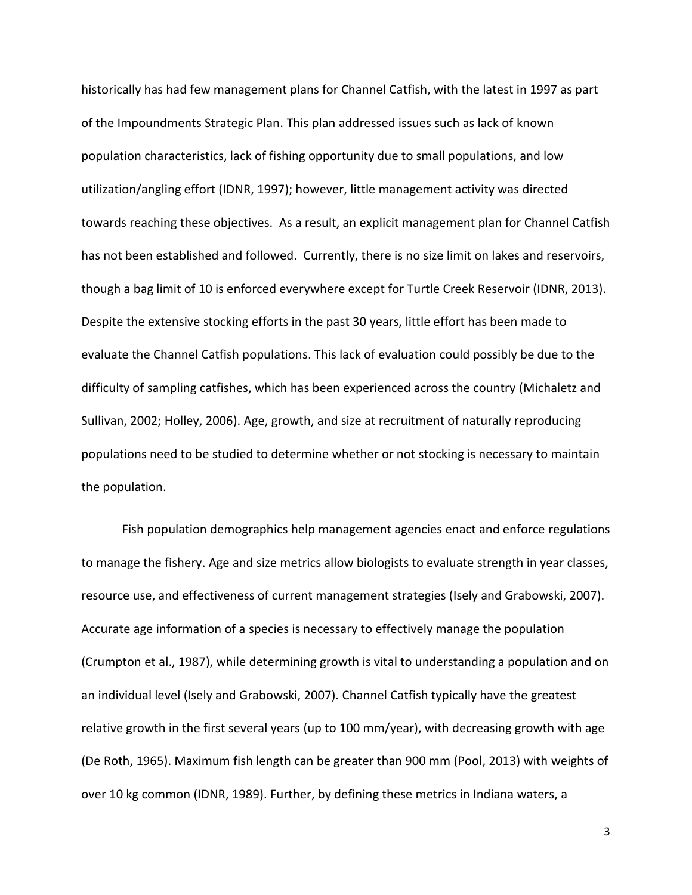historically has had few management plans for Channel Catfish, with the latest in 1997 as part of the Impoundments Strategic Plan. This plan addressed issues such as lack of known population characteristics, lack of fishing opportunity due to small populations, and low utilization/angling effort (IDNR, 1997); however, little management activity was directed towards reaching these objectives. As a result, an explicit management plan for Channel Catfish has not been established and followed. Currently, there is no size limit on lakes and reservoirs, though a bag limit of 10 is enforced everywhere except for Turtle Creek Reservoir (IDNR, 2013). Despite the extensive stocking efforts in the past 30 years, little effort has been made to evaluate the Channel Catfish populations. This lack of evaluation could possibly be due to the difficulty of sampling catfishes, which has been experienced across the country (Michaletz and Sullivan, 2002; Holley, 2006). Age, growth, and size at recruitment of naturally reproducing populations need to be studied to determine whether or not stocking is necessary to maintain the population.

Fish population demographics help management agencies enact and enforce regulations to manage the fishery. Age and size metrics allow biologists to evaluate strength in year classes, resource use, and effectiveness of current management strategies (Isely and Grabowski, 2007). Accurate age information of a species is necessary to effectively manage the population (Crumpton et al., 1987), while determining growth is vital to understanding a population and on an individual level (Isely and Grabowski, 2007). Channel Catfish typically have the greatest relative growth in the first several years (up to 100 mm/year), with decreasing growth with age (De Roth, 1965). Maximum fish length can be greater than 900 mm (Pool, 2013) with weights of over 10 kg common (IDNR, 1989). Further, by defining these metrics in Indiana waters, a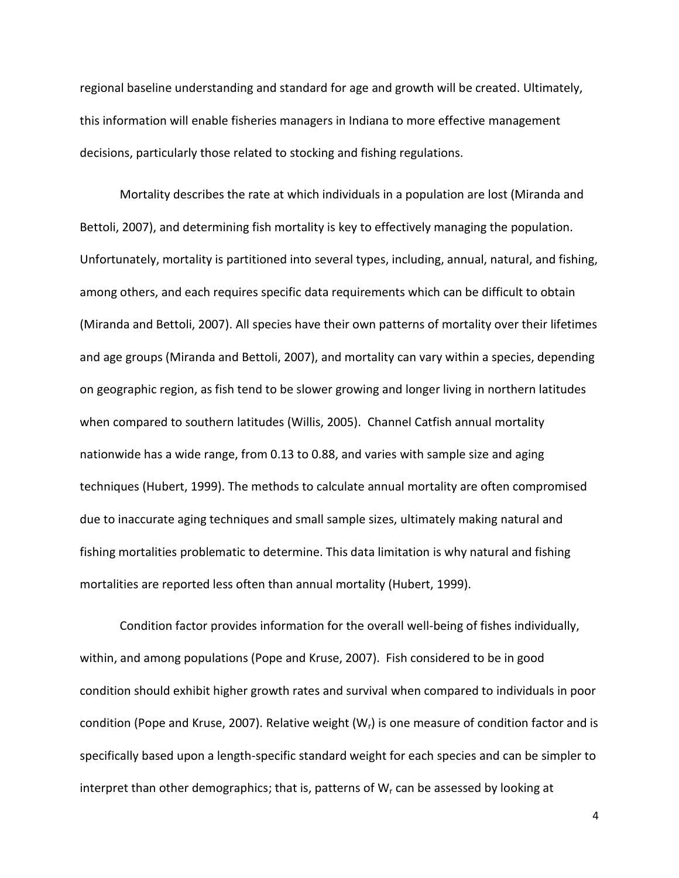regional baseline understanding and standard for age and growth will be created. Ultimately, this information will enable fisheries managers in Indiana to more effective management decisions, particularly those related to stocking and fishing regulations.

Mortality describes the rate at which individuals in a population are lost (Miranda and Bettoli, 2007), and determining fish mortality is key to effectively managing the population. Unfortunately, mortality is partitioned into several types, including, annual, natural, and fishing, among others, and each requires specific data requirements which can be difficult to obtain (Miranda and Bettoli, 2007). All species have their own patterns of mortality over their lifetimes and age groups (Miranda and Bettoli, 2007), and mortality can vary within a species, depending on geographic region, as fish tend to be slower growing and longer living in northern latitudes when compared to southern latitudes (Willis, 2005). Channel Catfish annual mortality nationwide has a wide range, from 0.13 to 0.88, and varies with sample size and aging techniques (Hubert, 1999). The methods to calculate annual mortality are often compromised due to inaccurate aging techniques and small sample sizes, ultimately making natural and fishing mortalities problematic to determine. This data limitation is why natural and fishing mortalities are reported less often than annual mortality (Hubert, 1999).

Condition factor provides information for the overall well-being of fishes individually, within, and among populations (Pope and Kruse, 2007). Fish considered to be in good condition should exhibit higher growth rates and survival when compared to individuals in poor condition (Pope and Kruse, 2007). Relative weight ($W_r$) is one measure of condition factor and is specifically based upon a length-specific standard weight for each species and can be simpler to interpret than other demographics; that is, patterns of $W_r$ can be assessed by looking at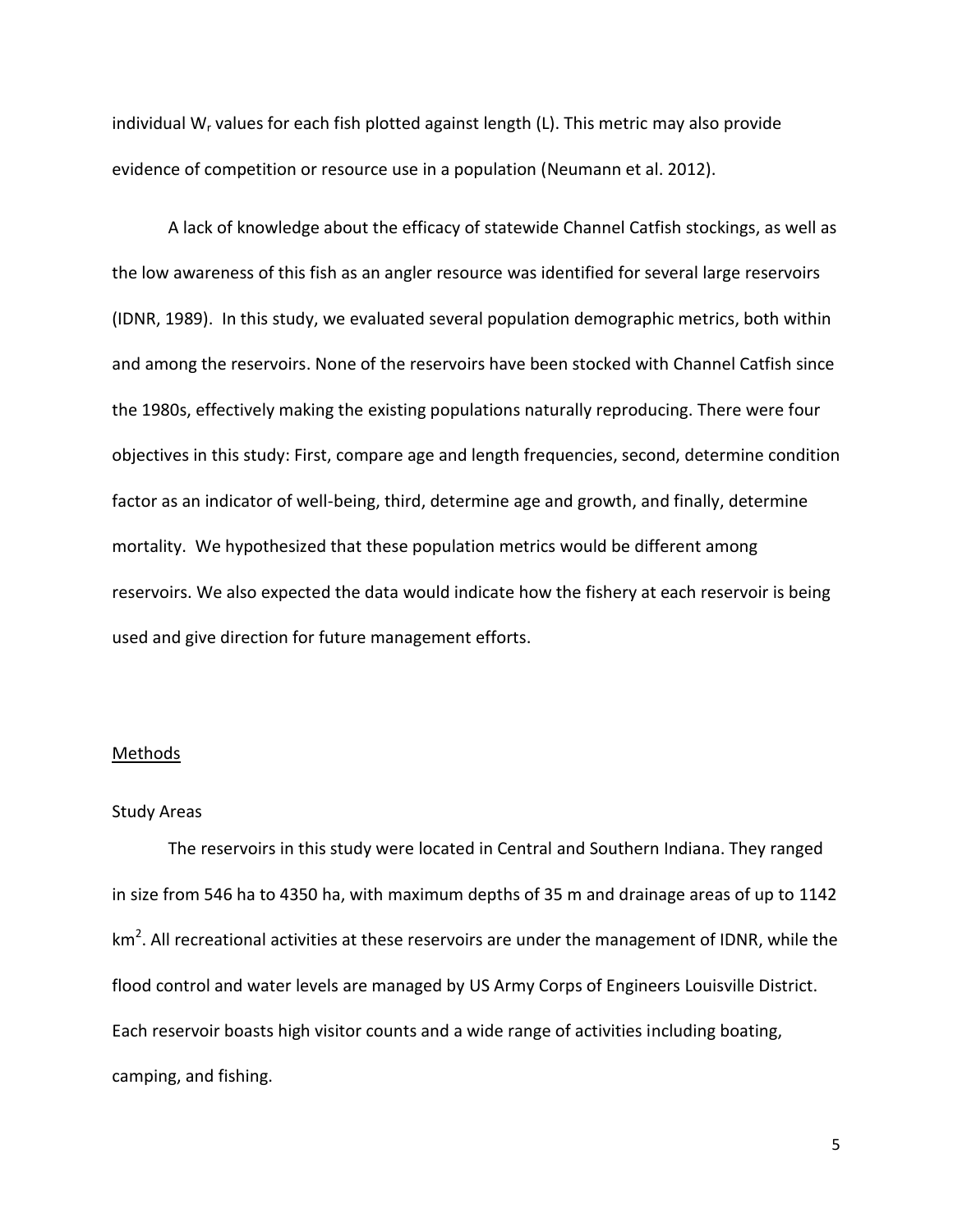individual $W_r$ values for each fish plotted against length (L). This metric may also provide evidence of competition or resource use in a population (Neumann et al. 2012).

A lack of knowledge about the efficacy of statewide Channel Catfish stockings, as well as the low awareness of this fish as an angler resource was identified for several large reservoirs (IDNR, 1989). In this study, we evaluated several population demographic metrics, both within and among the reservoirs. None of the reservoirs have been stocked with Channel Catfish since the 1980s, effectively making the existing populations naturally reproducing. There were four objectives in this study: First, compare age and length frequencies, second, determine condition factor as an indicator of well-being, third, determine age and growth, and finally, determine mortality. We hypothesized that these population metrics would be different among reservoirs. We also expected the data would indicate how the fishery at each reservoir is being used and give direction for future management efforts.

## Methods

### Study Areas

The reservoirs in this study were located in Central and Southern Indiana. They ranged in size from 546 ha to 4350 ha, with maximum depths of 35 m and drainage areas of up to 1142 $km^2$. All recreational activities at these reservoirs are under the management of IDNR, while the flood control and water levels are managed by US Army Corps of Engineers Louisville District. Each reservoir boasts high visitor counts and a wide range of activities including boating, camping, and fishing.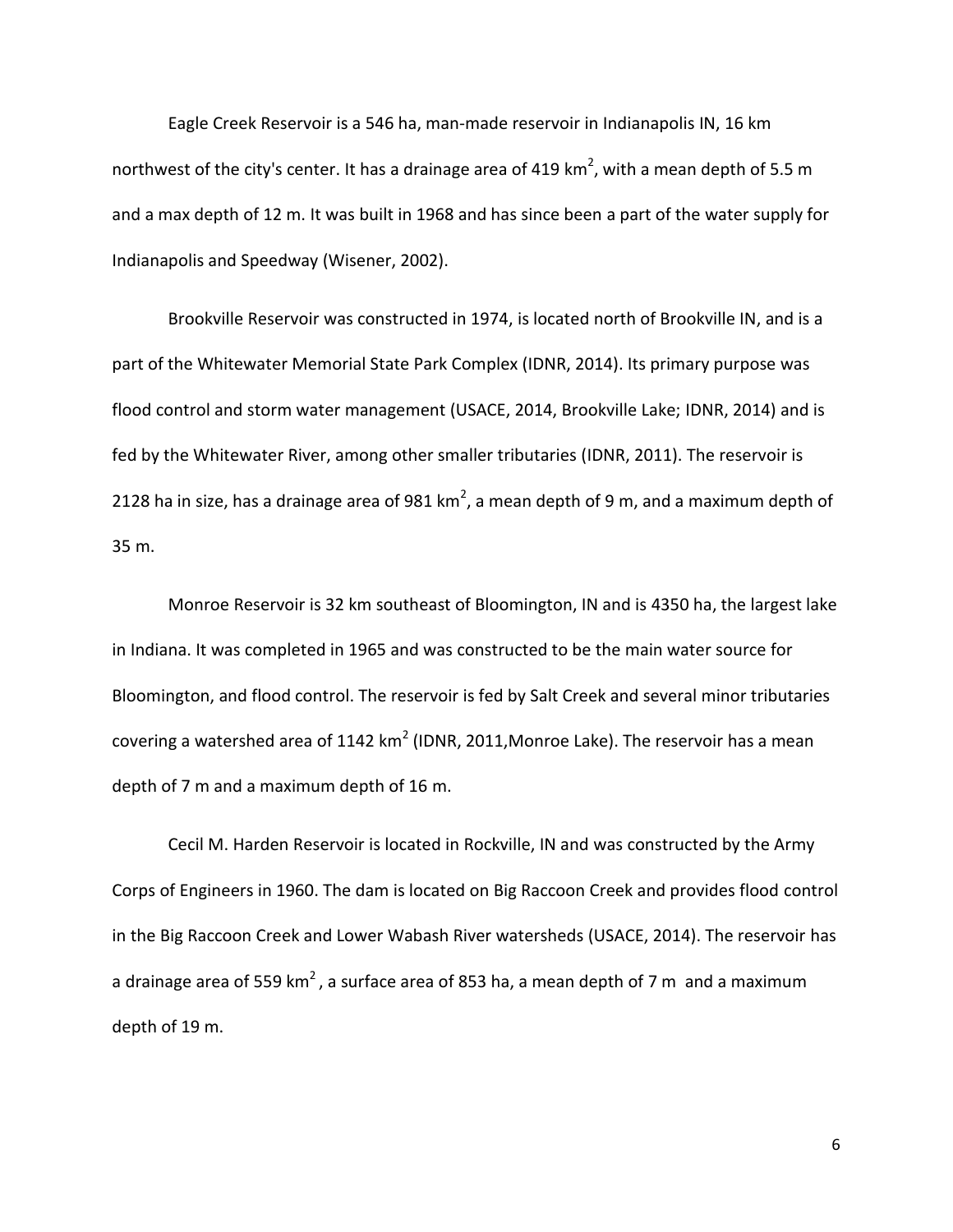Eagle Creek Reservoir is a 546 ha, man-made reservoir in Indianapolis IN, 16 km northwest of the city's center. It has a drainage area of 419 $km^2$, with a mean depth of 5.5 m and a max depth of 12 m. It was built in 1968 and has since been a part of the water supply for Indianapolis and Speedway (Wisener, 2002).

Brookville Reservoir was constructed in 1974, is located north of Brookville IN, and is a part of the Whitewater Memorial State Park Complex (IDNR, 2014). Its primary purpose was flood control and storm water management (USACE, 2014, Brookville Lake; IDNR, 2014) and is fed by the Whitewater River, among other smaller tributaries (IDNR, 2011). The reservoir is 2128 ha in size, has a drainage area of 981 $km^2$, a mean depth of 9 m, and a maximum depth of 35 m.

Monroe Reservoir is 32 km southeast of Bloomington, IN and is 4350 ha, the largest lake in Indiana. It was completed in 1965 and was constructed to be the main water source for Bloomington, and flood control. The reservoir is fed by Salt Creek and several minor tributaries covering a watershed area of 1142 $km^2$ (IDNR, 2011,Monroe Lake). The reservoir has a mean depth of 7 m and a maximum depth of 16 m.

Cecil M. Harden Reservoir is located in Rockville, IN and was constructed by the Army Corps of Engineers in 1960. The dam is located on Big Raccoon Creek and provides flood control in the Big Raccoon Creek and Lower Wabash River watersheds (USACE, 2014). The reservoir has a drainage area of 559 $km^2$ , a surface area of 853 ha, a mean depth of 7 m and a maximum depth of 19 m.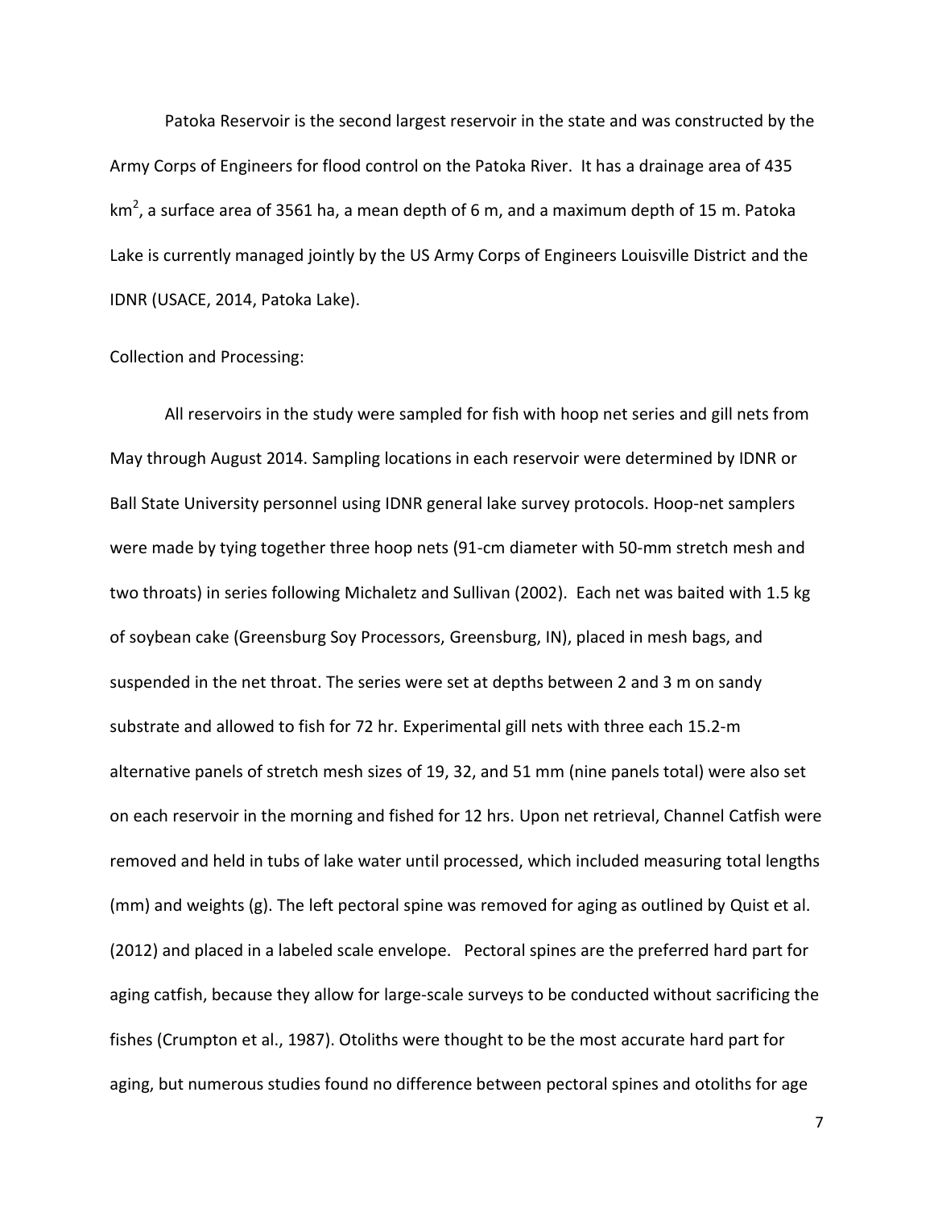Patoka Reservoir is the second largest reservoir in the state and was constructed by the Army Corps of Engineers for flood control on the Patoka River. It has a drainage area of 435 $km^2$, a surface area of 3561 ha, a mean depth of 6 m, and a maximum depth of 15 m. Patoka Lake is currently managed jointly by the US Army Corps of Engineers Louisville District and the IDNR (USACE, 2014, Patoka Lake).

Collection and Processing:

All reservoirs in the study were sampled for fish with hoop net series and gill nets from May through August 2014. Sampling locations in each reservoir were determined by IDNR or Ball State University personnel using IDNR general lake survey protocols. Hoop-net samplers were made by tying together three hoop nets (91-cm diameter with 50-mm stretch mesh and two throats) in series following Michaletz and Sullivan (2002). Each net was baited with 1.5 kg of soybean cake (Greensburg Soy Processors, Greensburg, IN), placed in mesh bags, and suspended in the net throat. The series were set at depths between 2 and 3 m on sandy substrate and allowed to fish for 72 hr. Experimental gill nets with three each 15.2-m alternative panels of stretch mesh sizes of 19, 32, and 51 mm (nine panels total) were also set on each reservoir in the morning and fished for 12 hrs. Upon net retrieval, Channel Catfish were removed and held in tubs of lake water until processed, which included measuring total lengths (mm) and weights (g). The left pectoral spine was removed for aging as outlined by Quist et al. (2012) and placed in a labeled scale envelope. Pectoral spines are the preferred hard part for aging catfish, because they allow for large-scale surveys to be conducted without sacrificing the fishes (Crumpton et al., 1987). Otoliths were thought to be the most accurate hard part for aging, but numerous studies found no difference between pectoral spines and otoliths for age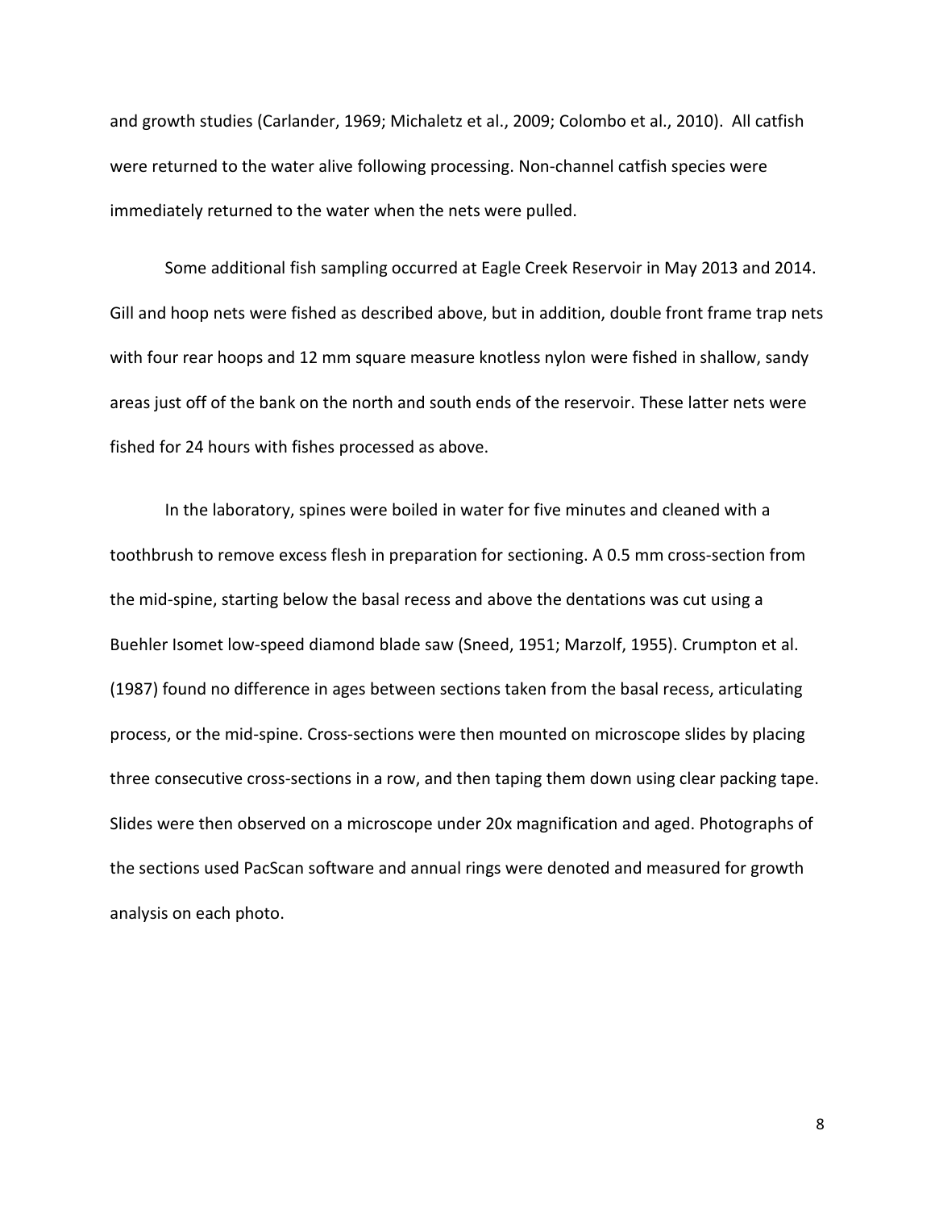and growth studies (Carlander, 1969; Michaletz et al., 2009; Colombo et al., 2010). All catfish were returned to the water alive following processing. Non-channel catfish species were immediately returned to the water when the nets were pulled.

Some additional fish sampling occurred at Eagle Creek Reservoir in May 2013 and 2014. Gill and hoop nets were fished as described above, but in addition, double front frame trap nets with four rear hoops and 12 mm square measure knotless nylon were fished in shallow, sandy areas just off of the bank on the north and south ends of the reservoir. These latter nets were fished for 24 hours with fishes processed as above.

In the laboratory, spines were boiled in water for five minutes and cleaned with a toothbrush to remove excess flesh in preparation for sectioning. A 0.5 mm cross-section from the mid-spine, starting below the basal recess and above the dentations was cut using a Buehler Isomet low-speed diamond blade saw (Sneed, 1951; Marzolf, 1955). Crumpton et al. (1987) found no difference in ages between sections taken from the basal recess, articulating process, or the mid-spine. Cross-sections were then mounted on microscope slides by placing three consecutive cross-sections in a row, and then taping them down using clear packing tape. Slides were then observed on a microscope under 20x magnification and aged. Photographs of the sections used PacScan software and annual rings were denoted and measured for growth analysis on each photo.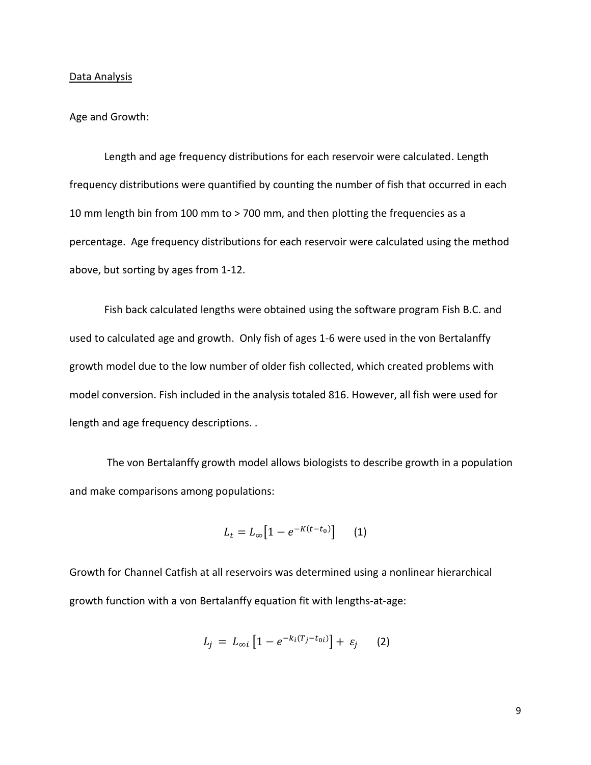## Data Analysis

Age and Growth:

Length and age frequency distributions for each reservoir were calculated. Length frequency distributions were quantified by counting the number of fish that occurred in each 10 mm length bin from 100 mm to > 700 mm, and then plotting the frequencies as a percentage. Age frequency distributions for each reservoir were calculated using the method above, but sorting by ages from 1-12.

Fish back calculated lengths were obtained using the software program Fish B.C. and used to calculated age and growth. Only fish of ages 1-6 were used in the von Bertalanffy growth model due to the low number of older fish collected, which created problems with model conversion. Fish included in the analysis totaled 816. However, all fish were used for length and age frequency descriptions. .

The von Bertalanffy growth model allows biologists to describe growth in a population and make comparisons among populations:

$$L_t = L_\infty\left[1 - e^{-K(t-t_0)}\right] \qquad (1)$$

Growth for Channel Catfish at all reservoirs was determined using a nonlinear hierarchical growth function with a von Bertalanffy equation fit with lengths-at-age:

$$L_j = L_{\infty i}\left[1 - e^{-k_i(T_j - t_{0i})}\right] + \varepsilon_j \qquad (2)$$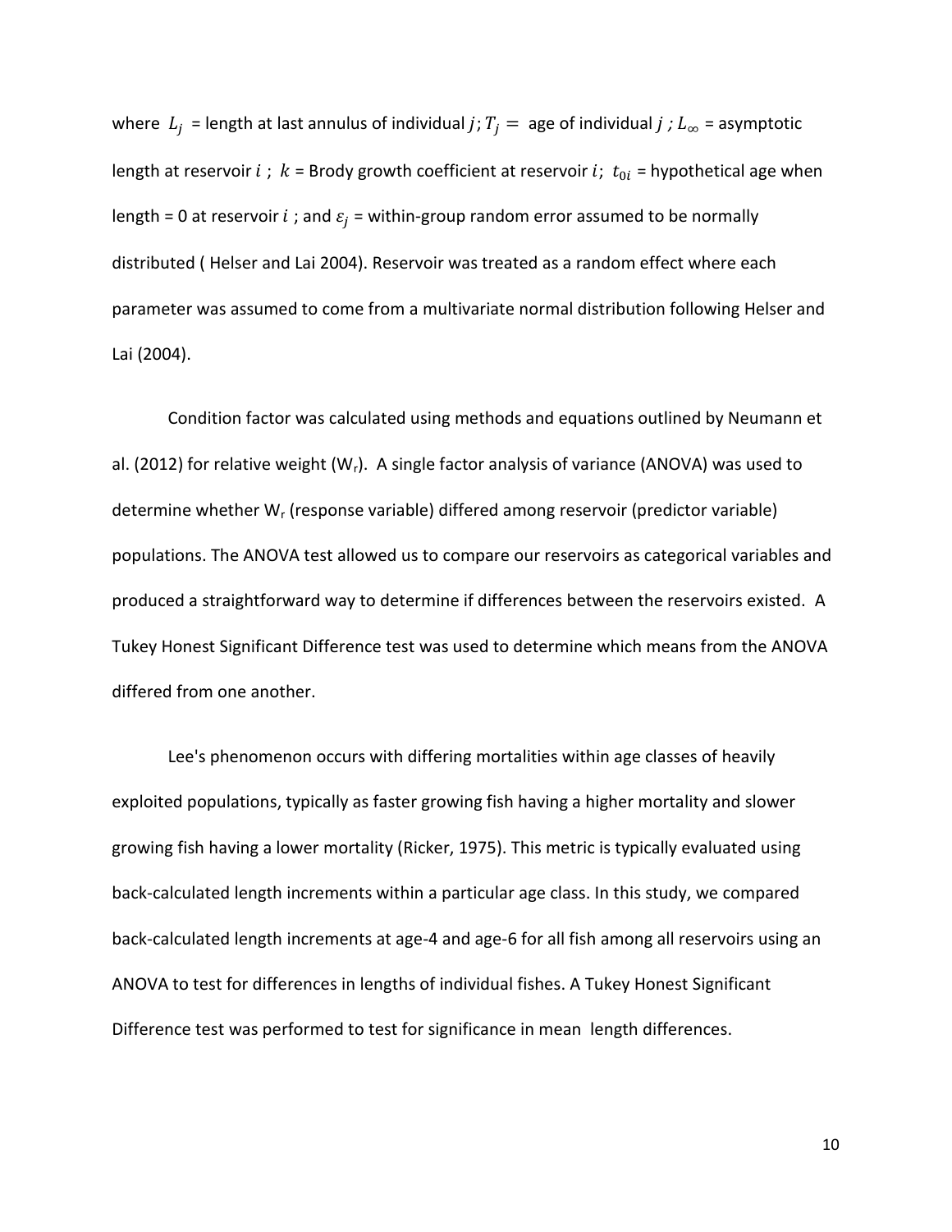where $L_j$ = length at last annulus of individual $j$; $T_j =$ age of individual $j$ ; $L_\infty$ = asymptotic length at reservoir $i$ ; $k$ = Brody growth coefficient at reservoir $i$; $t_{0i}$ = hypothetical age when length = 0 at reservoir $i$ ; and $\varepsilon_j$ = within-group random error assumed to be normally distributed ( Helser and Lai 2004). Reservoir was treated as a random effect where each parameter was assumed to come from a multivariate normal distribution following Helser and Lai (2004).

Condition factor was calculated using methods and equations outlined by Neumann et al. (2012) for relative weight ($W_r$). A single factor analysis of variance (ANOVA) was used to determine whether $W_r$ (response variable) differed among reservoir (predictor variable) populations. The ANOVA test allowed us to compare our reservoirs as categorical variables and produced a straightforward way to determine if differences between the reservoirs existed. A Tukey Honest Significant Difference test was used to determine which means from the ANOVA differed from one another.

Lee's phenomenon occurs with differing mortalities within age classes of heavily exploited populations, typically as faster growing fish having a higher mortality and slower growing fish having a lower mortality (Ricker, 1975). This metric is typically evaluated using back-calculated length increments within a particular age class. In this study, we compared back-calculated length increments at age-4 and age-6 for all fish among all reservoirs using an ANOVA to test for differences in lengths of individual fishes. A Tukey Honest Significant Difference test was performed to test for significance in mean length differences.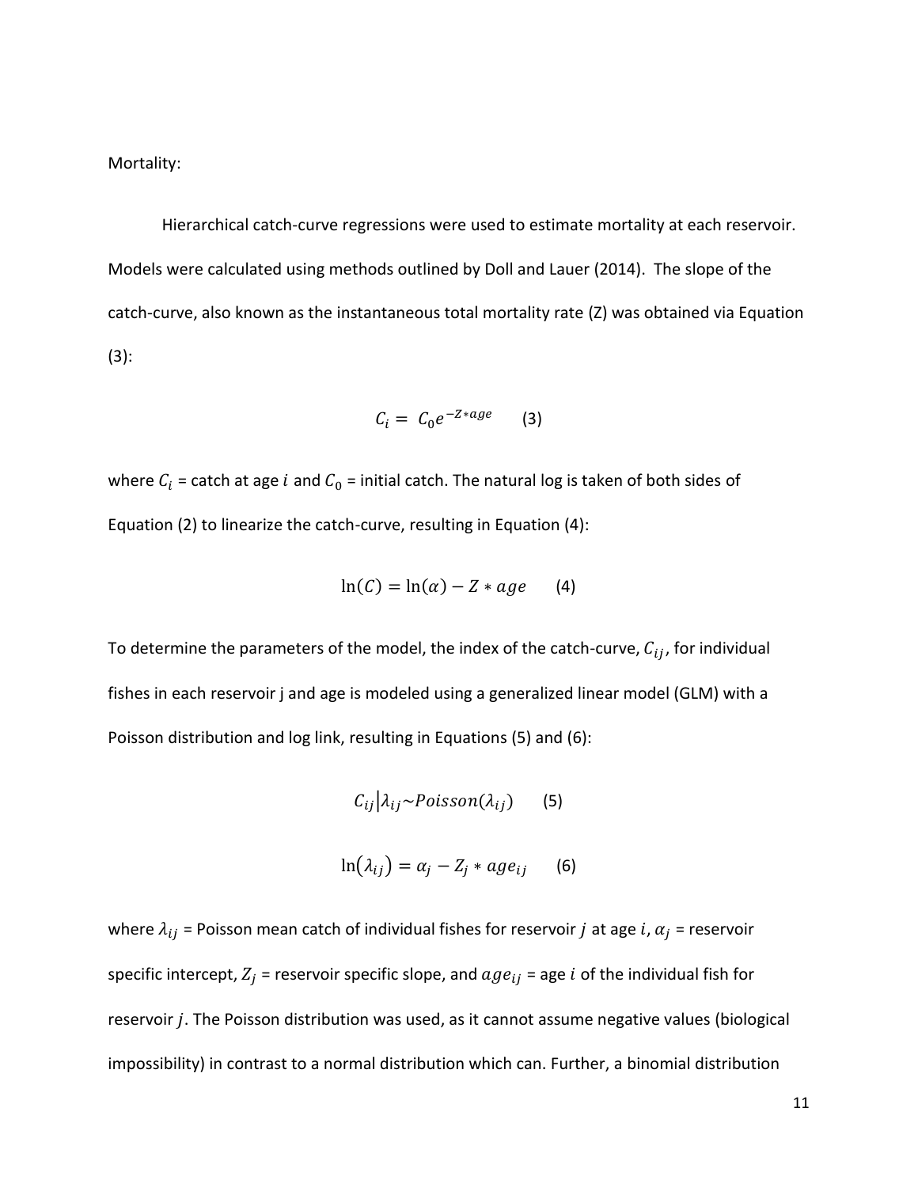Mortality:

Hierarchical catch-curve regressions were used to estimate mortality at each reservoir. Models were calculated using methods outlined by Doll and Lauer (2014). The slope of the catch-curve, also known as the instantaneous total mortality rate (Z) was obtained via Equation (3):

$$C_i = C_0 e^{-Z*age} \qquad (3)$$

where $C_i$ = catch at age $i$ and $C_0$ = initial catch. The natural log is taken of both sides of Equation (2) to linearize the catch-curve, resulting in Equation (4):

$$\ln(C) = \ln(\alpha) - Z * age \qquad (4)$$

To determine the parameters of the model, the index of the catch-curve, $C_{ij}$, for individual fishes in each reservoir j and age is modeled using a generalized linear model (GLM) with a Poisson distribution and log link, resulting in Equations (5) and (6):

$$C_{ij}|\lambda_{ij} \sim Poisson(\lambda_{ij}) \qquad (5)$$

$$\ln(\lambda_{ij}) = \alpha_j - Z_j * age_{ij} \qquad (6)$$

where $\lambda_{ij}$ = Poisson mean catch of individual fishes for reservoir $j$ at age $i$, $\alpha_j$ = reservoir specific intercept, $Z_j$ = reservoir specific slope, and $age_{ij}$ = age $i$ of the individual fish for reservoir $j$. The Poisson distribution was used, as it cannot assume negative values (biological impossibility) in contrast to a normal distribution which can. Further, a binomial distribution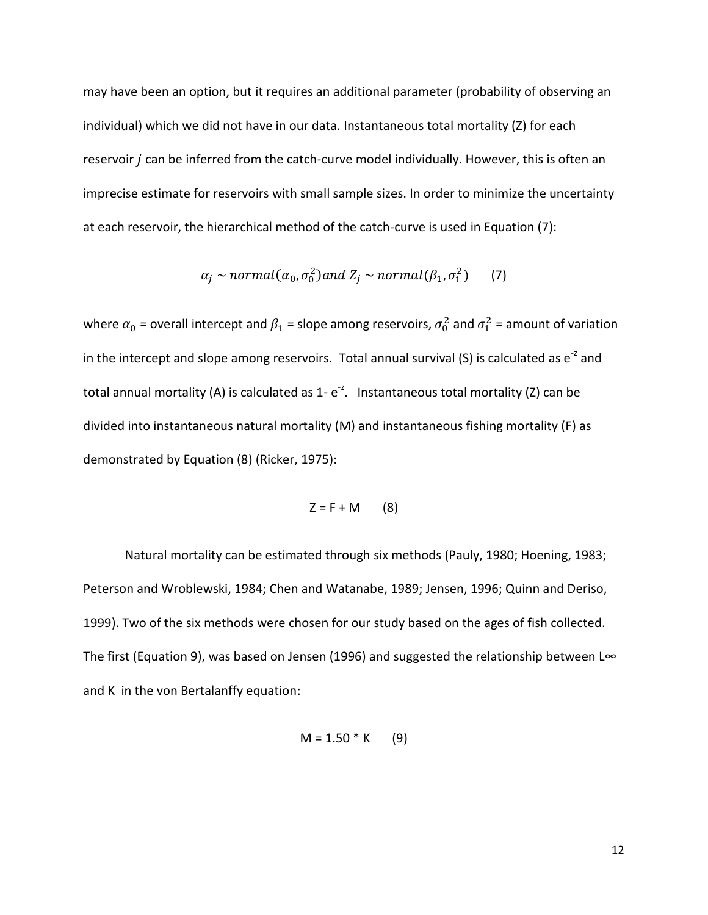may have been an option, but it requires an additional parameter (probability of observing an individual) which we did not have in our data. Instantaneous total mortality (Z) for each reservoir $j$ can be inferred from the catch-curve model individually. However, this is often an imprecise estimate for reservoirs with small sample sizes. In order to minimize the uncertainty at each reservoir, the hierarchical method of the catch-curve is used in Equation (7):

$$\alpha_j \sim normal(\alpha_0, \sigma_0^2) and\ Z_j \sim normal(\beta_1, \sigma_1^2) \qquad (7)$$

where $\alpha_0$ = overall intercept and $\beta_1$ = slope among reservoirs, $\sigma_0^2$ and $\sigma_1^2$ = amount of variation in the intercept and slope among reservoirs. Total annual survival (S) is calculated as $e^{-z}$ and total annual mortality (A) is calculated as 1- $e^{-z}$. Instantaneous total mortality (Z) can be divided into instantaneous natural mortality (M) and instantaneous fishing mortality (F) as demonstrated by Equation (8) (Ricker, 1975):

$$Z = F + M \qquad (8)$$

Natural mortality can be estimated through six methods (Pauly, 1980; Hoening, 1983; Peterson and Wroblewski, 1984; Chen and Watanabe, 1989; Jensen, 1996; Quinn and Deriso, 1999). Two of the six methods were chosen for our study based on the ages of fish collected. The first (Equation 9), was based on Jensen (1996) and suggested the relationship between L∞ and K in the von Bertalanffy equation:

$$M = 1.50 * K \qquad (9)$$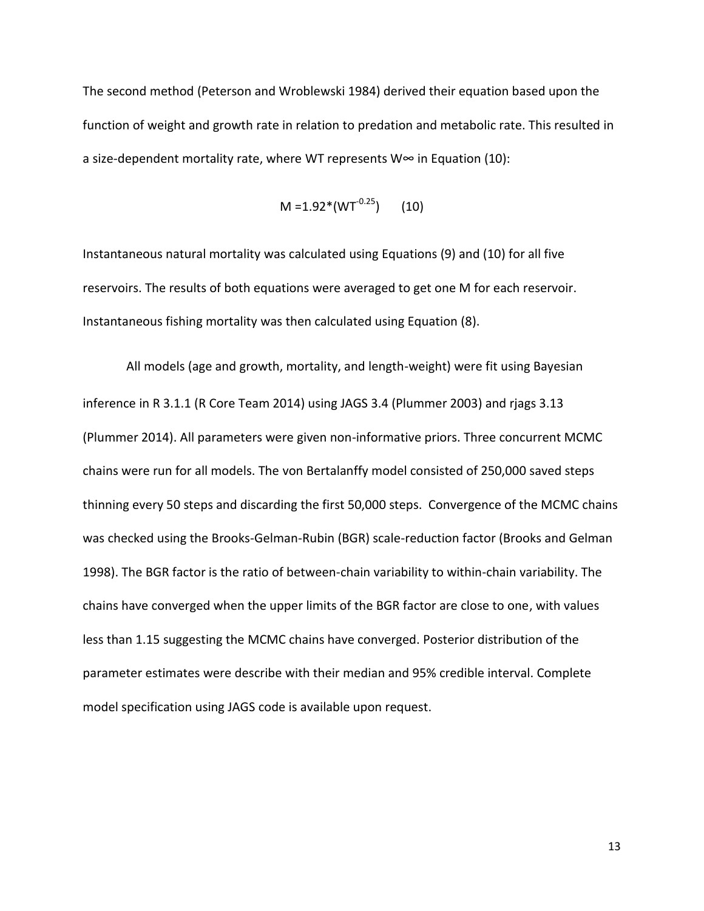The second method (Peterson and Wroblewski 1984) derived their equation based upon the function of weight and growth rate in relation to predation and metabolic rate. This resulted in a size-dependent mortality rate, where WT represents $W_{\infty}$ in Equation (10):

$$M = 1.92*(WT^{-0.25}) \qquad (10)$$

Instantaneous natural mortality was calculated using Equations (9) and (10) for all five reservoirs. The results of both equations were averaged to get one M for each reservoir. Instantaneous fishing mortality was then calculated using Equation (8).

All models (age and growth, mortality, and length-weight) were fit using Bayesian inference in R 3.1.1 (R Core Team 2014) using JAGS 3.4 (Plummer 2003) and rjags 3.13 (Plummer 2014). All parameters were given non-informative priors. Three concurrent MCMC chains were run for all models. The von Bertalanffy model consisted of 250,000 saved steps thinning every 50 steps and discarding the first 50,000 steps. Convergence of the MCMC chains was checked using the Brooks-Gelman-Rubin (BGR) scale-reduction factor (Brooks and Gelman 1998). The BGR factor is the ratio of between-chain variability to within-chain variability. The chains have converged when the upper limits of the BGR factor are close to one, with values less than 1.15 suggesting the MCMC chains have converged. Posterior distribution of the parameter estimates were describe with their median and 95% credible interval. Complete model specification using JAGS code is available upon request.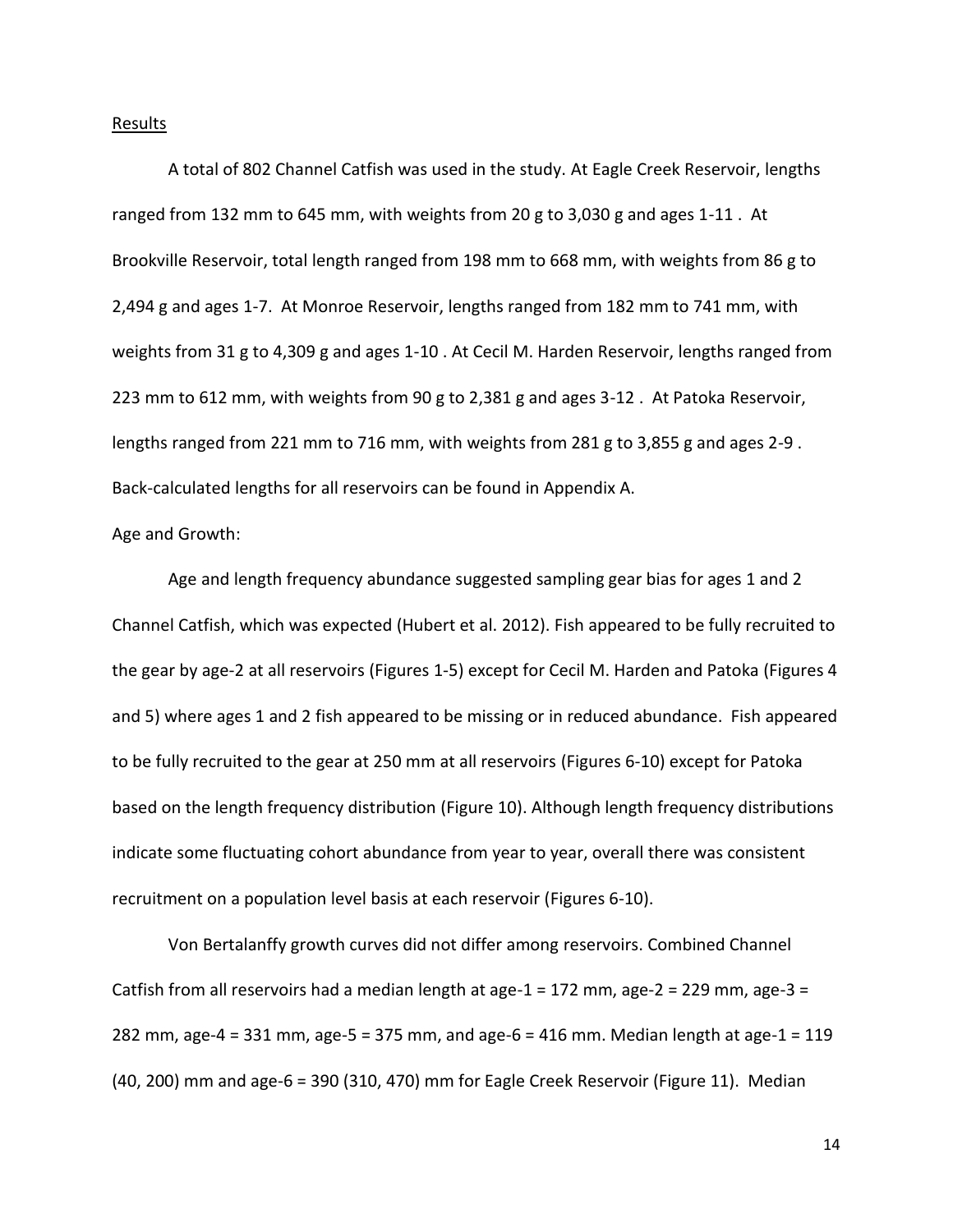Results

A total of 802 Channel Catfish was used in the study. At Eagle Creek Reservoir, lengths ranged from 132 mm to 645 mm, with weights from 20 g to 3,030 g and ages 1-11 . At Brookville Reservoir, total length ranged from 198 mm to 668 mm, with weights from 86 g to 2,494 g and ages 1-7. At Monroe Reservoir, lengths ranged from 182 mm to 741 mm, with weights from 31 g to 4,309 g and ages 1-10 . At Cecil M. Harden Reservoir, lengths ranged from 223 mm to 612 mm, with weights from 90 g to 2,381 g and ages 3-12 . At Patoka Reservoir, lengths ranged from 221 mm to 716 mm, with weights from 281 g to 3,855 g and ages 2-9 . Back-calculated lengths for all reservoirs can be found in Appendix A.

Age and Growth:

Age and length frequency abundance suggested sampling gear bias for ages 1 and 2 Channel Catfish, which was expected (Hubert et al. 2012). Fish appeared to be fully recruited to the gear by age-2 at all reservoirs (Figures 1-5) except for Cecil M. Harden and Patoka (Figures 4 and 5) where ages 1 and 2 fish appeared to be missing or in reduced abundance. Fish appeared to be fully recruited to the gear at 250 mm at all reservoirs (Figures 6-10) except for Patoka based on the length frequency distribution (Figure 10). Although length frequency distributions indicate some fluctuating cohort abundance from year to year, overall there was consistent recruitment on a population level basis at each reservoir (Figures 6-10).

Von Bertalanffy growth curves did not differ among reservoirs. Combined Channel Catfish from all reservoirs had a median length at age-1 = 172 mm, age-2 = 229 mm, age-3 = 282 mm, age-4 = 331 mm, age-5 = 375 mm, and age-6 = 416 mm. Median length at age-1 = 119 (40, 200) mm and age-6 = 390 (310, 470) mm for Eagle Creek Reservoir (Figure 11). Median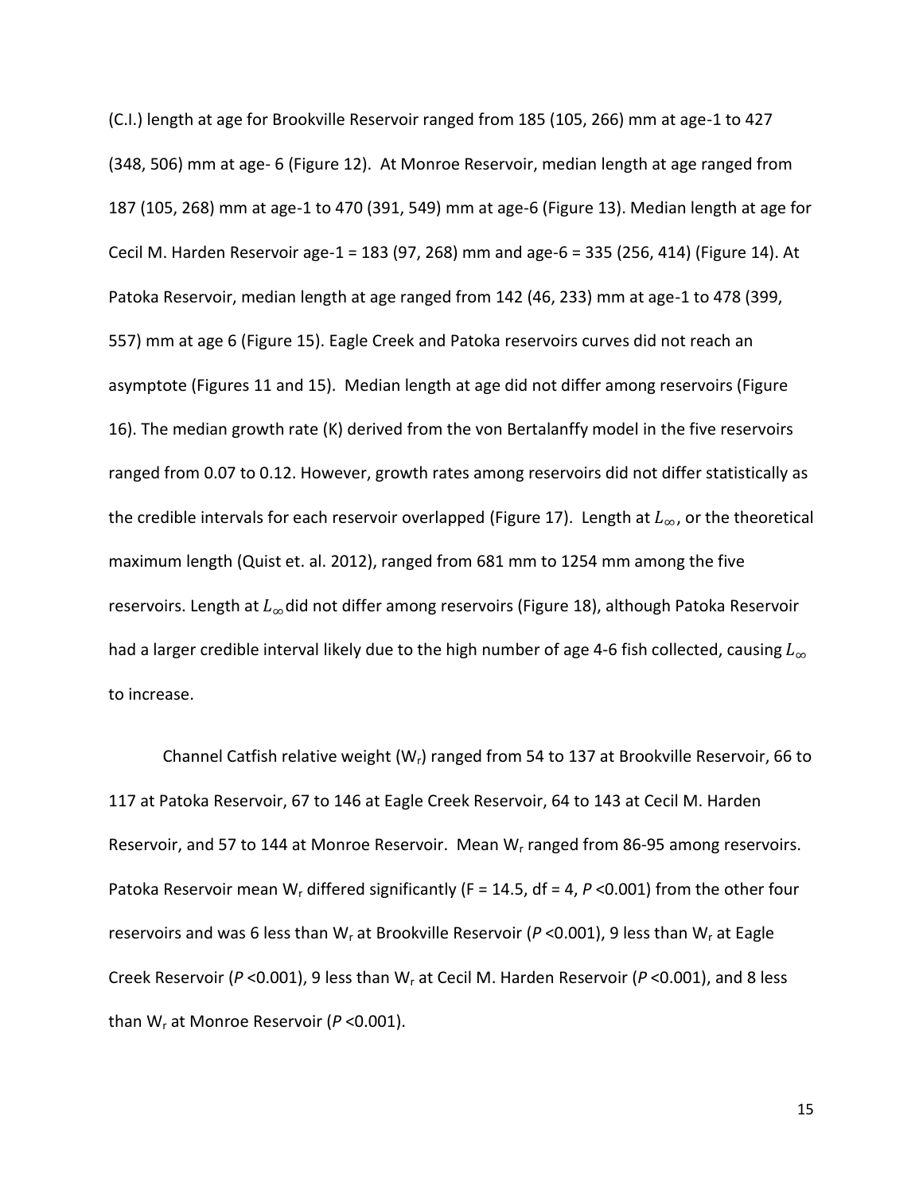(C.I.) length at age for Brookville Reservoir ranged from 185 (105, 266) mm at age-1 to 427 (348, 506) mm at age- 6 (Figure 12). At Monroe Reservoir, median length at age ranged from 187 (105, 268) mm at age-1 to 470 (391, 549) mm at age-6 (Figure 13). Median length at age for Cecil M. Harden Reservoir age-1 = 183 (97, 268) mm and age-6 = 335 (256, 414) (Figure 14). At Patoka Reservoir, median length at age ranged from 142 (46, 233) mm at age-1 to 478 (399, 557) mm at age 6 (Figure 15). Eagle Creek and Patoka reservoirs curves did not reach an asymptote (Figures 11 and 15). Median length at age did not differ among reservoirs (Figure 16). The median growth rate (K) derived from the von Bertalanffy model in the five reservoirs ranged from 0.07 to 0.12. However, growth rates among reservoirs did not differ statistically as the credible intervals for each reservoir overlapped (Figure 17). Length at $L_{\infty}$, or the theoretical maximum length (Quist et. al. 2012), ranged from 681 mm to 1254 mm among the five reservoirs. Length at $L_{\infty}$ did not differ among reservoirs (Figure 18), although Patoka Reservoir had a larger credible interval likely due to the high number of age 4-6 fish collected, causing $L_{\infty}$ to increase.

Channel Catfish relative weight ($W_r$) ranged from 54 to 137 at Brookville Reservoir, 66 to 117 at Patoka Reservoir, 67 to 146 at Eagle Creek Reservoir, 64 to 143 at Cecil M. Harden Reservoir, and 57 to 144 at Monroe Reservoir. Mean $W_r$ ranged from 86-95 among reservoirs. Patoka Reservoir mean $W_r$ differed significantly ($F = 14.5$, df = 4, $P < 0.001$) from the other four reservoirs and was 6 less than $W_r$ at Brookville Reservoir ($P < 0.001$), 9 less than $W_r$ at Eagle Creek Reservoir ($P < 0.001$), 9 less than $W_r$ at Cecil M. Harden Reservoir ($P < 0.001$), and 8 less than $W_r$ at Monroe Reservoir ($P < 0.001$).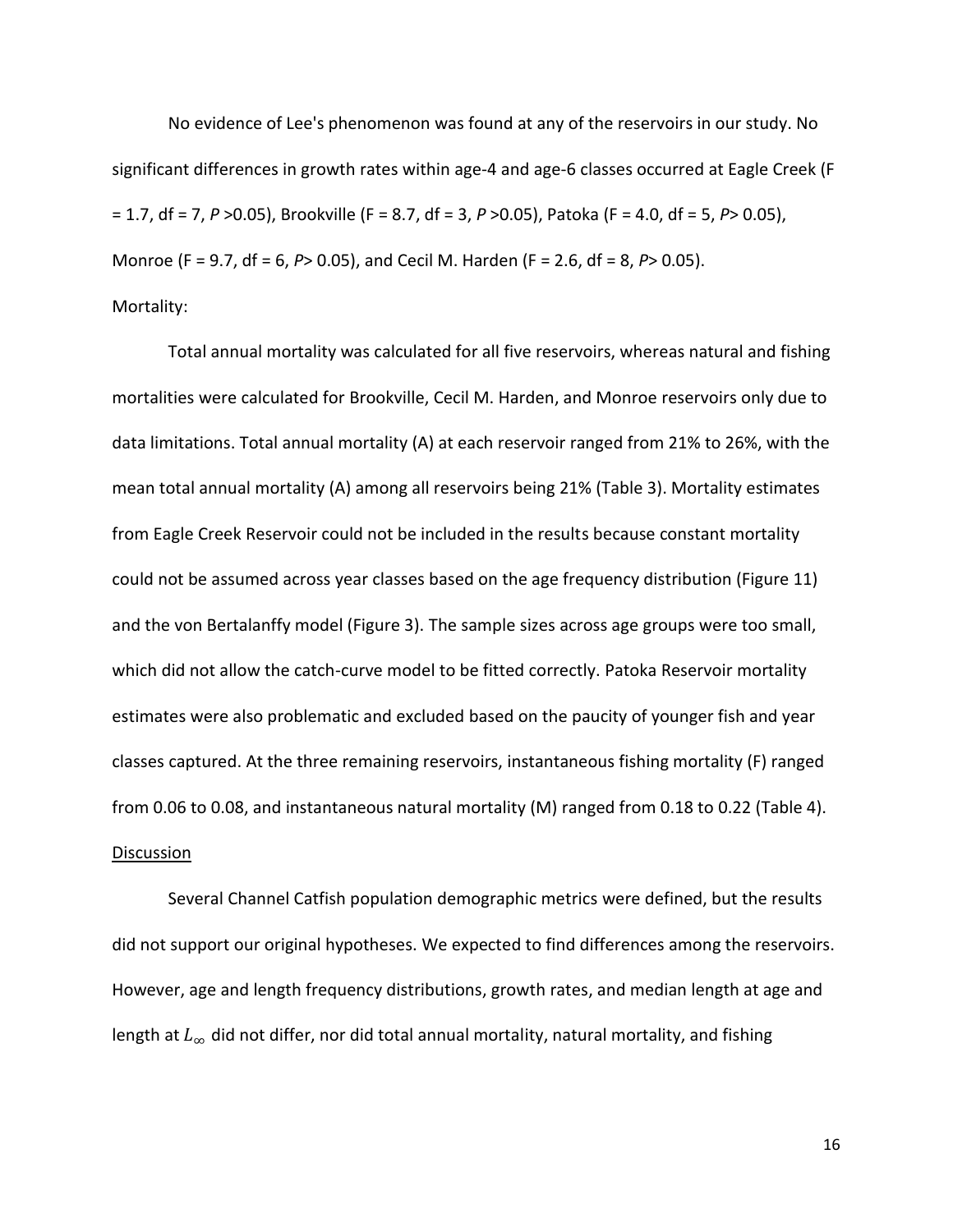No evidence of Lee's phenomenon was found at any of the reservoirs in our study. No significant differences in growth rates within age-4 and age-6 classes occurred at Eagle Creek ($F = 1.7$, df = 7, $P > 0.05$), Brookville ($F = 8.7$, df = 3, $P > 0.05$), Patoka ($F = 4.0$, df = 5, $P > 0.05$), Monroe ($F = 9.7$, df = 6, $P > 0.05$), and Cecil M. Harden ($F = 2.6$, df = 8, $P > 0.05$).

Mortality:

Total annual mortality was calculated for all five reservoirs, whereas natural and fishing mortalities were calculated for Brookville, Cecil M. Harden, and Monroe reservoirs only due to data limitations. Total annual mortality (A) at each reservoir ranged from 21% to 26%, with the mean total annual mortality (A) among all reservoirs being 21% (Table 3). Mortality estimates from Eagle Creek Reservoir could not be included in the results because constant mortality could not be assumed across year classes based on the age frequency distribution (Figure 11) and the von Bertalanffy model (Figure 3). The sample sizes across age groups were too small, which did not allow the catch-curve model to be fitted correctly. Patoka Reservoir mortality estimates were also problematic and excluded based on the paucity of younger fish and year classes captured. At the three remaining reservoirs, instantaneous fishing mortality (F) ranged from 0.06 to 0.08, and instantaneous natural mortality (M) ranged from 0.18 to 0.22 (Table 4).

## Discussion

Several Channel Catfish population demographic metrics were defined, but the results did not support our original hypotheses. We expected to find differences among the reservoirs. However, age and length frequency distributions, growth rates, and median length at age and length at $L_{\infty}$ did not differ, nor did total annual mortality, natural mortality, and fishing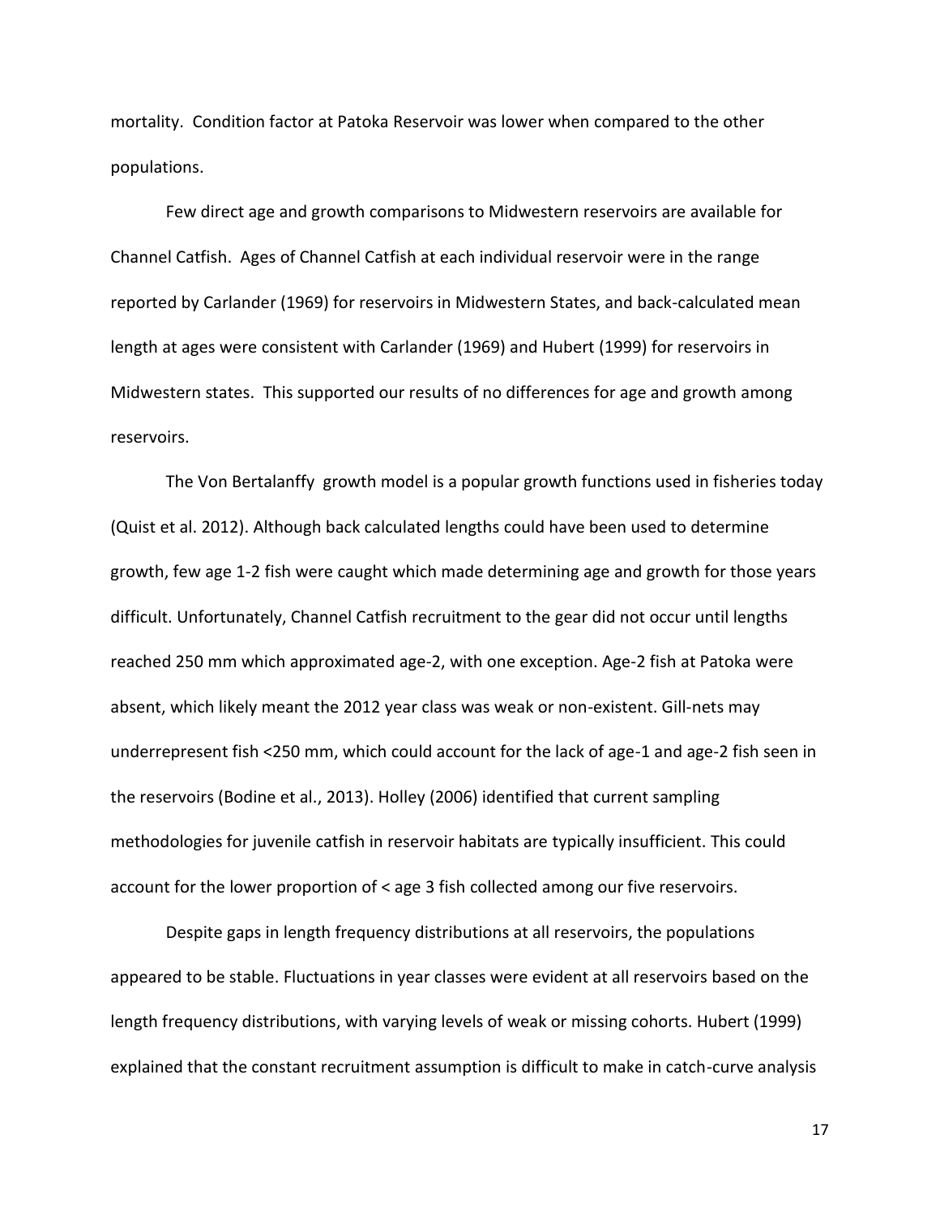mortality. Condition factor at Patoka Reservoir was lower when compared to the other populations.

Few direct age and growth comparisons to Midwestern reservoirs are available for Channel Catfish. Ages of Channel Catfish at each individual reservoir were in the range reported by Carlander (1969) for reservoirs in Midwestern States, and back-calculated mean length at ages were consistent with Carlander (1969) and Hubert (1999) for reservoirs in Midwestern states. This supported our results of no differences for age and growth among reservoirs.

The Von Bertalanffy growth model is a popular growth functions used in fisheries today (Quist et al. 2012). Although back calculated lengths could have been used to determine growth, few age 1-2 fish were caught which made determining age and growth for those years difficult. Unfortunately, Channel Catfish recruitment to the gear did not occur until lengths reached 250 mm which approximated age-2, with one exception. Age-2 fish at Patoka were absent, which likely meant the 2012 year class was weak or non-existent. Gill-nets may underrepresent fish <250 mm, which could account for the lack of age-1 and age-2 fish seen in the reservoirs (Bodine et al., 2013). Holley (2006) identified that current sampling methodologies for juvenile catfish in reservoir habitats are typically insufficient. This could account for the lower proportion of < age 3 fish collected among our five reservoirs.

Despite gaps in length frequency distributions at all reservoirs, the populations appeared to be stable. Fluctuations in year classes were evident at all reservoirs based on the length frequency distributions, with varying levels of weak or missing cohorts. Hubert (1999) explained that the constant recruitment assumption is difficult to make in catch-curve analysis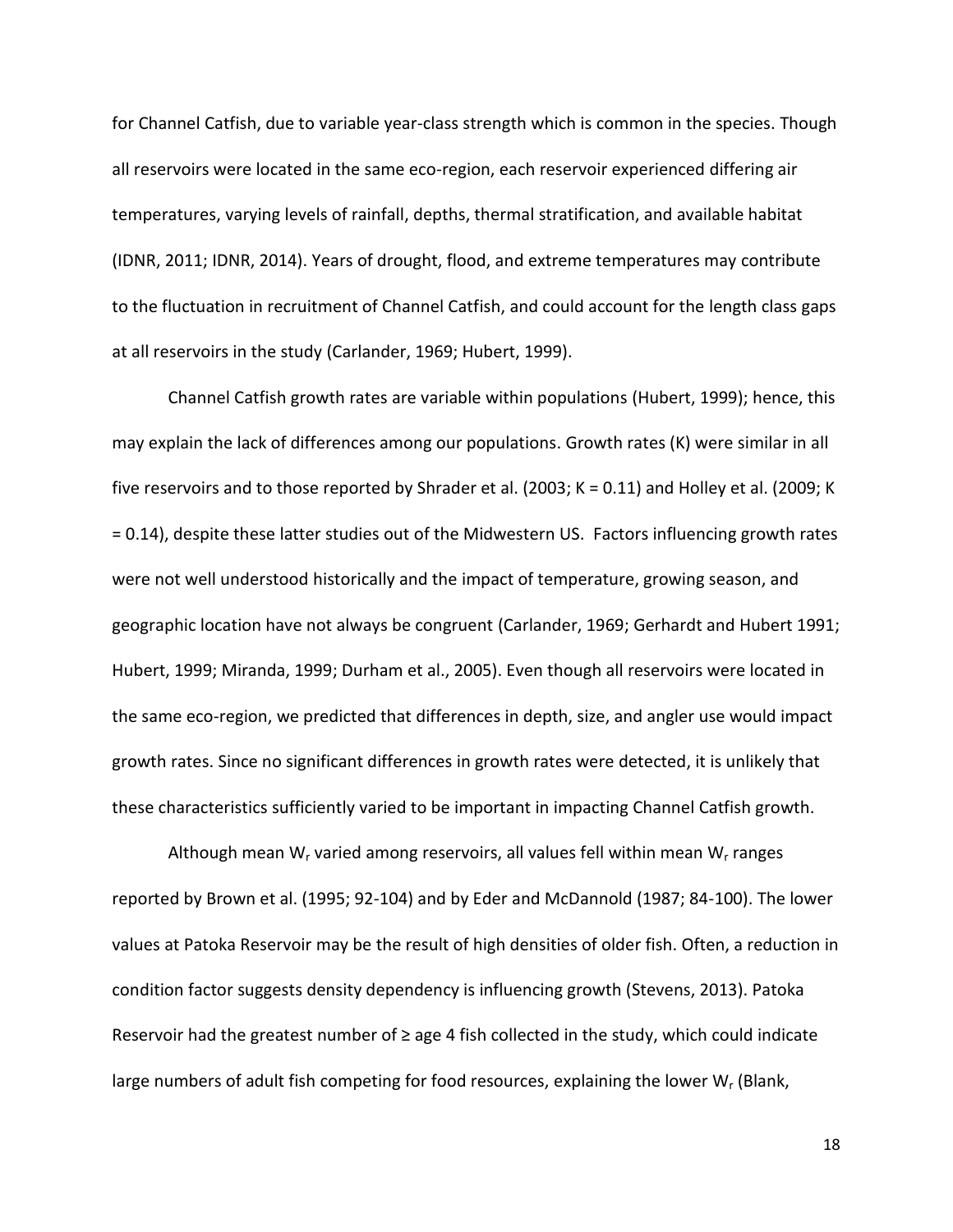for Channel Catfish, due to variable year-class strength which is common in the species. Though all reservoirs were located in the same eco-region, each reservoir experienced differing air temperatures, varying levels of rainfall, depths, thermal stratification, and available habitat (IDNR, 2011; IDNR, 2014). Years of drought, flood, and extreme temperatures may contribute to the fluctuation in recruitment of Channel Catfish, and could account for the length class gaps at all reservoirs in the study (Carlander, 1969; Hubert, 1999).

Channel Catfish growth rates are variable within populations (Hubert, 1999); hence, this may explain the lack of differences among our populations. Growth rates (K) were similar in all five reservoirs and to those reported by Shrader et al. (2003; K = 0.11) and Holley et al. (2009; K = 0.14), despite these latter studies out of the Midwestern US. Factors influencing growth rates were not well understood historically and the impact of temperature, growing season, and geographic location have not always be congruent (Carlander, 1969; Gerhardt and Hubert 1991; Hubert, 1999; Miranda, 1999; Durham et al., 2005). Even though all reservoirs were located in the same eco-region, we predicted that differences in depth, size, and angler use would impact growth rates. Since no significant differences in growth rates were detected, it is unlikely that these characteristics sufficiently varied to be important in impacting Channel Catfish growth.

Although mean $W_r$ varied among reservoirs, all values fell within mean $W_r$ ranges reported by Brown et al. (1995; 92-104) and by Eder and McDannold (1987; 84-100). The lower values at Patoka Reservoir may be the result of high densities of older fish. Often, a reduction in condition factor suggests density dependency is influencing growth (Stevens, 2013). Patoka Reservoir had the greatest number of ≥ age 4 fish collected in the study, which could indicate large numbers of adult fish competing for food resources, explaining the lower $W_r$ (Blank,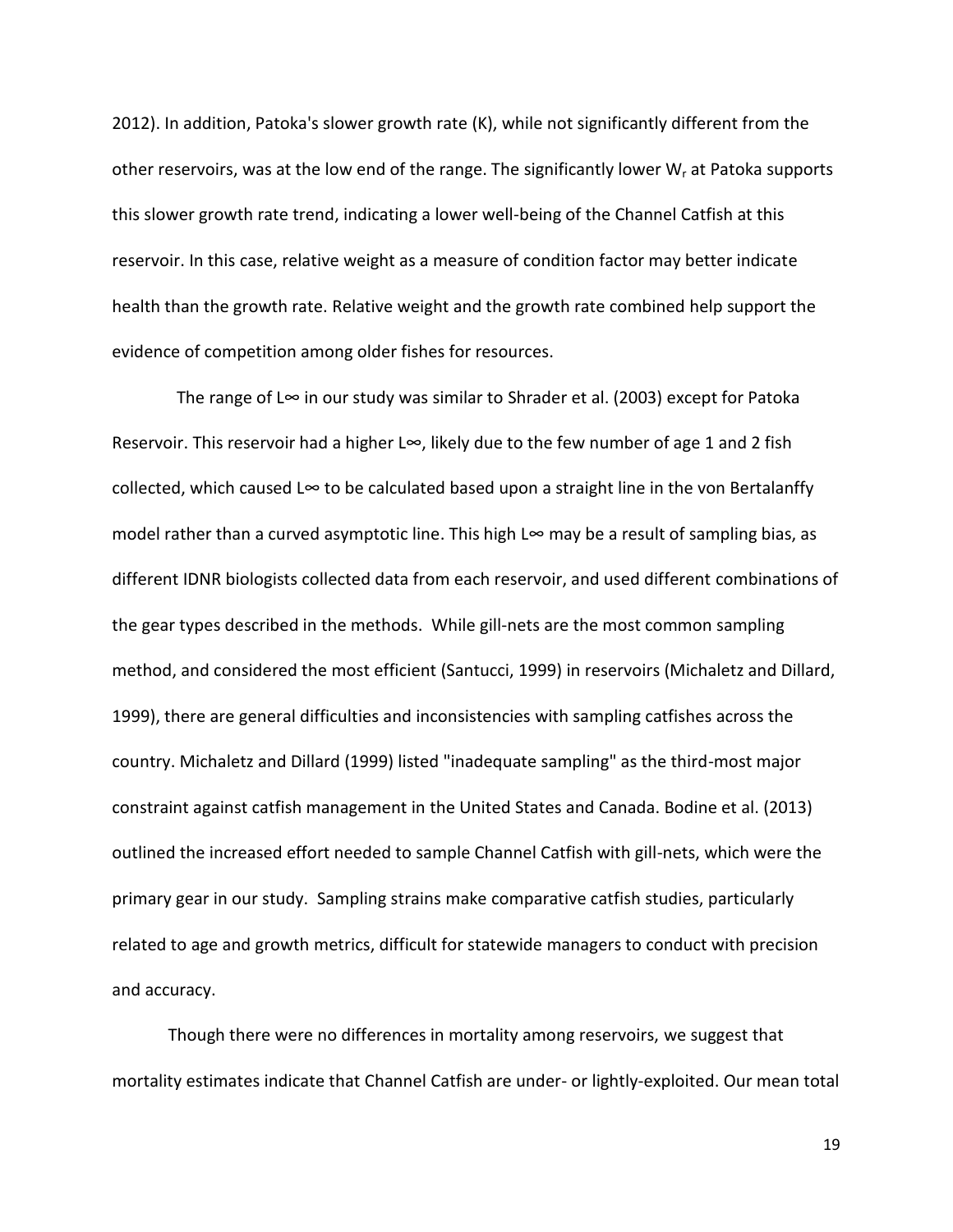2012). In addition, Patoka's slower growth rate (K), while not significantly different from the other reservoirs, was at the low end of the range. The significantly lower $W_r$ at Patoka supports this slower growth rate trend, indicating a lower well-being of the Channel Catfish at this reservoir. In this case, relative weight as a measure of condition factor may better indicate health than the growth rate. Relative weight and the growth rate combined help support the evidence of competition among older fishes for resources.

The range of $L_\infty$ in our study was similar to Shrader et al. (2003) except for Patoka Reservoir. This reservoir had a higher $L_\infty$, likely due to the few number of age 1 and 2 fish collected, which caused $L_\infty$ to be calculated based upon a straight line in the von Bertalanffy model rather than a curved asymptotic line. This high $L_\infty$ may be a result of sampling bias, as different IDNR biologists collected data from each reservoir, and used different combinations of the gear types described in the methods. While gill-nets are the most common sampling method, and considered the most efficient (Santucci, 1999) in reservoirs (Michaletz and Dillard, 1999), there are general difficulties and inconsistencies with sampling catfishes across the country. Michaletz and Dillard (1999) listed "inadequate sampling" as the third-most major constraint against catfish management in the United States and Canada. Bodine et al. (2013) outlined the increased effort needed to sample Channel Catfish with gill-nets, which were the primary gear in our study. Sampling strains make comparative catfish studies, particularly related to age and growth metrics, difficult for statewide managers to conduct with precision and accuracy.

Though there were no differences in mortality among reservoirs, we suggest that mortality estimates indicate that Channel Catfish are under- or lightly-exploited. Our mean total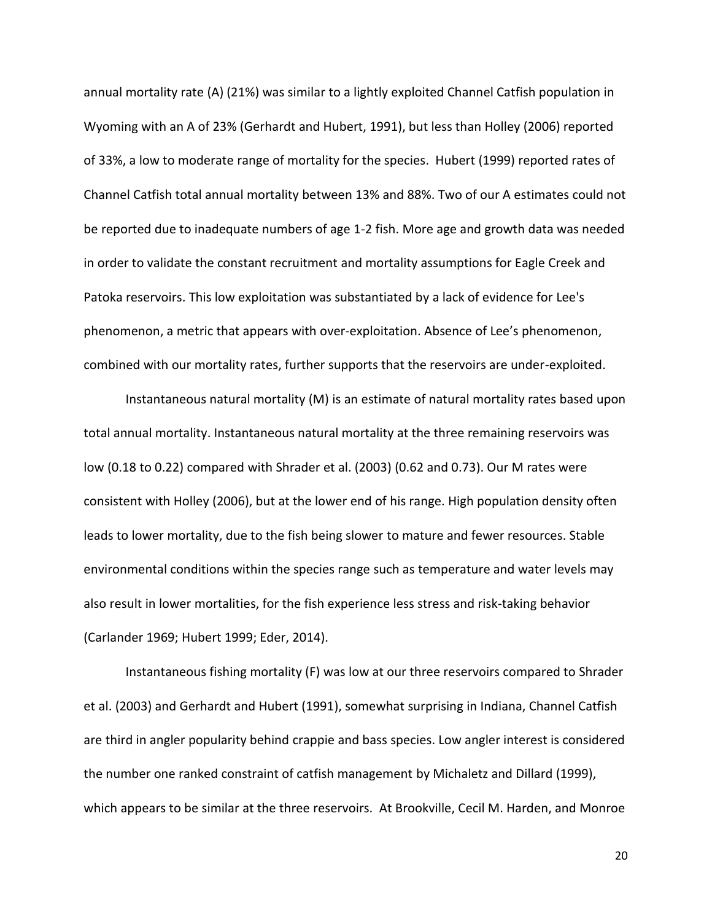annual mortality rate (A) (21%) was similar to a lightly exploited Channel Catfish population in Wyoming with an A of 23% (Gerhardt and Hubert, 1991), but less than Holley (2006) reported of 33%, a low to moderate range of mortality for the species. Hubert (1999) reported rates of Channel Catfish total annual mortality between 13% and 88%. Two of our A estimates could not be reported due to inadequate numbers of age 1-2 fish. More age and growth data was needed in order to validate the constant recruitment and mortality assumptions for Eagle Creek and Patoka reservoirs. This low exploitation was substantiated by a lack of evidence for Lee's phenomenon, a metric that appears with over-exploitation. Absence of Lee's phenomenon, combined with our mortality rates, further supports that the reservoirs are under-exploited.

Instantaneous natural mortality (M) is an estimate of natural mortality rates based upon total annual mortality. Instantaneous natural mortality at the three remaining reservoirs was low (0.18 to 0.22) compared with Shrader et al. (2003) (0.62 and 0.73). Our M rates were consistent with Holley (2006), but at the lower end of his range. High population density often leads to lower mortality, due to the fish being slower to mature and fewer resources. Stable environmental conditions within the species range such as temperature and water levels may also result in lower mortalities, for the fish experience less stress and risk-taking behavior (Carlander 1969; Hubert 1999; Eder, 2014).

Instantaneous fishing mortality (F) was low at our three reservoirs compared to Shrader et al. (2003) and Gerhardt and Hubert (1991), somewhat surprising in Indiana, Channel Catfish are third in angler popularity behind crappie and bass species. Low angler interest is considered the number one ranked constraint of catfish management by Michaletz and Dillard (1999), which appears to be similar at the three reservoirs. At Brookville, Cecil M. Harden, and Monroe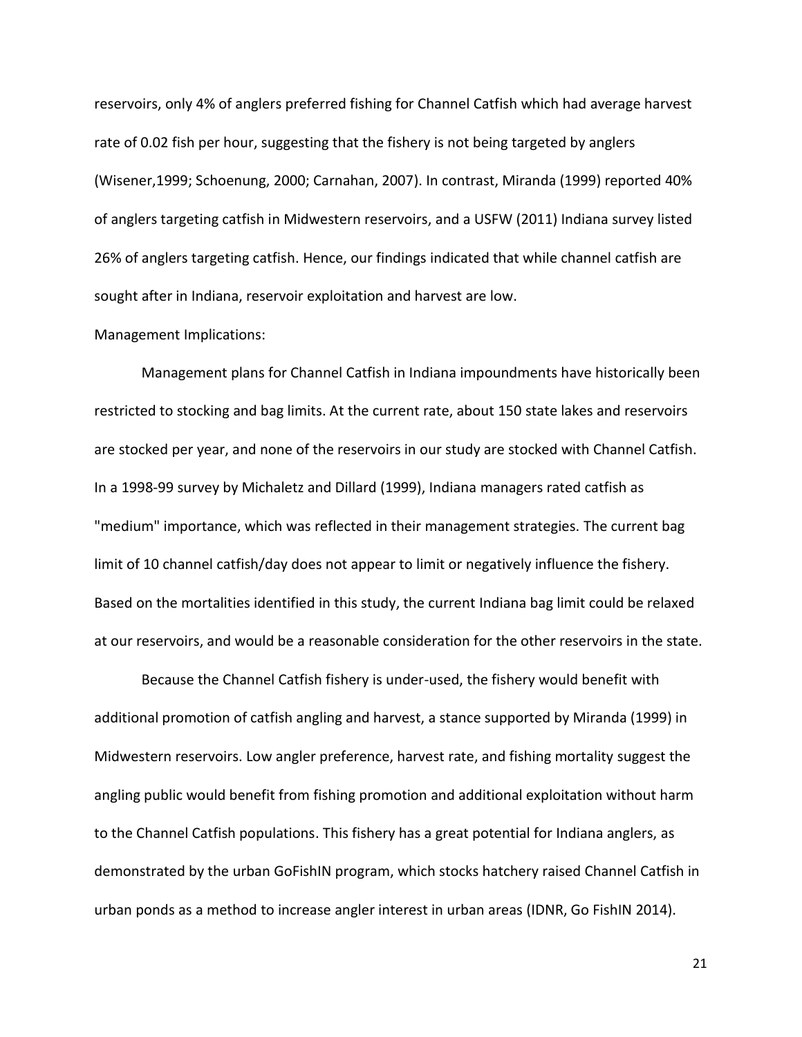reservoirs, only 4% of anglers preferred fishing for Channel Catfish which had average harvest rate of 0.02 fish per hour, suggesting that the fishery is not being targeted by anglers (Wisener,1999; Schoenung, 2000; Carnahan, 2007). In contrast, Miranda (1999) reported 40% of anglers targeting catfish in Midwestern reservoirs, and a USFW (2011) Indiana survey listed 26% of anglers targeting catfish. Hence, our findings indicated that while channel catfish are sought after in Indiana, reservoir exploitation and harvest are low.

Management Implications:

Management plans for Channel Catfish in Indiana impoundments have historically been restricted to stocking and bag limits. At the current rate, about 150 state lakes and reservoirs are stocked per year, and none of the reservoirs in our study are stocked with Channel Catfish. In a 1998-99 survey by Michaletz and Dillard (1999), Indiana managers rated catfish as "medium" importance, which was reflected in their management strategies. The current bag limit of 10 channel catfish/day does not appear to limit or negatively influence the fishery. Based on the mortalities identified in this study, the current Indiana bag limit could be relaxed at our reservoirs, and would be a reasonable consideration for the other reservoirs in the state.

Because the Channel Catfish fishery is under-used, the fishery would benefit with additional promotion of catfish angling and harvest, a stance supported by Miranda (1999) in Midwestern reservoirs. Low angler preference, harvest rate, and fishing mortality suggest the angling public would benefit from fishing promotion and additional exploitation without harm to the Channel Catfish populations. This fishery has a great potential for Indiana anglers, as demonstrated by the urban GoFishIN program, which stocks hatchery raised Channel Catfish in urban ponds as a method to increase angler interest in urban areas (IDNR, Go FishIN 2014).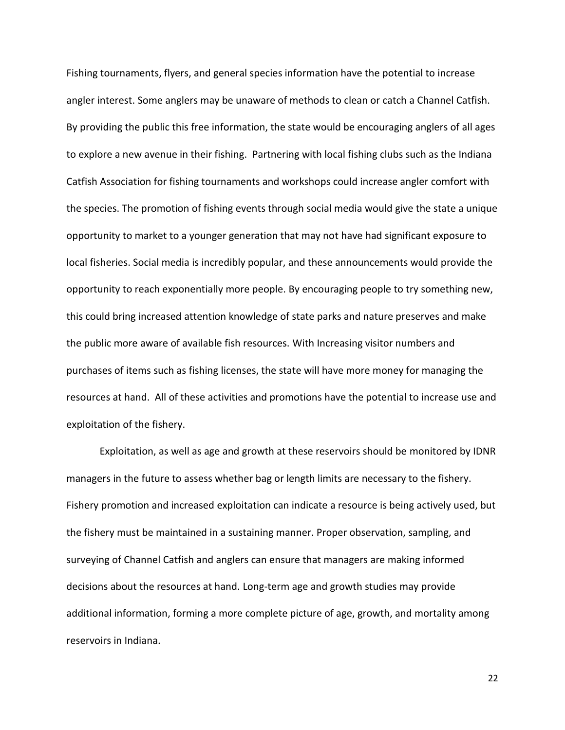Fishing tournaments, flyers, and general species information have the potential to increase angler interest. Some anglers may be unaware of methods to clean or catch a Channel Catfish. By providing the public this free information, the state would be encouraging anglers of all ages to explore a new avenue in their fishing. Partnering with local fishing clubs such as the Indiana Catfish Association for fishing tournaments and workshops could increase angler comfort with the species. The promotion of fishing events through social media would give the state a unique opportunity to market to a younger generation that may not have had significant exposure to local fisheries. Social media is incredibly popular, and these announcements would provide the opportunity to reach exponentially more people. By encouraging people to try something new, this could bring increased attention knowledge of state parks and nature preserves and make the public more aware of available fish resources. With Increasing visitor numbers and purchases of items such as fishing licenses, the state will have more money for managing the resources at hand. All of these activities and promotions have the potential to increase use and exploitation of the fishery.

Exploitation, as well as age and growth at these reservoirs should be monitored by IDNR managers in the future to assess whether bag or length limits are necessary to the fishery. Fishery promotion and increased exploitation can indicate a resource is being actively used, but the fishery must be maintained in a sustaining manner. Proper observation, sampling, and surveying of Channel Catfish and anglers can ensure that managers are making informed decisions about the resources at hand. Long-term age and growth studies may provide additional information, forming a more complete picture of age, growth, and mortality among reservoirs in Indiana.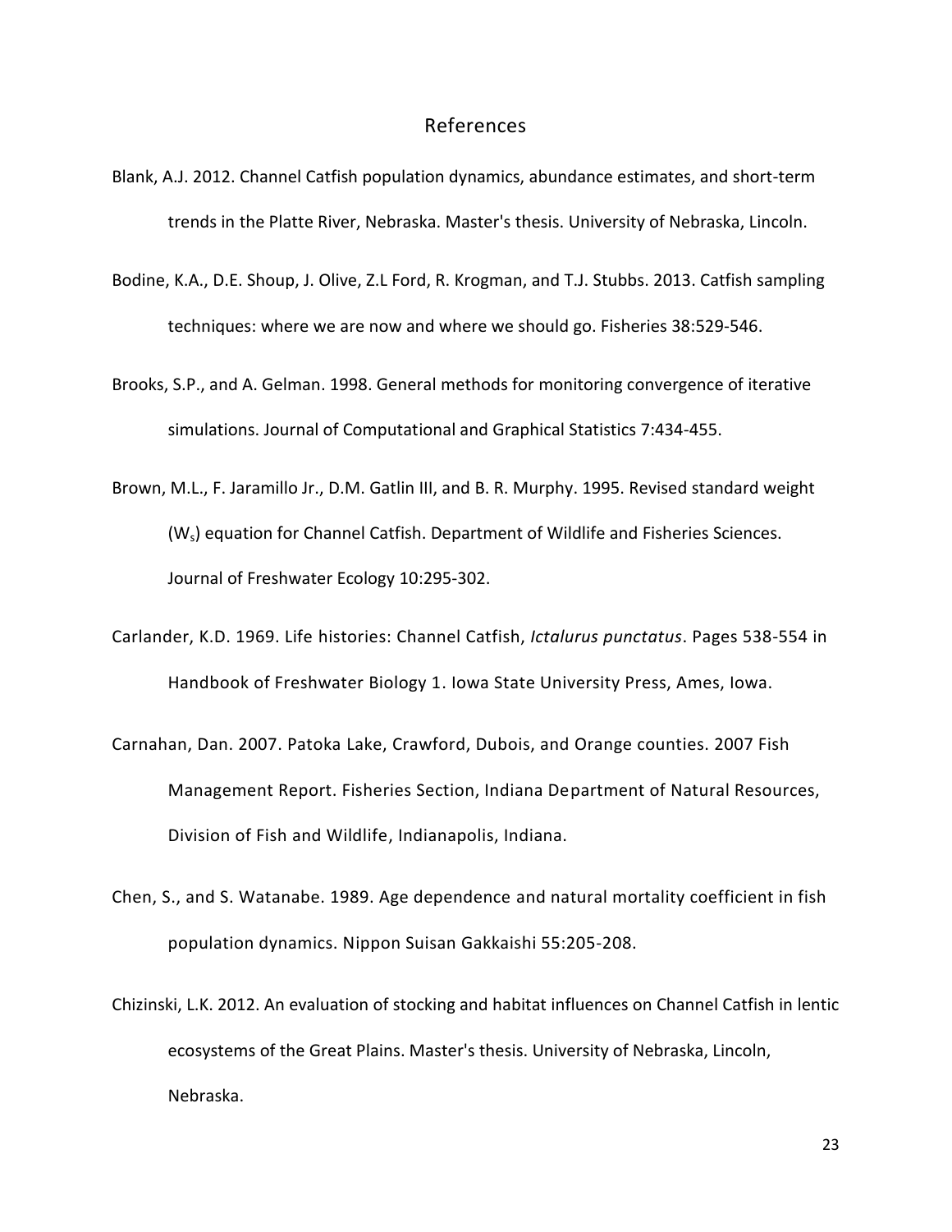# References

Blank, A.J. 2012. Channel Catfish population dynamics, abundance estimates, and short-term trends in the Platte River, Nebraska. Master's thesis. University of Nebraska, Lincoln.

Bodine, K.A., D.E. Shoup, J. Olive, Z.L Ford, R. Krogman, and T.J. Stubbs. 2013. Catfish sampling techniques: where we are now and where we should go. Fisheries 38:529-546.

Brooks, S.P., and A. Gelman. 1998. General methods for monitoring convergence of iterative simulations. Journal of Computational and Graphical Statistics 7:434-455.

Brown, M.L., F. Jaramillo Jr., D.M. Gatlin III, and B. R. Murphy. 1995. Revised standard weight ($W_s$) equation for Channel Catfish. Department of Wildlife and Fisheries Sciences. Journal of Freshwater Ecology 10:295-302.

Carlander, K.D. 1969. Life histories: Channel Catfish, *Ictalurus punctatus*. Pages 538-554 in Handbook of Freshwater Biology 1. Iowa State University Press, Ames, Iowa.

Carnahan, Dan. 2007. Patoka Lake, Crawford, Dubois, and Orange counties. 2007 Fish Management Report. Fisheries Section, Indiana Department of Natural Resources, Division of Fish and Wildlife, Indianapolis, Indiana.

Chen, S., and S. Watanabe. 1989. Age dependence and natural mortality coefficient in fish population dynamics. Nippon Suisan Gakkaishi 55:205-208.

Chizinski, L.K. 2012. An evaluation of stocking and habitat influences on Channel Catfish in lentic ecosystems of the Great Plains. Master's thesis. University of Nebraska, Lincoln, Nebraska.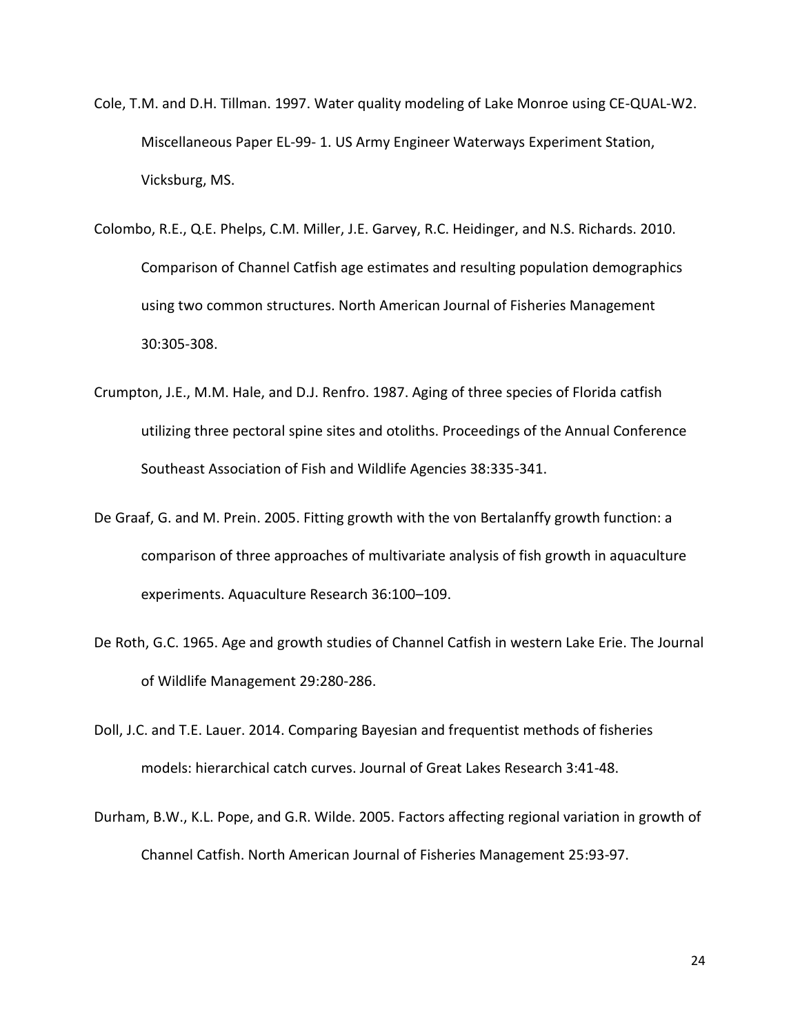Cole, T.M. and D.H. Tillman. 1997. Water quality modeling of Lake Monroe using CE-QUAL-W2. Miscellaneous Paper EL-99- 1. US Army Engineer Waterways Experiment Station, Vicksburg, MS.

Colombo, R.E., Q.E. Phelps, C.M. Miller, J.E. Garvey, R.C. Heidinger, and N.S. Richards. 2010. Comparison of Channel Catfish age estimates and resulting population demographics using two common structures. North American Journal of Fisheries Management 30:305-308.

Crumpton, J.E., M.M. Hale, and D.J. Renfro. 1987. Aging of three species of Florida catfish utilizing three pectoral spine sites and otoliths. Proceedings of the Annual Conference Southeast Association of Fish and Wildlife Agencies 38:335-341.

De Graaf, G. and M. Prein. 2005. Fitting growth with the von Bertalanffy growth function: a comparison of three approaches of multivariate analysis of fish growth in aquaculture experiments. Aquaculture Research 36:100–109.

De Roth, G.C. 1965. Age and growth studies of Channel Catfish in western Lake Erie. The Journal of Wildlife Management 29:280-286.

Doll, J.C. and T.E. Lauer. 2014. Comparing Bayesian and frequentist methods of fisheries models: hierarchical catch curves. Journal of Great Lakes Research 3:41-48.

Durham, B.W., K.L. Pope, and G.R. Wilde. 2005. Factors affecting regional variation in growth of Channel Catfish. North American Journal of Fisheries Management 25:93-97.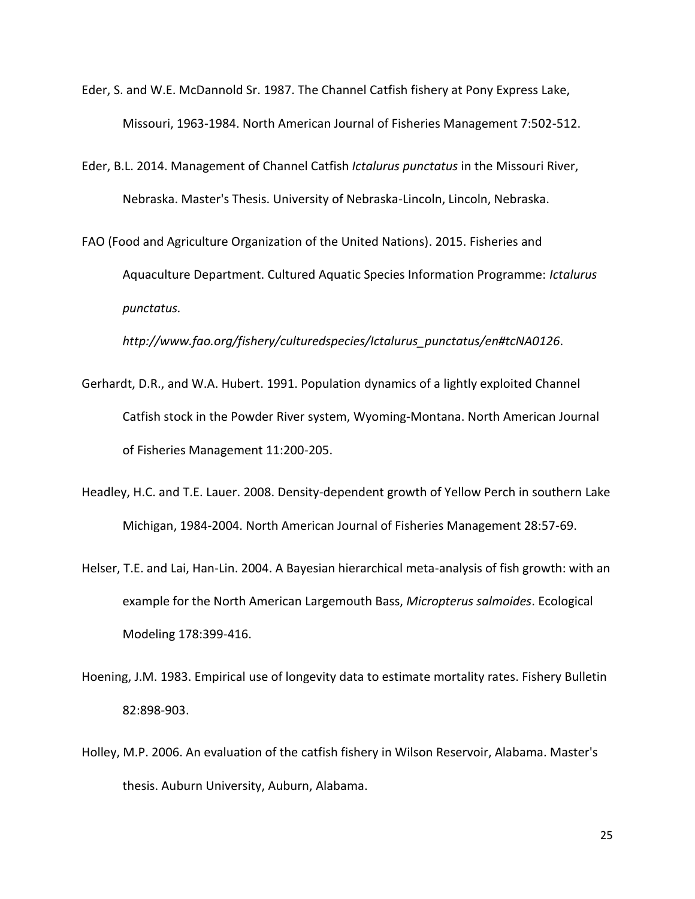Eder, S. and W.E. McDannold Sr. 1987. The Channel Catfish fishery at Pony Express Lake, Missouri, 1963-1984. North American Journal of Fisheries Management 7:502-512.

Eder, B.L. 2014. Management of Channel Catfish *Ictalurus punctatus* in the Missouri River, Nebraska. Master's Thesis. University of Nebraska-Lincoln, Lincoln, Nebraska.

FAO (Food and Agriculture Organization of the United Nations). 2015. Fisheries and Aquaculture Department. Cultured Aquatic Species Information Programme: *Ictalurus punctatus.* *http://www.fao.org/fishery/culturedspecies/Ictalurus_punctatus/en#tcNA0126.*

Gerhardt, D.R., and W.A. Hubert. 1991. Population dynamics of a lightly exploited Channel Catfish stock in the Powder River system, Wyoming-Montana. North American Journal of Fisheries Management 11:200-205.

Headley, H.C. and T.E. Lauer. 2008. Density-dependent growth of Yellow Perch in southern Lake Michigan, 1984-2004. North American Journal of Fisheries Management 28:57-69.

Helser, T.E. and Lai, Han-Lin. 2004. A Bayesian hierarchical meta-analysis of fish growth: with an example for the North American Largemouth Bass, *Micropterus salmoides*. Ecological Modeling 178:399-416.

Hoening, J.M. 1983. Empirical use of longevity data to estimate mortality rates. Fishery Bulletin 82:898-903.

Holley, M.P. 2006. An evaluation of the catfish fishery in Wilson Reservoir, Alabama. Master's thesis. Auburn University, Auburn, Alabama.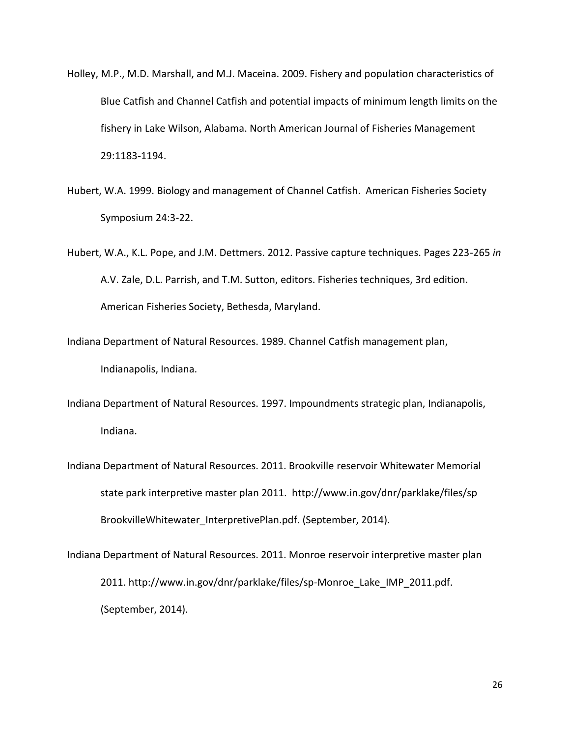Holley, M.P., M.D. Marshall, and M.J. Maceina. 2009. Fishery and population characteristics of Blue Catfish and Channel Catfish and potential impacts of minimum length limits on the fishery in Lake Wilson, Alabama. North American Journal of Fisheries Management 29:1183-1194.

Hubert, W.A. 1999. Biology and management of Channel Catfish. American Fisheries Society Symposium 24:3-22.

Hubert, W.A., K.L. Pope, and J.M. Dettmers. 2012. Passive capture techniques. Pages 223-265 *in* A.V. Zale, D.L. Parrish, and T.M. Sutton, editors. Fisheries techniques, 3rd edition. American Fisheries Society, Bethesda, Maryland.

Indiana Department of Natural Resources. 1989. Channel Catfish management plan, Indianapolis, Indiana.

Indiana Department of Natural Resources. 1997. Impoundments strategic plan, Indianapolis, Indiana.

Indiana Department of Natural Resources. 2011. Brookville reservoir Whitewater Memorial state park interpretive master plan 2011. http://www.in.gov/dnr/parklake/files/sp BrookvilleWhitewater_InterpretivePlan.pdf. (September, 2014).

Indiana Department of Natural Resources. 2011. Monroe reservoir interpretive master plan 2011. http://www.in.gov/dnr/parklake/files/sp-Monroe_Lake_IMP_2011.pdf. (September, 2014).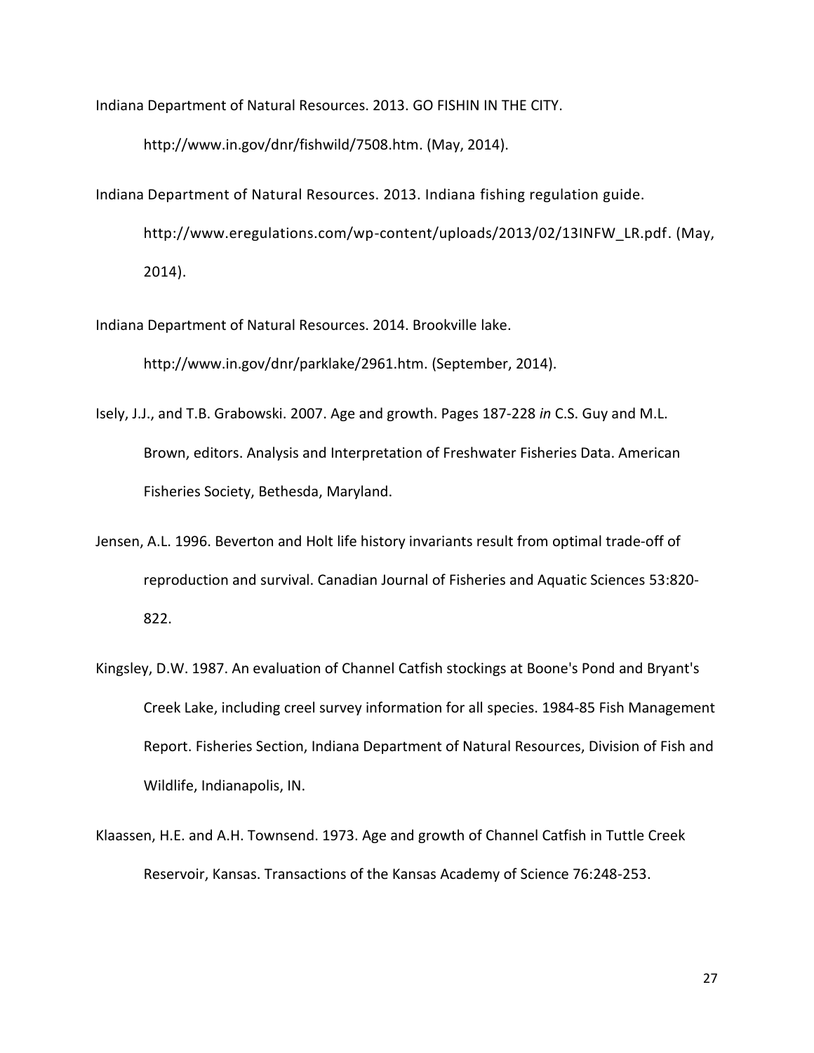Indiana Department of Natural Resources. 2013. GO FISHIN IN THE CITY. http://www.in.gov/dnr/fishwild/7508.htm. (May, 2014).

Indiana Department of Natural Resources. 2013. Indiana fishing regulation guide. http://www.eregulations.com/wp-content/uploads/2013/02/13INFW_LR.pdf. (May, 2014).

Indiana Department of Natural Resources. 2014. Brookville lake. http://www.in.gov/dnr/parklake/2961.htm. (September, 2014).

Isely, J.J., and T.B. Grabowski. 2007. Age and growth. Pages 187-228 *in* C.S. Guy and M.L. Brown, editors. Analysis and Interpretation of Freshwater Fisheries Data. American Fisheries Society, Bethesda, Maryland.

Jensen, A.L. 1996. Beverton and Holt life history invariants result from optimal trade-off of reproduction and survival. Canadian Journal of Fisheries and Aquatic Sciences 53:820-822.

Kingsley, D.W. 1987. An evaluation of Channel Catfish stockings at Boone's Pond and Bryant's Creek Lake, including creel survey information for all species. 1984-85 Fish Management Report. Fisheries Section, Indiana Department of Natural Resources, Division of Fish and Wildlife, Indianapolis, IN.

Klaassen, H.E. and A.H. Townsend. 1973. Age and growth of Channel Catfish in Tuttle Creek Reservoir, Kansas. Transactions of the Kansas Academy of Science 76:248-253.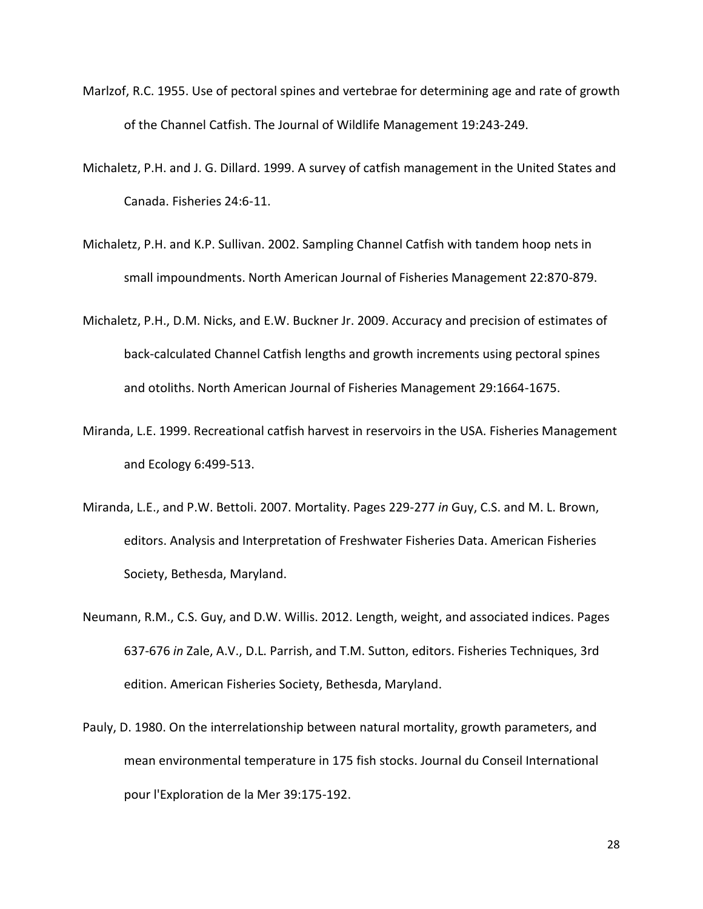Marlzof, R.C. 1955. Use of pectoral spines and vertebrae for determining age and rate of growth of the Channel Catfish. The Journal of Wildlife Management 19:243-249.

Michaletz, P.H. and J. G. Dillard. 1999. A survey of catfish management in the United States and Canada. Fisheries 24:6-11.

Michaletz, P.H. and K.P. Sullivan. 2002. Sampling Channel Catfish with tandem hoop nets in small impoundments. North American Journal of Fisheries Management 22:870-879.

Michaletz, P.H., D.M. Nicks, and E.W. Buckner Jr. 2009. Accuracy and precision of estimates of back-calculated Channel Catfish lengths and growth increments using pectoral spines and otoliths. North American Journal of Fisheries Management 29:1664-1675.

Miranda, L.E. 1999. Recreational catfish harvest in reservoirs in the USA. Fisheries Management and Ecology 6:499-513.

Miranda, L.E., and P.W. Bettoli. 2007. Mortality. Pages 229-277 *in* Guy, C.S. and M. L. Brown, editors. Analysis and Interpretation of Freshwater Fisheries Data. American Fisheries Society, Bethesda, Maryland.

Neumann, R.M., C.S. Guy, and D.W. Willis. 2012. Length, weight, and associated indices. Pages 637-676 *in* Zale, A.V., D.L. Parrish, and T.M. Sutton, editors. Fisheries Techniques, 3rd edition. American Fisheries Society, Bethesda, Maryland.

Pauly, D. 1980. On the interrelationship between natural mortality, growth parameters, and mean environmental temperature in 175 fish stocks. Journal du Conseil International pour l'Exploration de la Mer 39:175-192.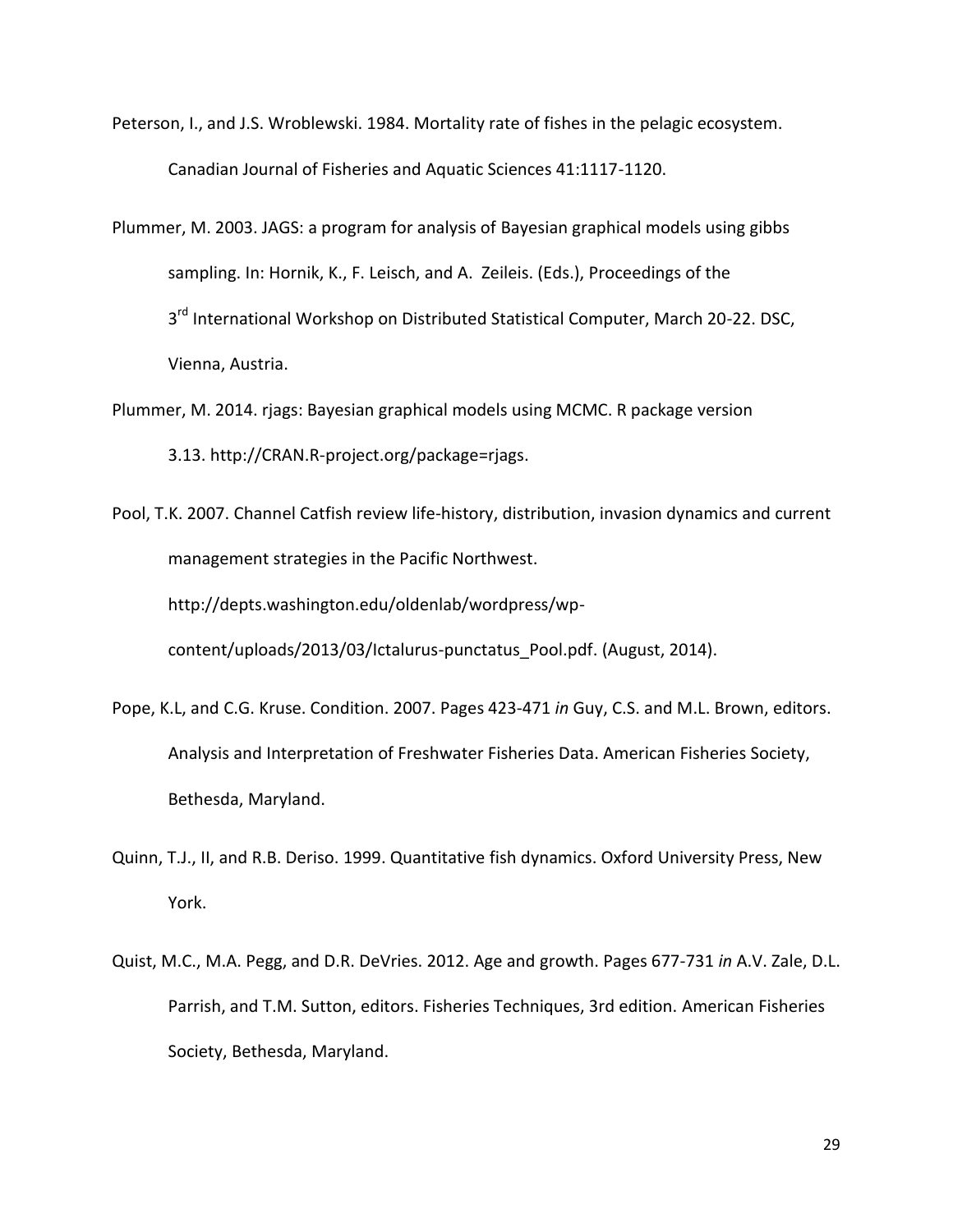Peterson, I., and J.S. Wroblewski. 1984. Mortality rate of fishes in the pelagic ecosystem. Canadian Journal of Fisheries and Aquatic Sciences 41:1117-1120.

Plummer, M. 2003. JAGS: a program for analysis of Bayesian graphical models using gibbs sampling. In: Hornik, K., F. Leisch, and A. Zeileis. (Eds.), Proceedings of the 3rd International Workshop on Distributed Statistical Computer, March 20-22. DSC, Vienna, Austria.

Plummer, M. 2014. rjags: Bayesian graphical models using MCMC. R package version 3.13. http://CRAN.R-project.org/package=rjags.

Pool, T.K. 2007. Channel Catfish review life-history, distribution, invasion dynamics and current management strategies in the Pacific Northwest. http://depts.washington.edu/oldenlab/wordpress/wp-content/uploads/2013/03/Ictalurus-punctatus_Pool.pdf. (August, 2014).

Pope, K.L, and C.G. Kruse. Condition. 2007. Pages 423-471 *in* Guy, C.S. and M.L. Brown, editors. Analysis and Interpretation of Freshwater Fisheries Data. American Fisheries Society, Bethesda, Maryland.

Quinn, T.J., II, and R.B. Deriso. 1999. Quantitative fish dynamics. Oxford University Press, New York.

Quist, M.C., M.A. Pegg, and D.R. DeVries. 2012. Age and growth. Pages 677-731 *in* A.V. Zale, D.L. Parrish, and T.M. Sutton, editors. Fisheries Techniques, 3rd edition. American Fisheries Society, Bethesda, Maryland.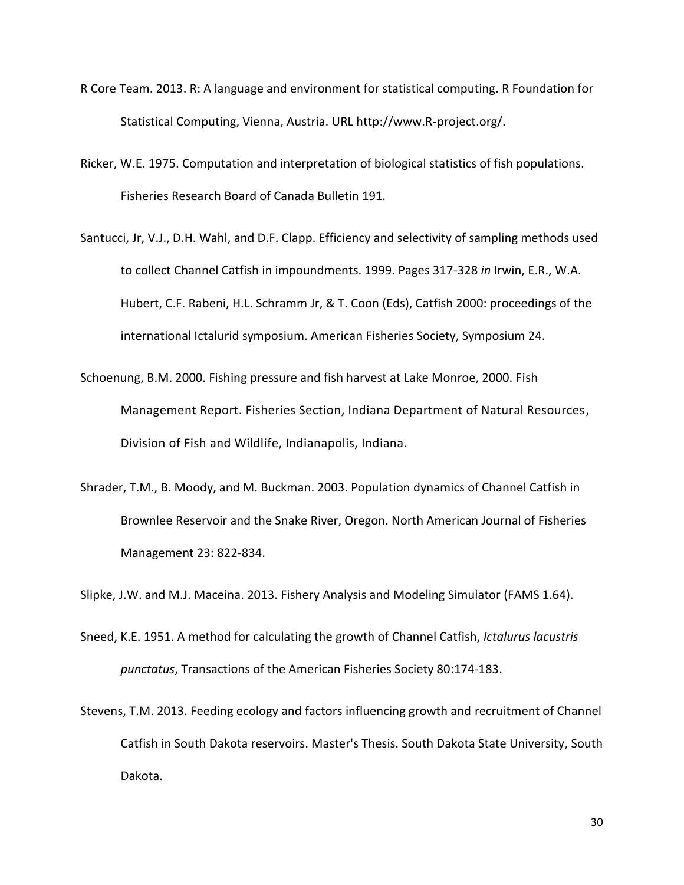R Core Team. 2013. R: A language and environment for statistical computing. R Foundation for Statistical Computing, Vienna, Austria. URL http://www.R-project.org/.

Ricker, W.E. 1975. Computation and interpretation of biological statistics of fish populations. Fisheries Research Board of Canada Bulletin 191.

Santucci, Jr, V.J., D.H. Wahl, and D.F. Clapp. Efficiency and selectivity of sampling methods used to collect Channel Catfish in impoundments. 1999. Pages 317-328 *in* Irwin, E.R., W.A. Hubert, C.F. Rabeni, H.L. Schramm Jr, & T. Coon (Eds), Catfish 2000: proceedings of the international Ictalurid symposium. American Fisheries Society, Symposium 24.

Schoenung, B.M. 2000. Fishing pressure and fish harvest at Lake Monroe, 2000. Fish Management Report. Fisheries Section, Indiana Department of Natural Resources, Division of Fish and Wildlife, Indianapolis, Indiana.

Shrader, T.M., B. Moody, and M. Buckman. 2003. Population dynamics of Channel Catfish in Brownlee Reservoir and the Snake River, Oregon. North American Journal of Fisheries Management 23: 822-834.

Slipke, J.W. and M.J. Maceina. 2013. Fishery Analysis and Modeling Simulator (FAMS 1.64).

Sneed, K.E. 1951. A method for calculating the growth of Channel Catfish, *Ictalurus lacustris punctatus*, Transactions of the American Fisheries Society 80:174-183.

Stevens, T.M. 2013. Feeding ecology and factors influencing growth and recruitment of Channel Catfish in South Dakota reservoirs. Master's Thesis. South Dakota State University, South Dakota.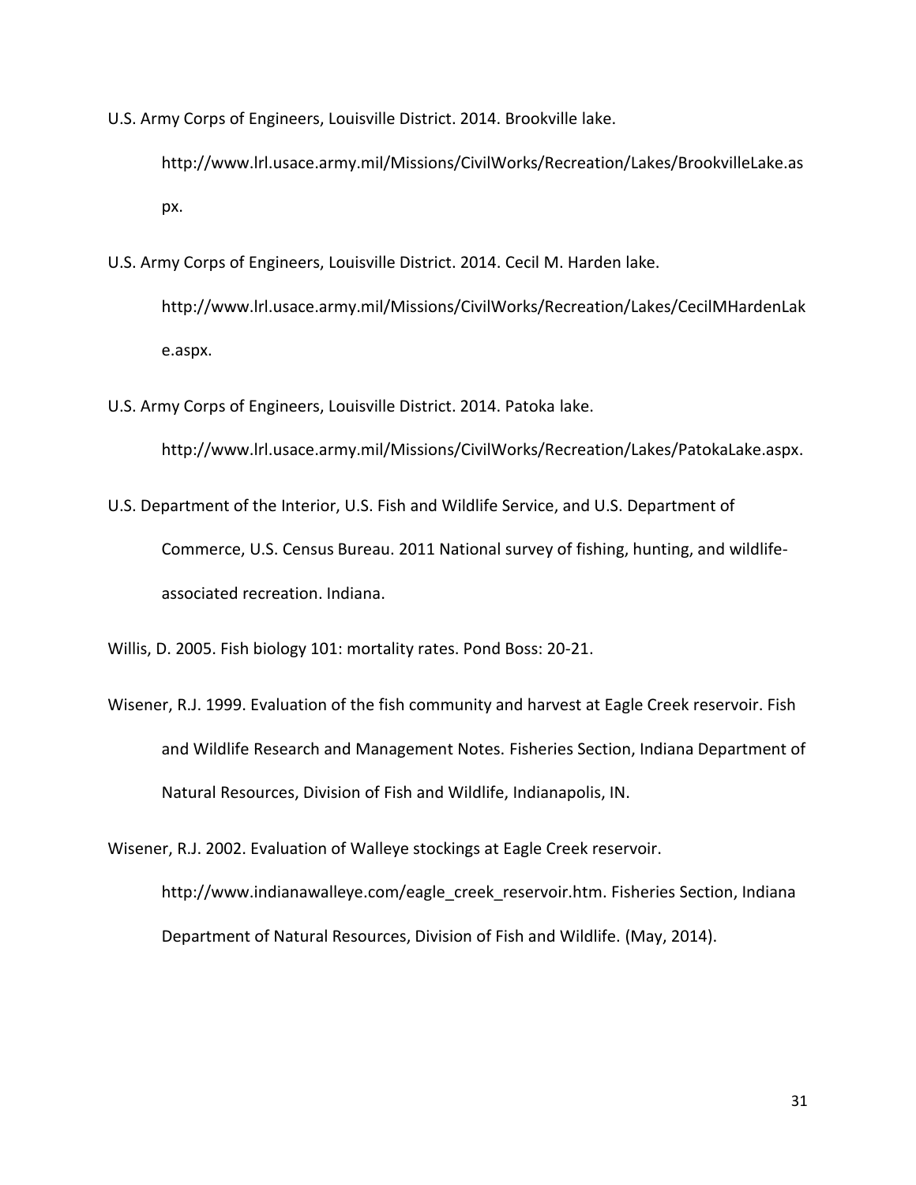U.S. Army Corps of Engineers, Louisville District. 2014. Brookville lake. http://www.lrl.usace.army.mil/Missions/CivilWorks/Recreation/Lakes/BrookvilleLake.aspx.

U.S. Army Corps of Engineers, Louisville District. 2014. Cecil M. Harden lake. http://www.lrl.usace.army.mil/Missions/CivilWorks/Recreation/Lakes/CecilMHardenLake.aspx.

U.S. Army Corps of Engineers, Louisville District. 2014. Patoka lake. http://www.lrl.usace.army.mil/Missions/CivilWorks/Recreation/Lakes/PatokaLake.aspx.

U.S. Department of the Interior, U.S. Fish and Wildlife Service, and U.S. Department of Commerce, U.S. Census Bureau. 2011 National survey of fishing, hunting, and wildlife-associated recreation. Indiana.

Willis, D. 2005. Fish biology 101: mortality rates. Pond Boss: 20-21.

Wisener, R.J. 1999. Evaluation of the fish community and harvest at Eagle Creek reservoir. Fish and Wildlife Research and Management Notes. Fisheries Section, Indiana Department of Natural Resources, Division of Fish and Wildlife, Indianapolis, IN.

Wisener, R.J. 2002. Evaluation of Walleye stockings at Eagle Creek reservoir. http://www.indianawalleye.com/eagle_creek_reservoir.htm. Fisheries Section, Indiana Department of Natural Resources, Division of Fish and Wildlife. (May, 2014).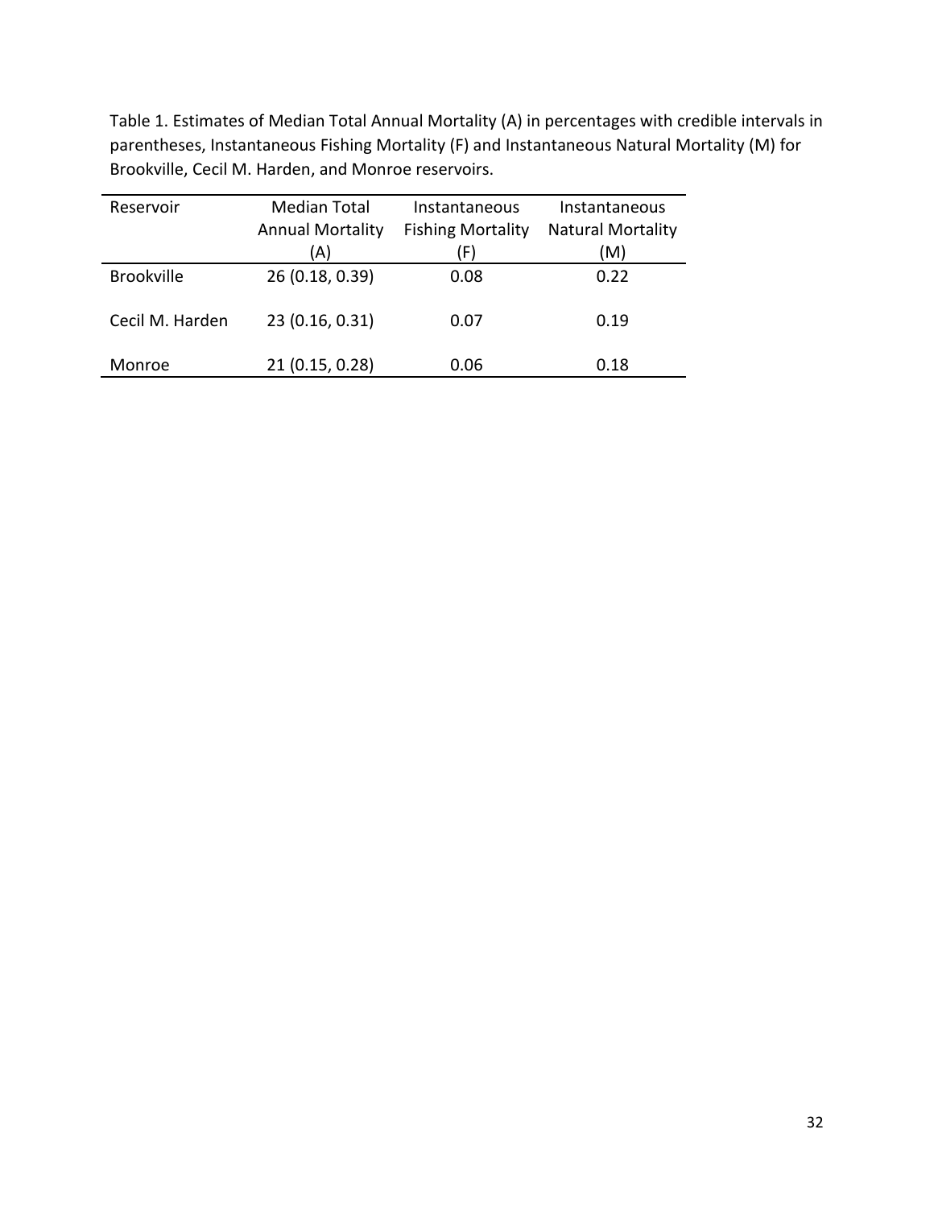Table 1. Estimates of Median Total Annual Mortality (A) in percentages with credible intervals in parentheses, Instantaneous Fishing Mortality (F) and Instantaneous Natural Mortality (M) for Brookville, Cecil M. Harden, and Monroe reservoirs.

| Reservoir | Median Total Annual Mortality (A) | Instantaneous Fishing Mortality (F) | Instantaneous Natural Mortality (M) |
|---|---|---|---|
| Brookville | 26 (0.18, 0.39) | 0.08 | 0.22 |
| Cecil M. Harden | 23 (0.16, 0.31) | 0.07 | 0.19 |
| Monroe | 21 (0.15, 0.28) | 0.06 | 0.18 |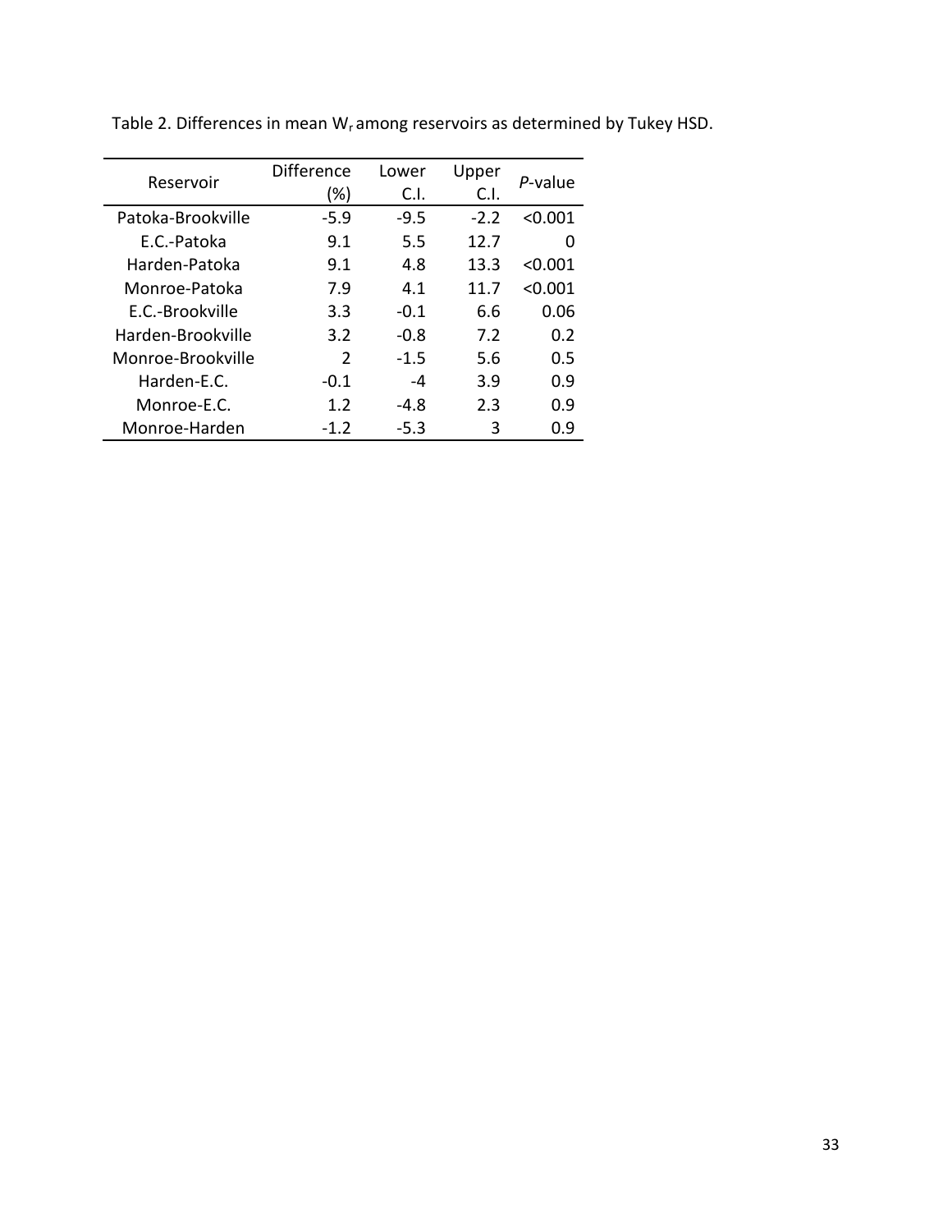Table 2. Differences in mean $W_r$ among reservoirs as determined by Tukey HSD.

| Reservoir | Difference (%) | Lower C.I. | Upper C.I. | *P*-value |
|---|---|---|---|---|
| Patoka-Brookville | -5.9 | -9.5 | -2.2 | <0.001 |
| E.C.-Patoka | 9.1 | 5.5 | 12.7 | 0 |
| Harden-Patoka | 9.1 | 4.8 | 13.3 | <0.001 |
| Monroe-Patoka | 7.9 | 4.1 | 11.7 | <0.001 |
| E.C.-Brookville | 3.3 | -0.1 | 6.6 | 0.06 |
| Harden-Brookville | 3.2 | -0.8 | 7.2 | 0.2 |
| Monroe-Brookville | 2 | -1.5 | 5.6 | 0.5 |
| Harden-E.C. | -0.1 | -4 | 3.9 | 0.9 |
| Monroe-E.C. | 1.2 | -4.8 | 2.3 | 0.9 |
| Monroe-Harden | -1.2 | -5.3 | 3 | 0.9 |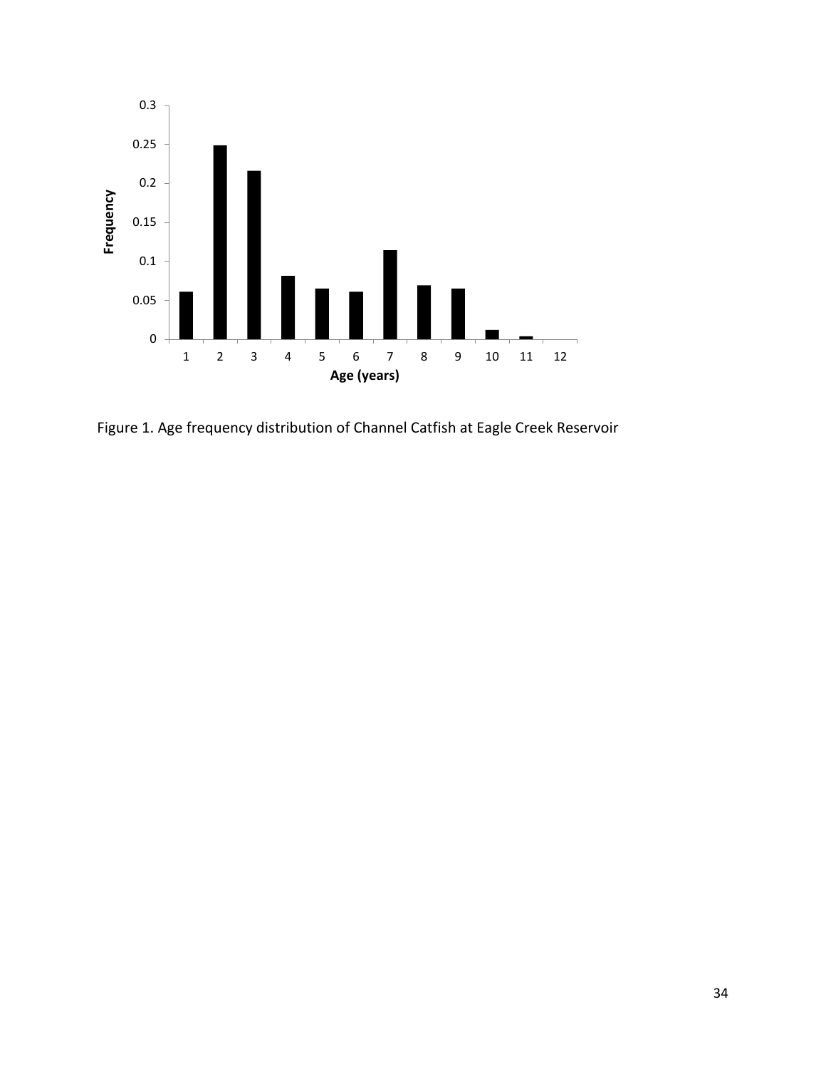Figure 1. Age frequency distribution of Channel Catfish at Eagle Creek Reservoir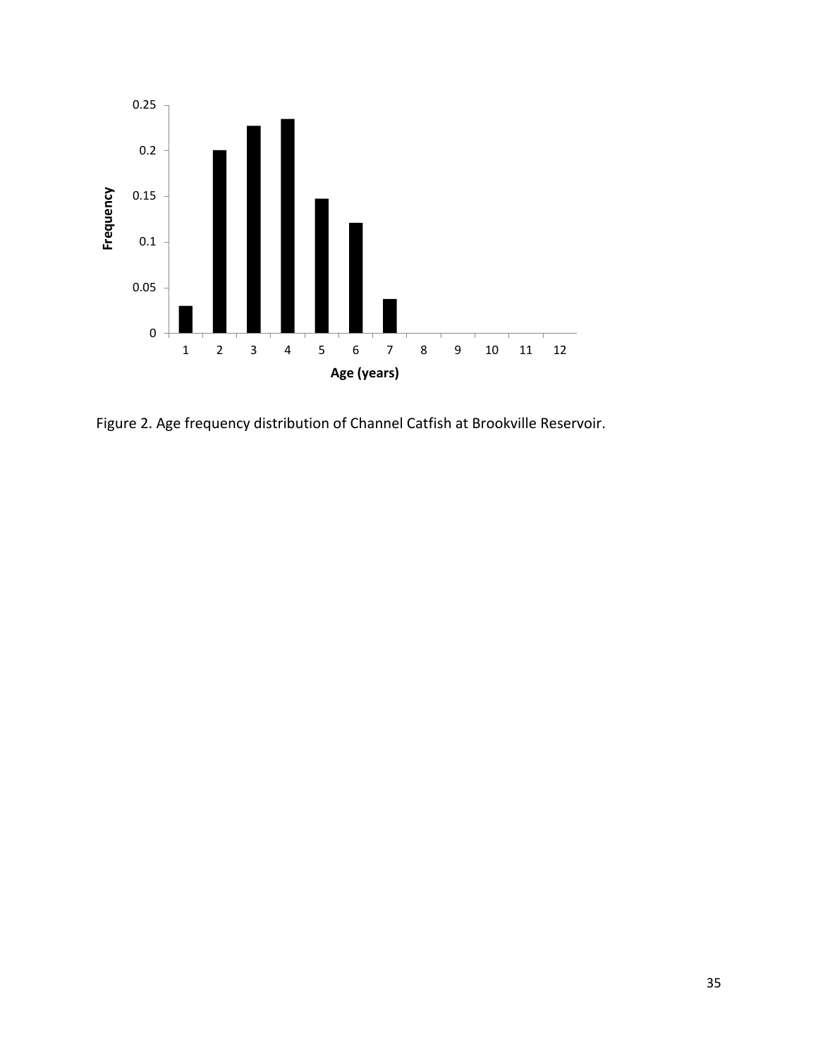Figure 2. Age frequency distribution of Channel Catfish at Brookville Reservoir.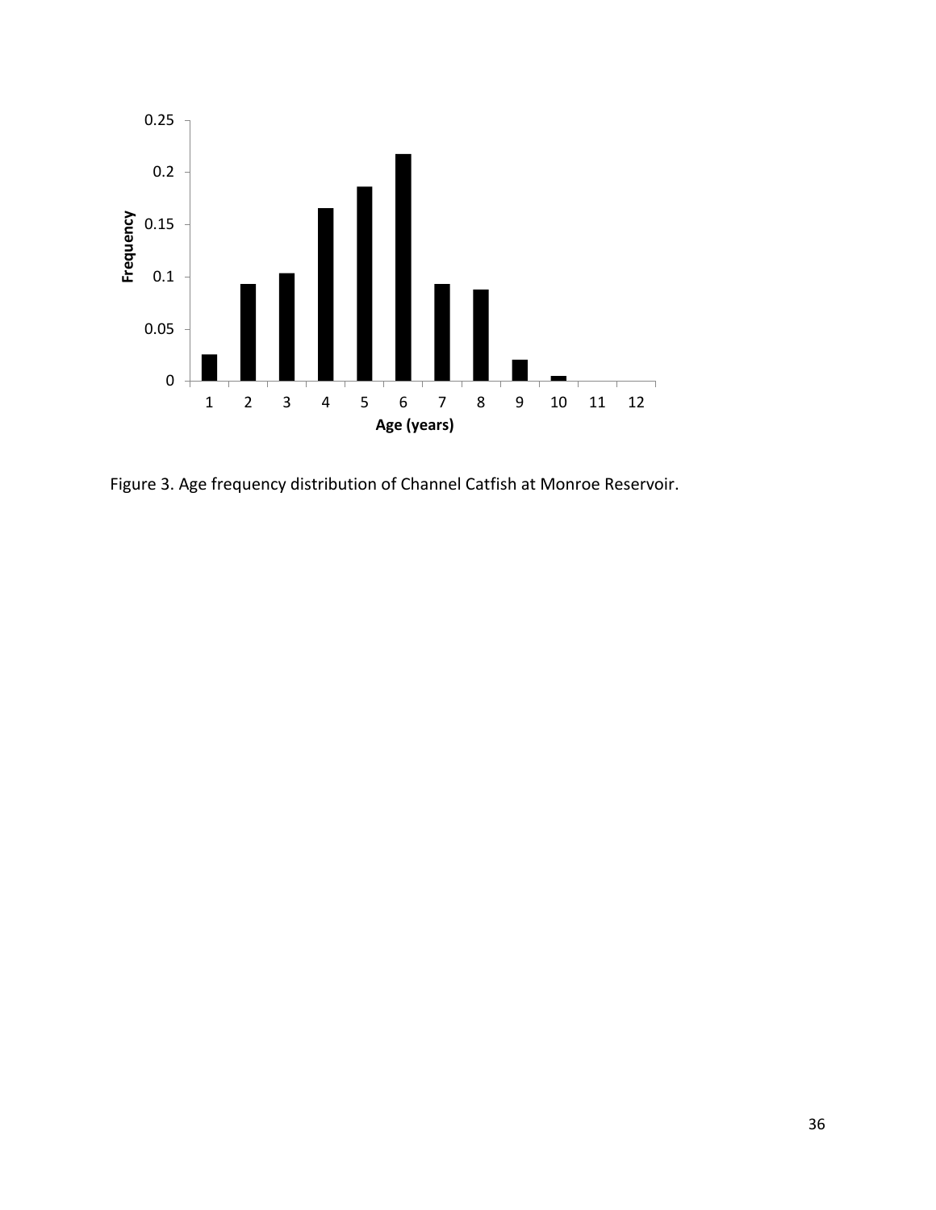Figure 3. Age frequency distribution of Channel Catfish at Monroe Reservoir.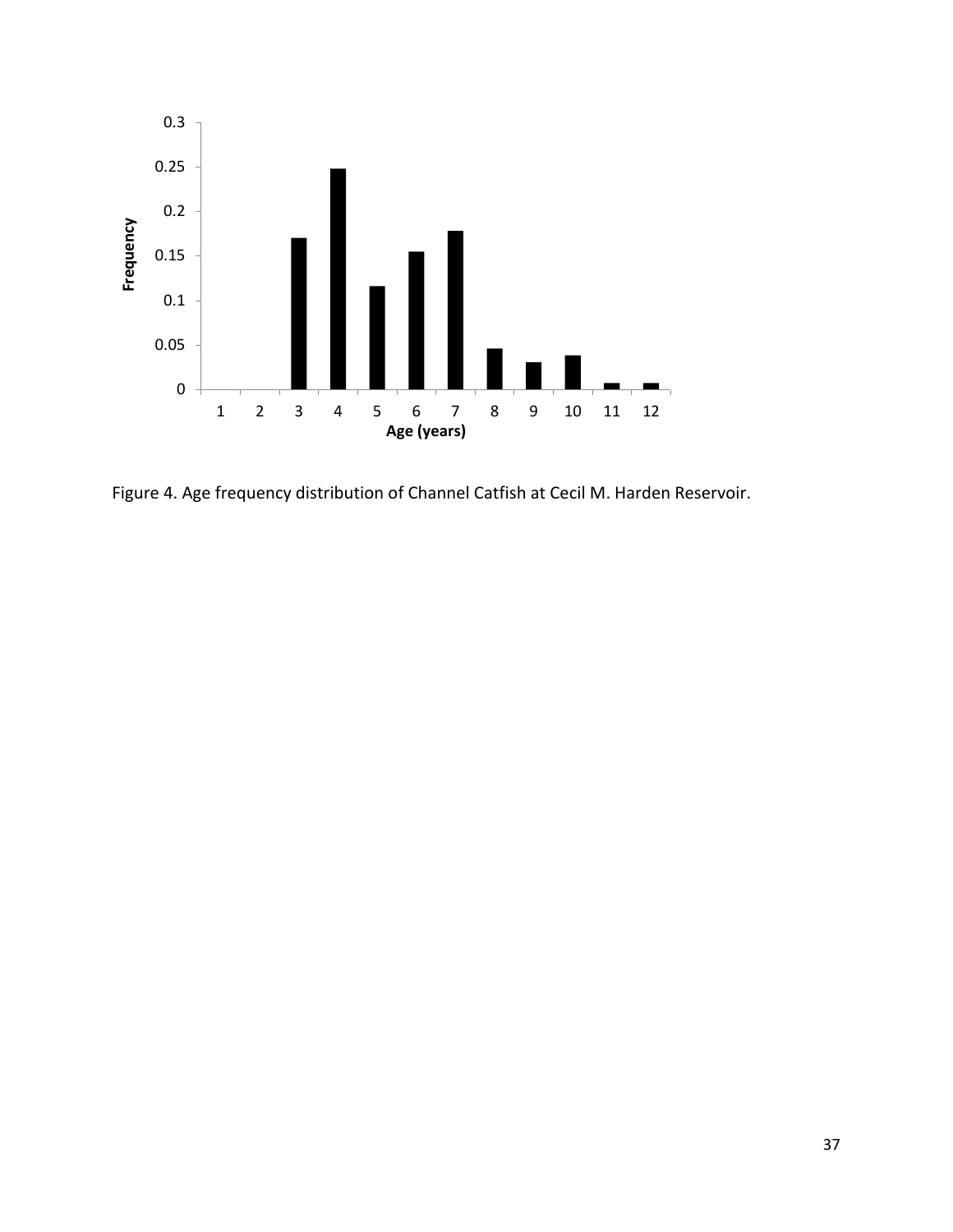Figure 4. Age frequency distribution of Channel Catfish at Cecil M. Harden Reservoir.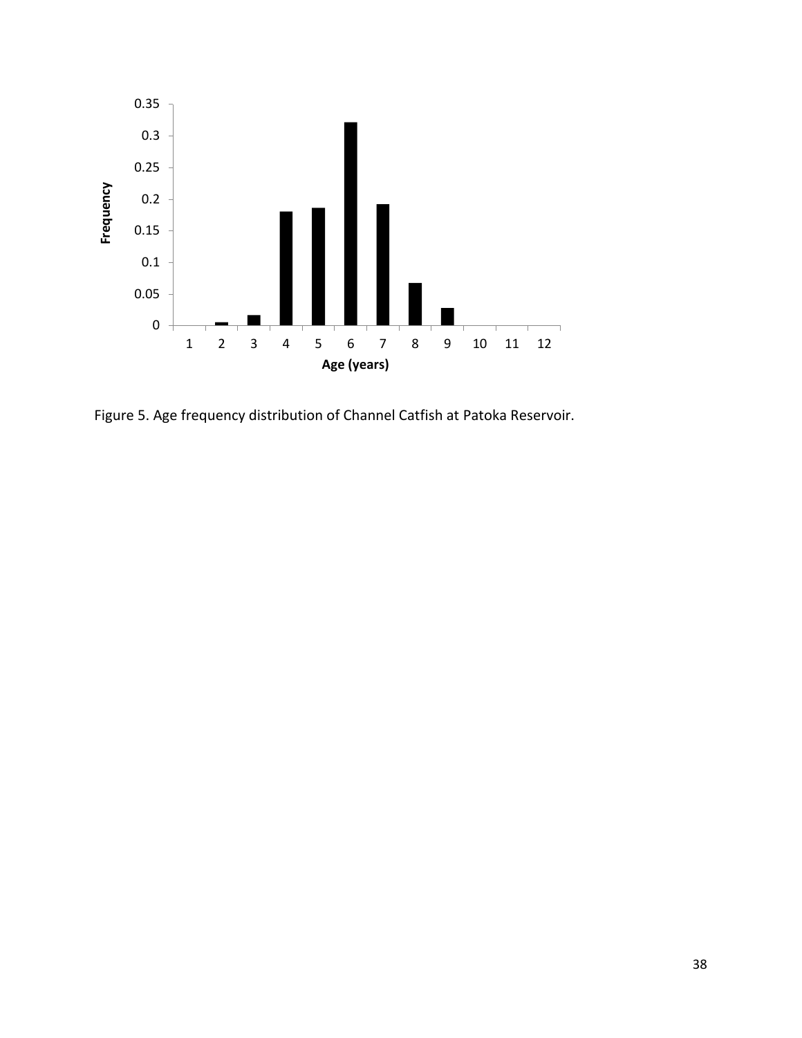Figure 5. Age frequency distribution of Channel Catfish at Patoka Reservoir.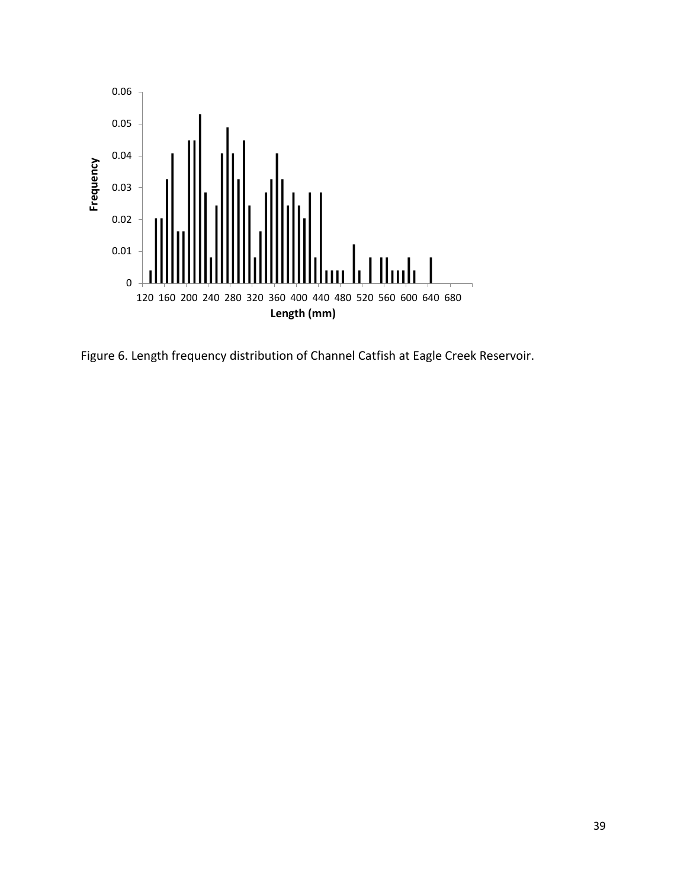Figure 6. Length frequency distribution of Channel Catfish at Eagle Creek Reservoir.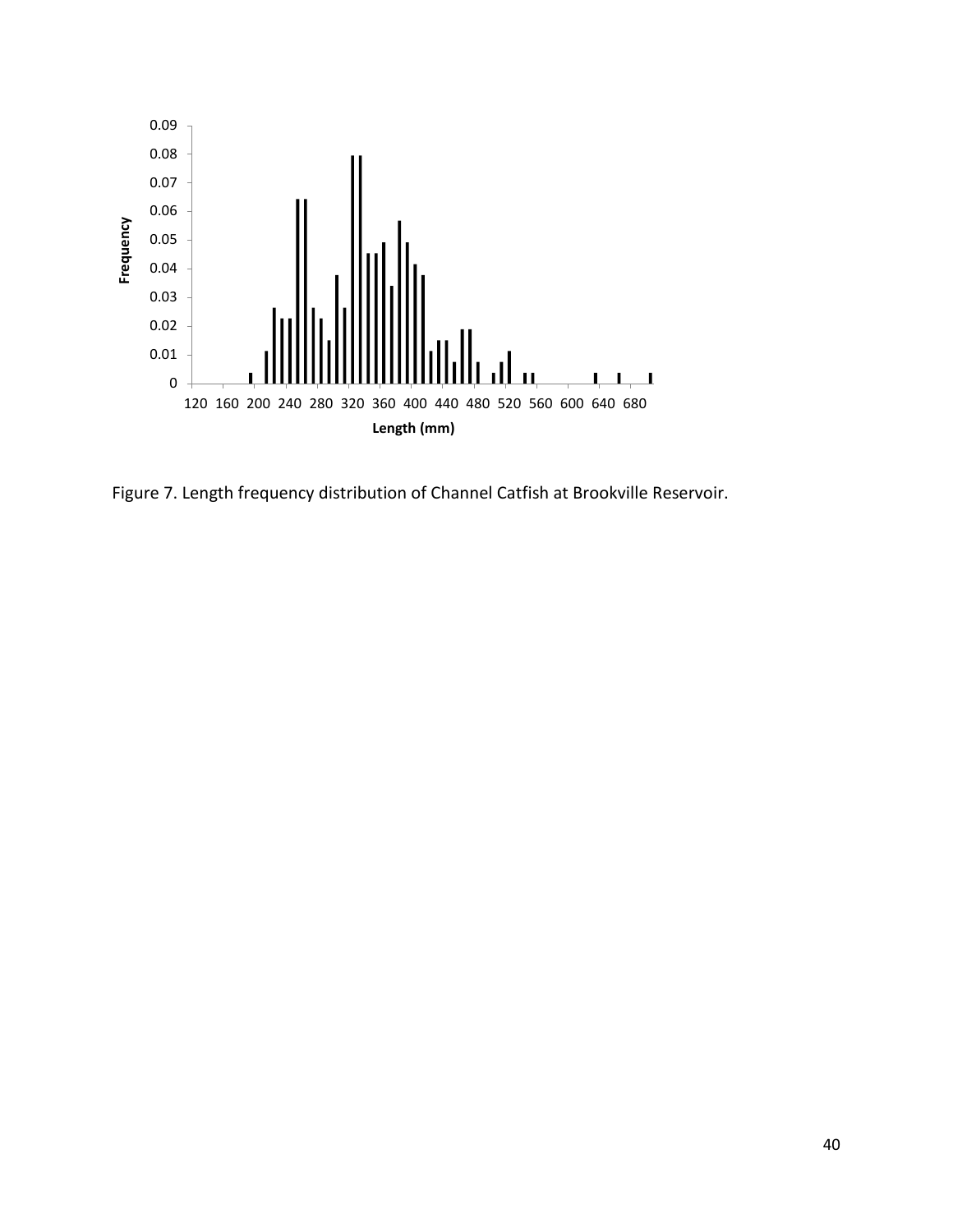Figure 7. Length frequency distribution of Channel Catfish at Brookville Reservoir.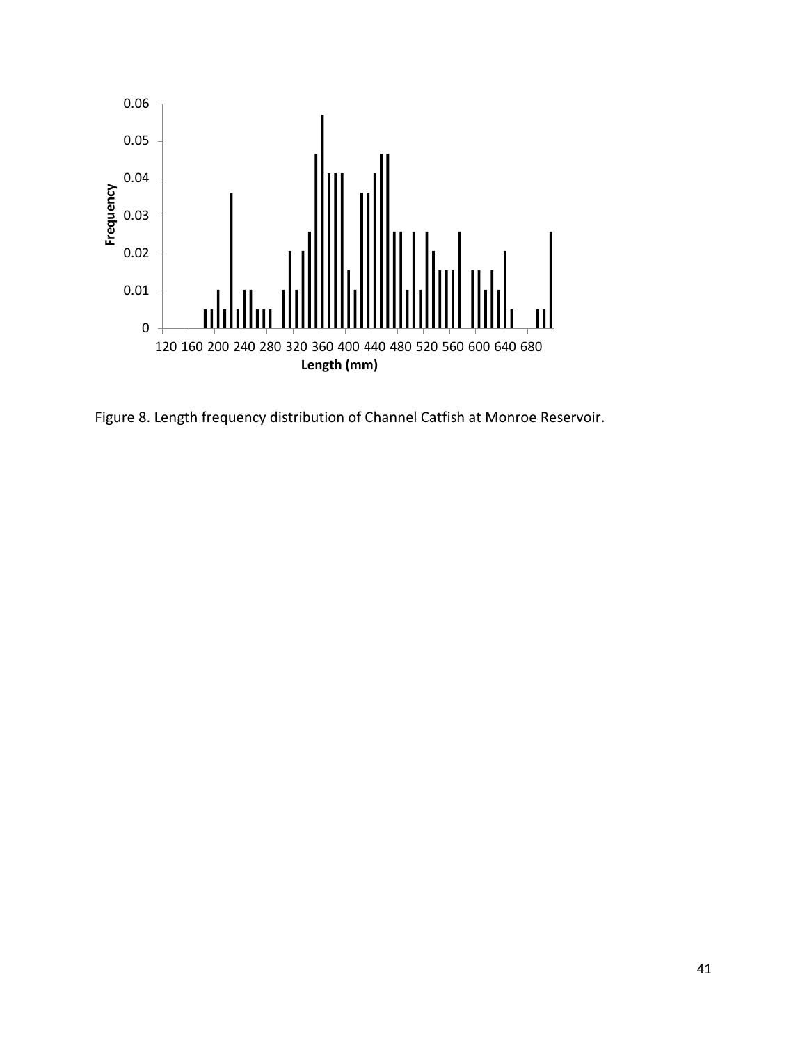Figure 8. Length frequency distribution of Channel Catfish at Monroe Reservoir.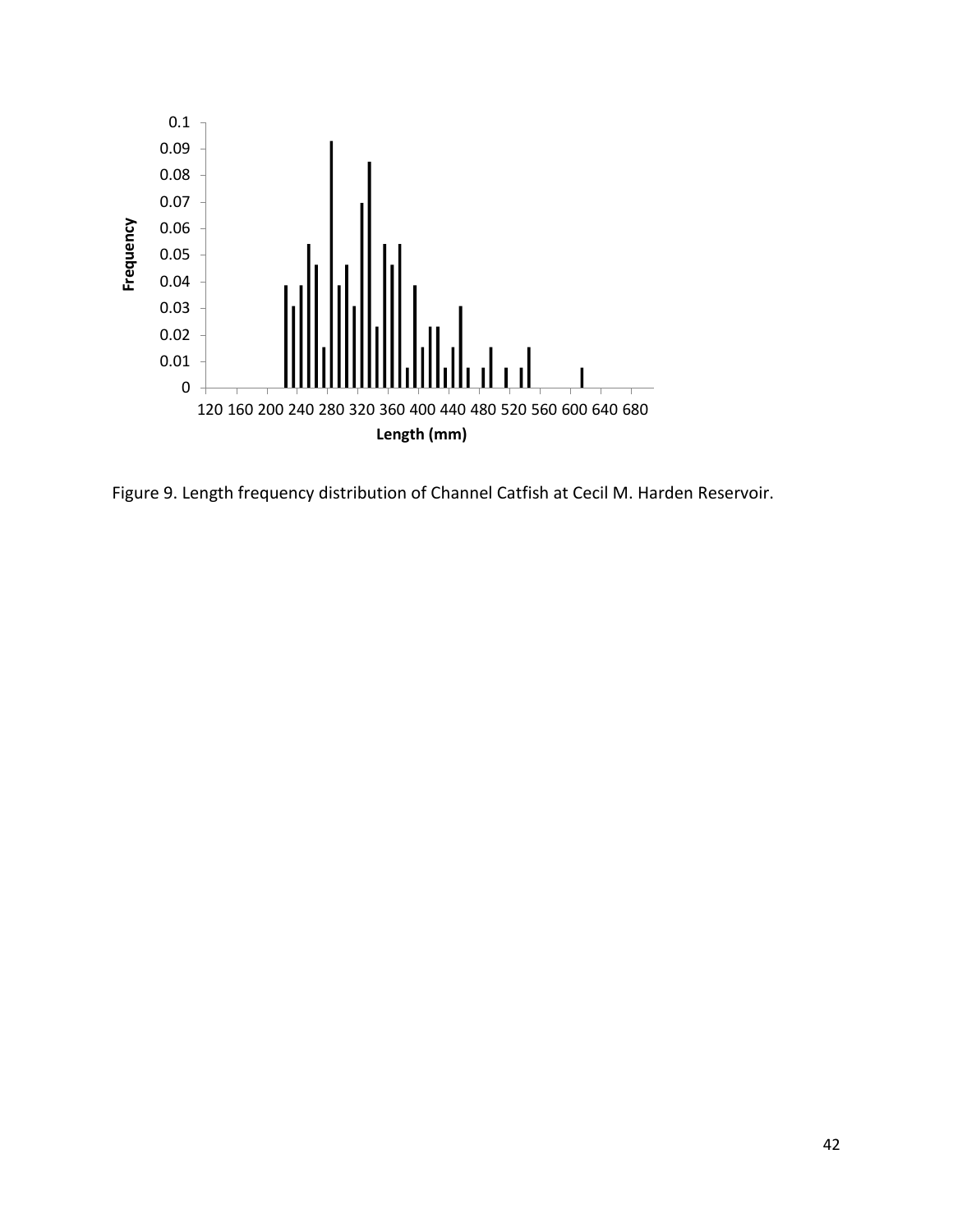Figure 9. Length frequency distribution of Channel Catfish at Cecil M. Harden Reservoir.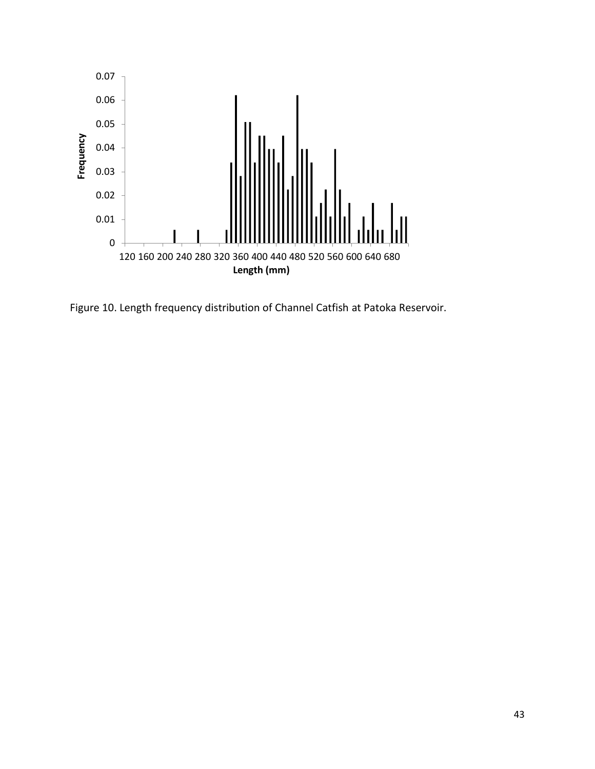Figure 10. Length frequency distribution of Channel Catfish at Patoka Reservoir.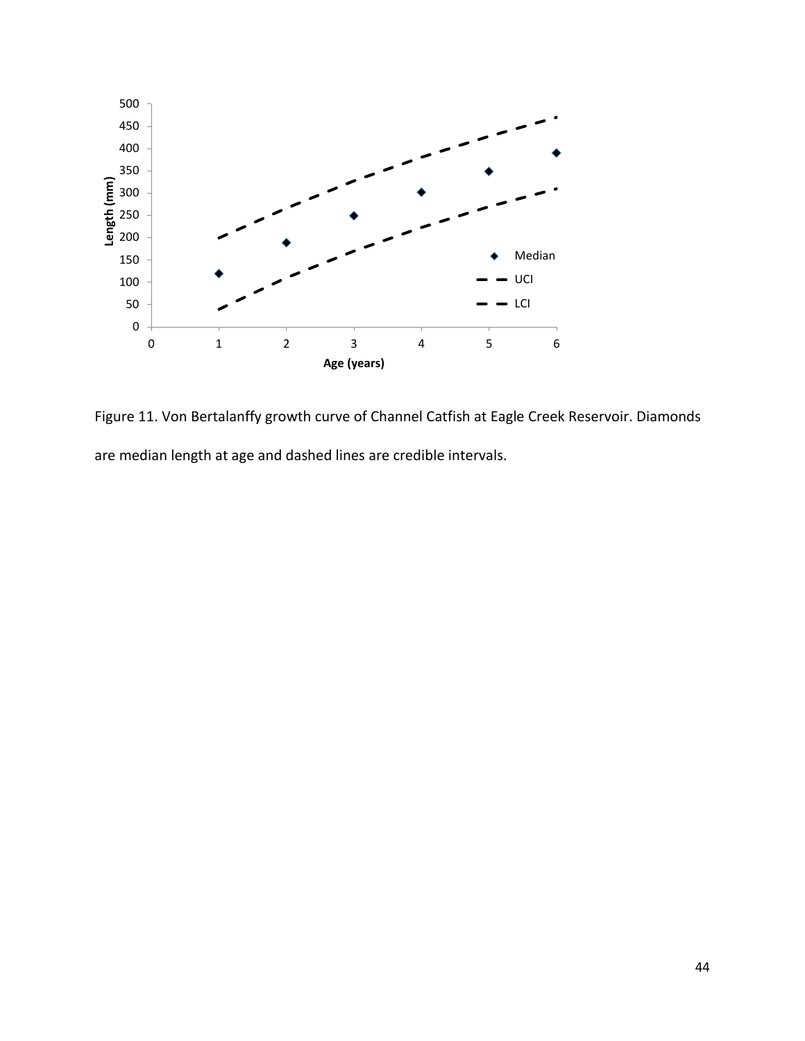Figure 11. Von Bertalanffy growth curve of Channel Catfish at Eagle Creek Reservoir. Diamonds are median length at age and dashed lines are credible intervals.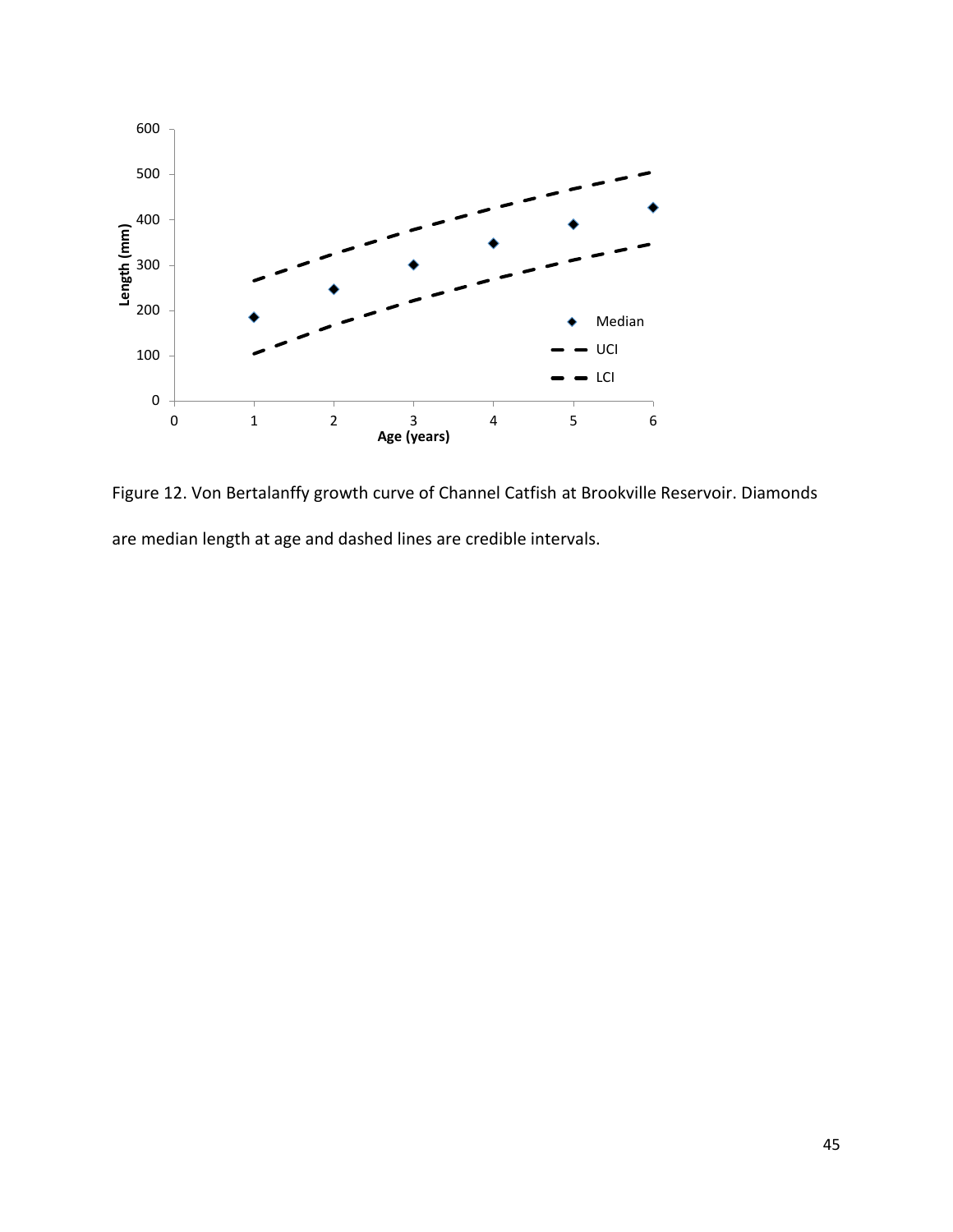Figure 12. Von Bertalanffy growth curve of Channel Catfish at Brookville Reservoir. Diamonds are median length at age and dashed lines are credible intervals.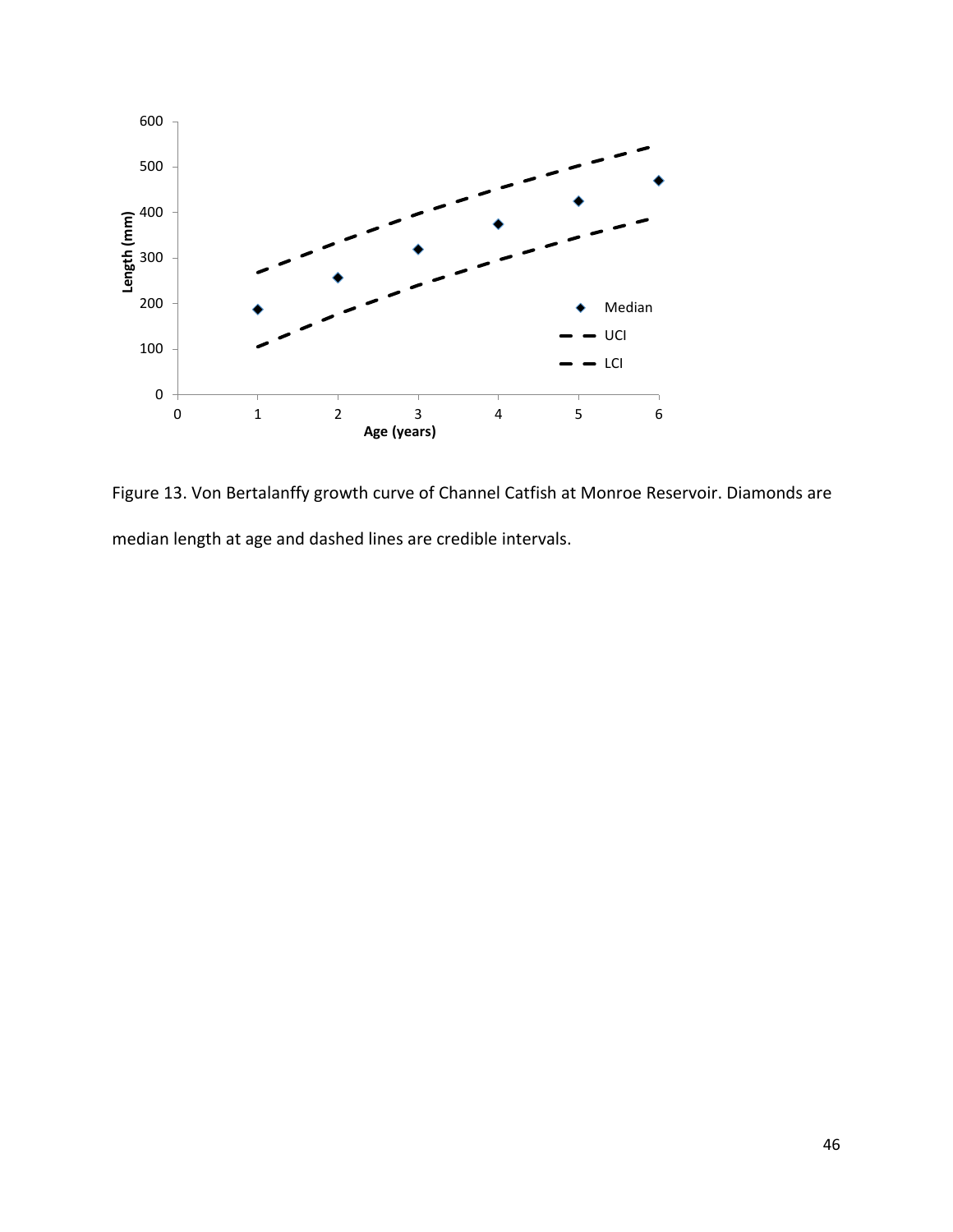Figure 13. Von Bertalanffy growth curve of Channel Catfish at Monroe Reservoir. Diamonds are median length at age and dashed lines are credible intervals.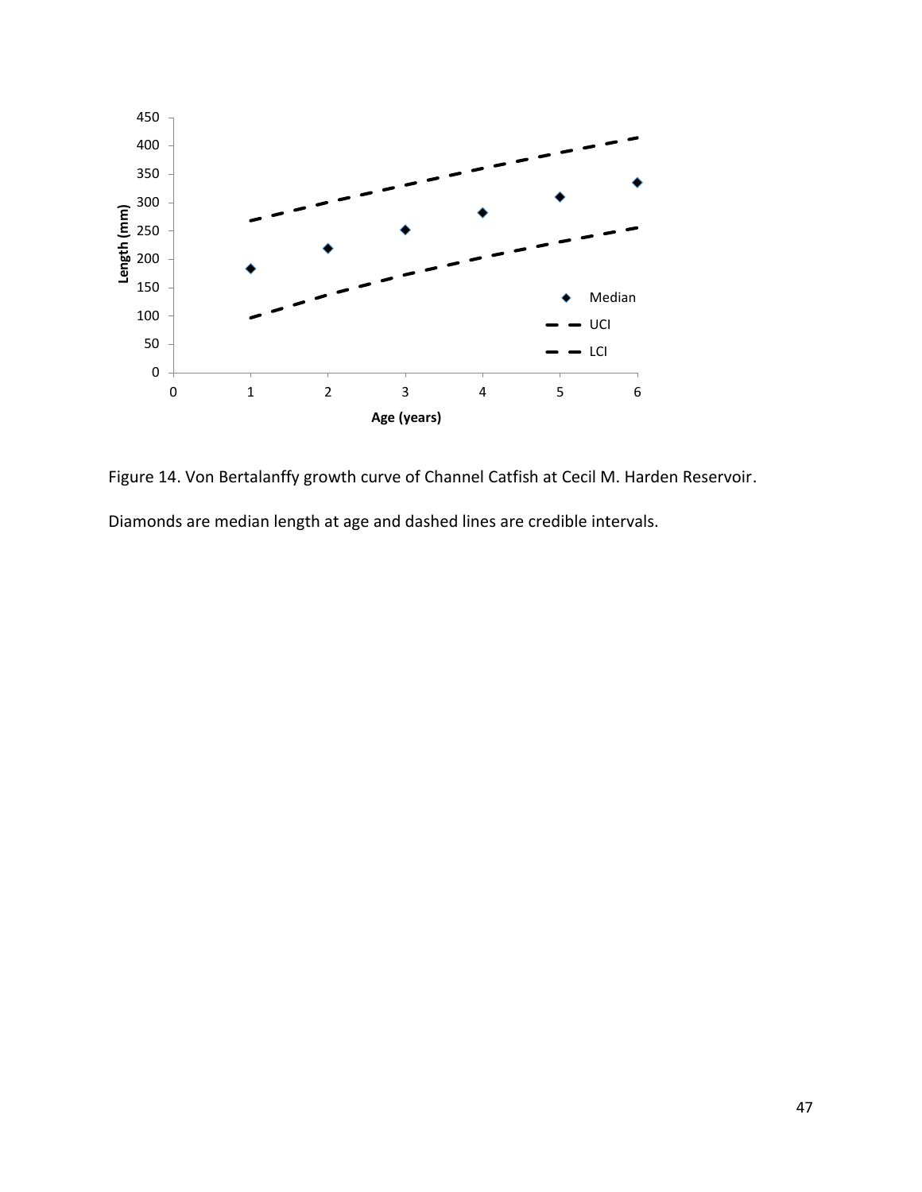Figure 14. Von Bertalanffy growth curve of Channel Catfish at Cecil M. Harden Reservoir.

Diamonds are median length at age and dashed lines are credible intervals.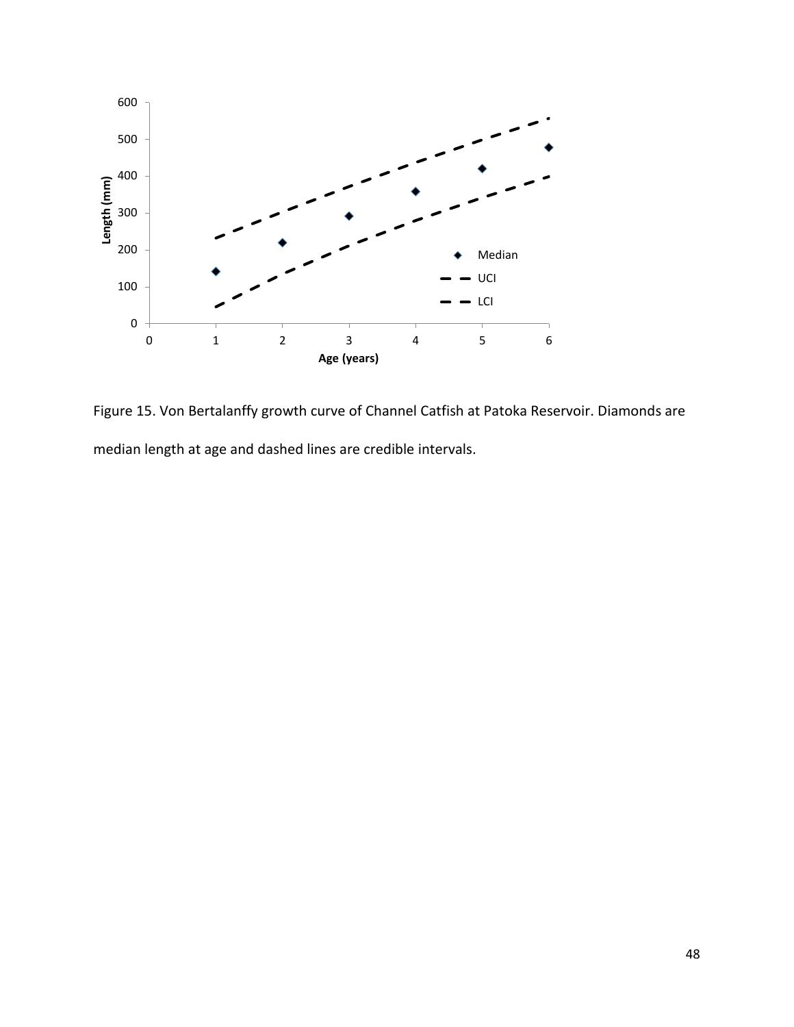Figure 15. Von Bertalanffy growth curve of Channel Catfish at Patoka Reservoir. Diamonds are median length at age and dashed lines are credible intervals.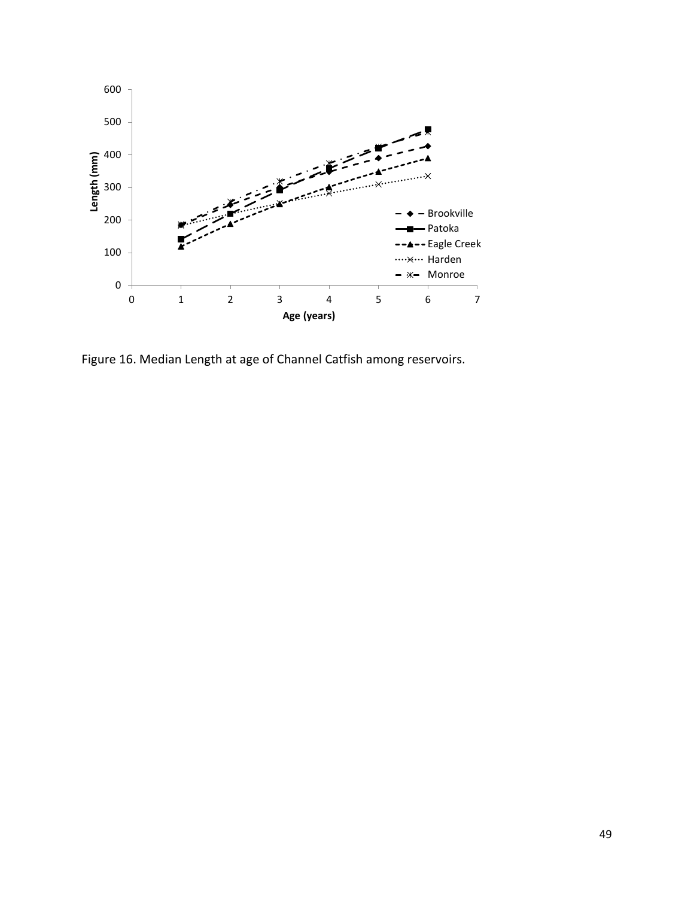Figure 16. Median Length at age of Channel Catfish among reservoirs.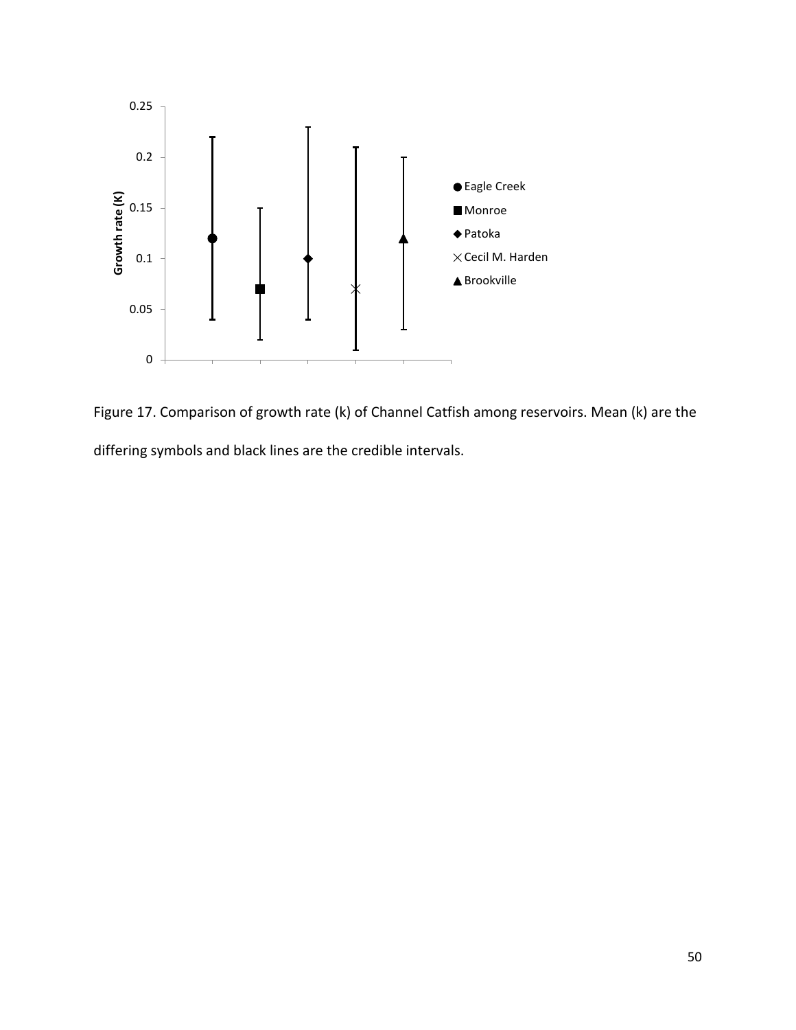Figure 17. Comparison of growth rate (k) of Channel Catfish among reservoirs. Mean (k) are the differing symbols and black lines are the credible intervals.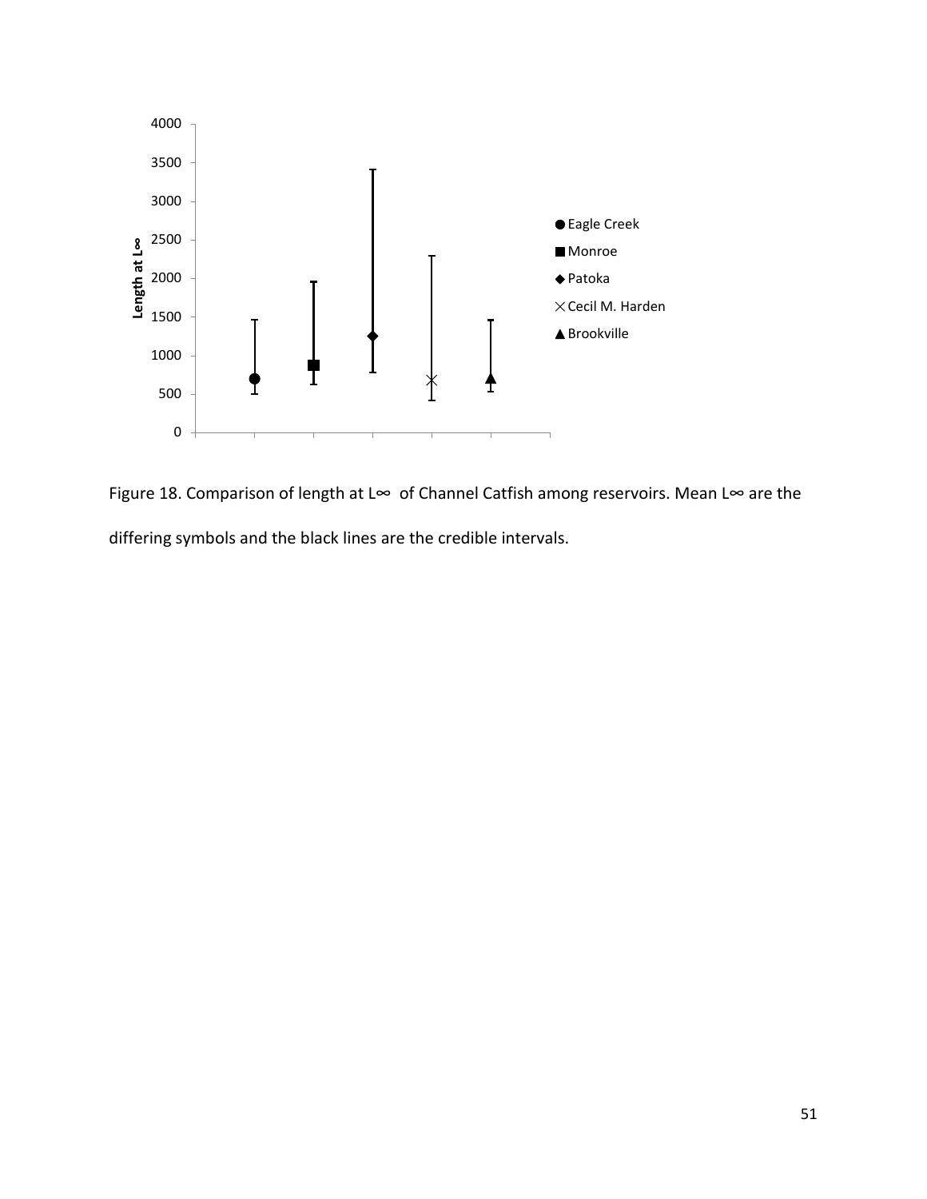Figure 18. Comparison of length at L∞ of Channel Catfish among reservoirs. Mean L∞ are the differing symbols and the black lines are the credible intervals.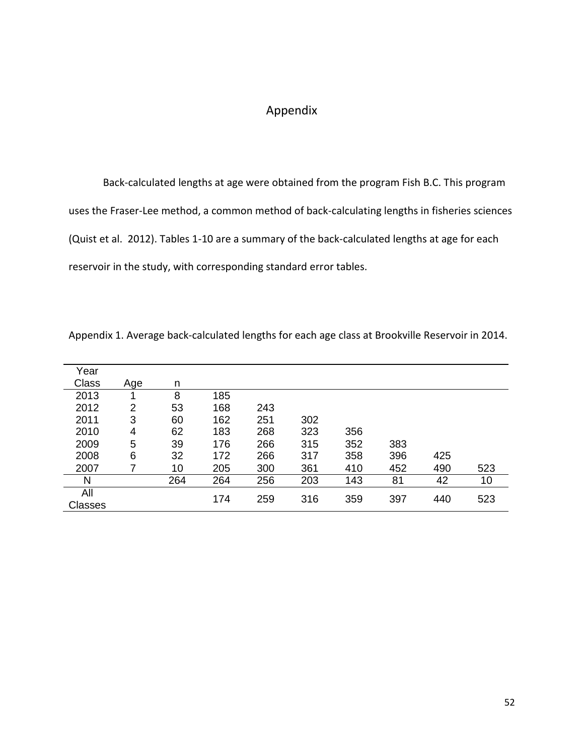# Appendix

Back-calculated lengths at age were obtained from the program Fish B.C. This program uses the Fraser-Lee method, a common method of back-calculating lengths in fisheries sciences (Quist et al. 2012). Tables 1-10 are a summary of the back-calculated lengths at age for each reservoir in the study, with corresponding standard error tables.

Appendix 1. Average back-calculated lengths for each age class at Brookville Reservoir in 2014.

| Year Class | Age | n | | | | | | | |
|---|---|---|---|---|---|---|---|---|---|
| 2013 | 1 | 8 | 185 | | | | | | |
| 2012 | 2 | 53 | 168 | 243 | | | | | |
| 2011 | 3 | 60 | 162 | 251 | 302 | | | | |
| 2010 | 4 | 62 | 183 | 268 | 323 | 356 | | | |
| 2009 | 5 | 39 | 176 | 266 | 315 | 352 | 383 | | |
| 2008 | 6 | 32 | 172 | 266 | 317 | 358 | 396 | 425 | |
| 2007 | 7 | 10 | 205 | 300 | 361 | 410 | 452 | 490 | 523 |
| N | | 264 | 264 | 256 | 203 | 143 | 81 | 42 | 10 |
| All Classes | | | 174 | 259 | 316 | 359 | 397 | 440 | 523 |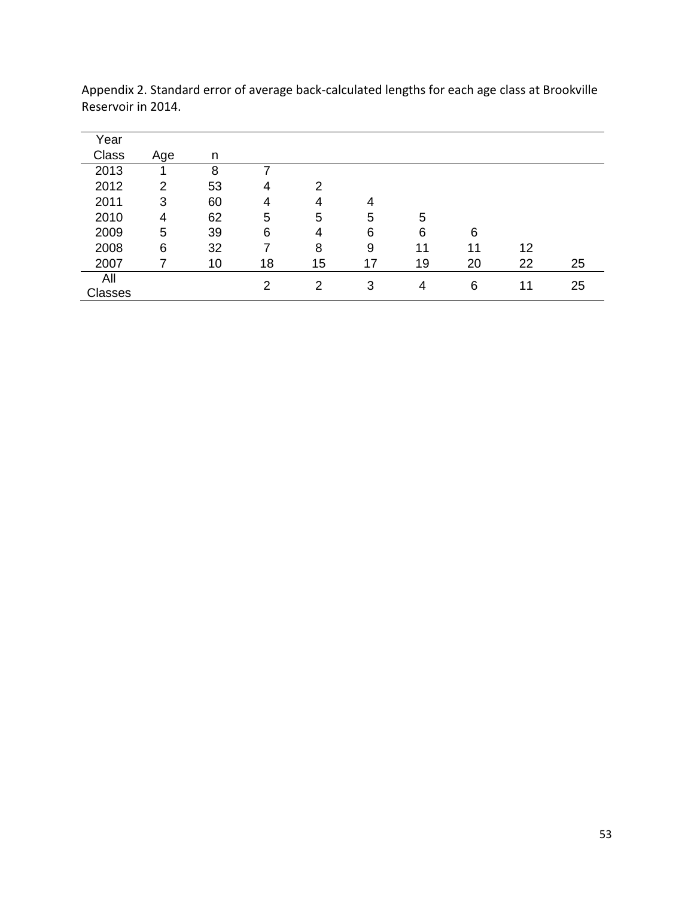Appendix 2. Standard error of average back-calculated lengths for each age class at Brookville Reservoir in 2014.

| Year Class | Age | n | | | | | | | |
|---|---|---|---|---|---|---|---|---|---|
| 2013 | 1 | 8 | 7 | | | | | | |
| 2012 | 2 | 53 | 4 | 2 | | | | | |
| 2011 | 3 | 60 | 4 | 4 | 4 | | | | |
| 2010 | 4 | 62 | 5 | 5 | 5 | 5 | | | |
| 2009 | 5 | 39 | 6 | 4 | 6 | 6 | 6 | | |
| 2008 | 6 | 32 | 7 | 8 | 9 | 11 | 11 | 12 | |
| 2007 | 7 | 10 | 18 | 15 | 17 | 19 | 20 | 22 | 25 |
| All Classes | | | 2 | 2 | 3 | 4 | 6 | 11 | 25 |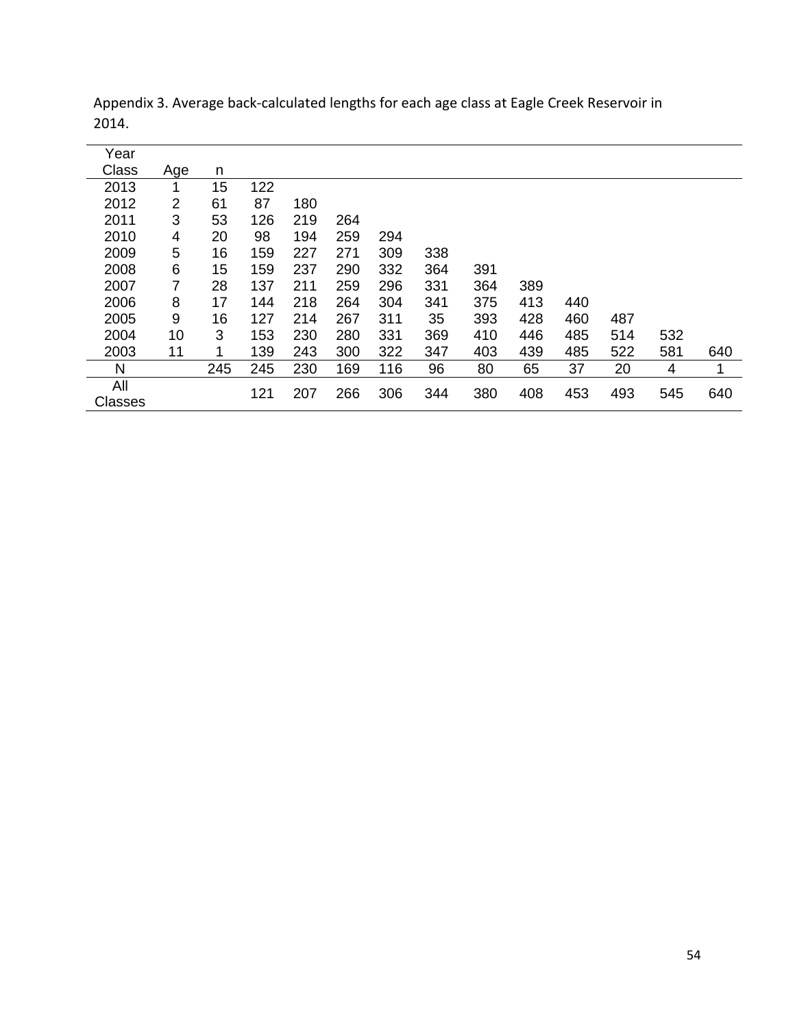Appendix 3. Average back-calculated lengths for each age class at Eagle Creek Reservoir in 2014.

| Year Class | Age | n | | | | | | | | | | | |
|---|---|---|---|---|---|---|---|---|---|---|---|---|---|
| 2013 | 1 | 15 | 122 | | | | | | | | | | |
| 2012 | 2 | 61 | 87 | 180 | | | | | | | | | |
| 2011 | 3 | 53 | 126 | 219 | 264 | | | | | | | | |
| 2010 | 4 | 20 | 98 | 194 | 259 | 294 | | | | | | | |
| 2009 | 5 | 16 | 159 | 227 | 271 | 309 | 338 | | | | | | |
| 2008 | 6 | 15 | 159 | 237 | 290 | 332 | 364 | 391 | | | | | |
| 2007 | 7 | 28 | 137 | 211 | 259 | 296 | 331 | 364 | 389 | | | | |
| 2006 | 8 | 17 | 144 | 218 | 264 | 304 | 341 | 375 | 413 | 440 | | | |
| 2005 | 9 | 16 | 127 | 214 | 267 | 311 | 35 | 393 | 428 | 460 | 487 | | |
| 2004 | 10 | 3 | 153 | 230 | 280 | 331 | 369 | 410 | 446 | 485 | 514 | 532 | |
| 2003 | 11 | 1 | 139 | 243 | 300 | 322 | 347 | 403 | 439 | 485 | 522 | 581 | 640 |
| N | | 245 | 245 | 230 | 169 | 116 | 96 | 80 | 65 | 37 | 20 | 4 | 1 |
| All Classes | | | 121 | 207 | 266 | 306 | 344 | 380 | 408 | 453 | 493 | 545 | 640 |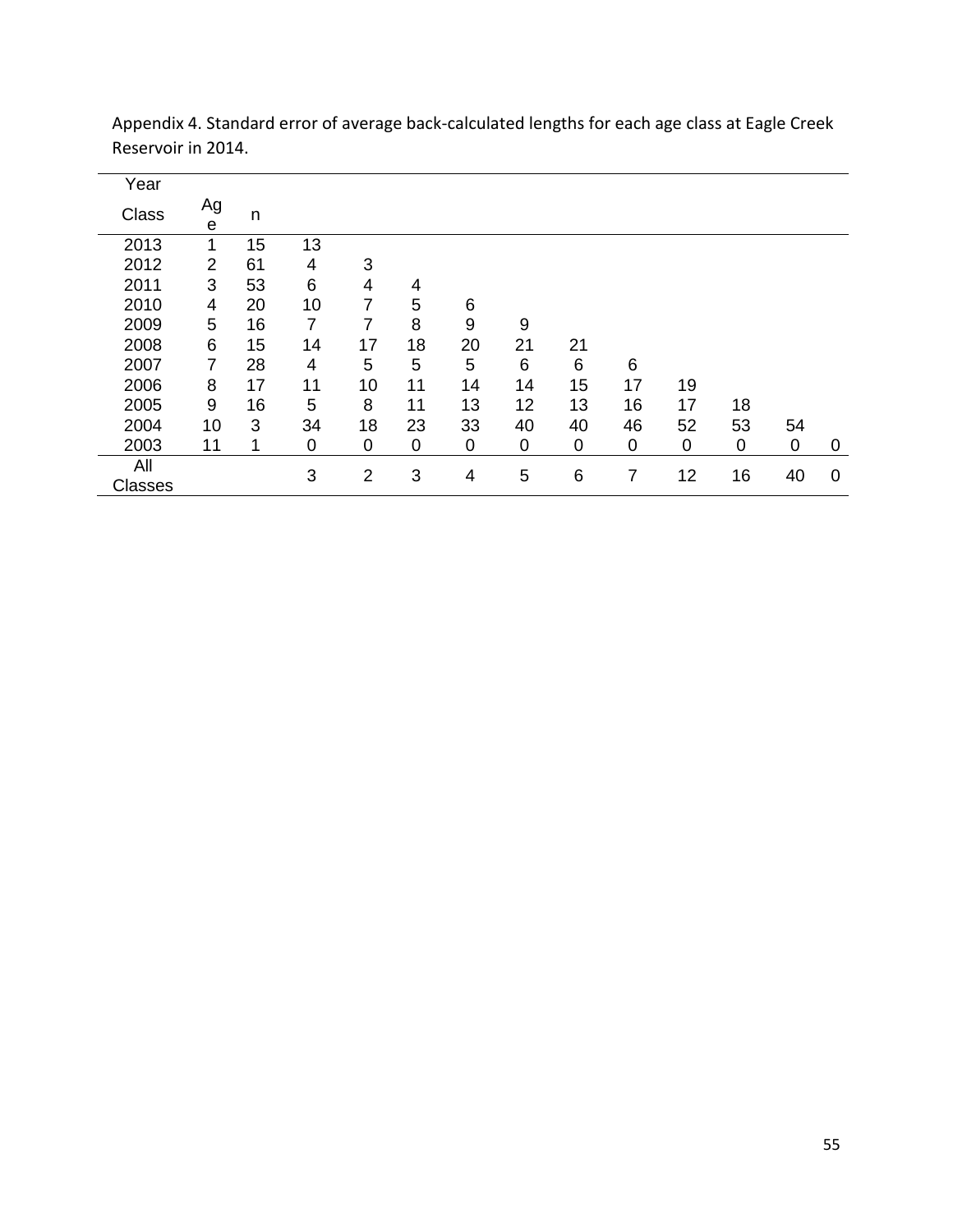Appendix 4. Standard error of average back-calculated lengths for each age class at Eagle Creek Reservoir in 2014.

| Year Class | Age | n | | | | | | | | | | | |
|---|---|---|---|---|---|---|---|---|---|---|---|---|---|
| 2013 | 1 | 15 | 13 | | | | | | | | | | |
| 2012 | 2 | 61 | 4 | 3 | | | | | | | | | |
| 2011 | 3 | 53 | 6 | 4 | 4 | | | | | | | | |
| 2010 | 4 | 20 | 10 | 7 | 5 | 6 | | | | | | | |
| 2009 | 5 | 16 | 7 | 7 | 8 | 9 | 9 | | | | | | |
| 2008 | 6 | 15 | 14 | 17 | 18 | 20 | 21 | 21 | | | | | |
| 2007 | 7 | 28 | 4 | 5 | 5 | 5 | 6 | 6 | 6 | | | | |
| 2006 | 8 | 17 | 11 | 10 | 11 | 14 | 14 | 15 | 17 | 19 | | | |
| 2005 | 9 | 16 | 5 | 8 | 11 | 13 | 12 | 13 | 16 | 17 | 18 | | |
| 2004 | 10 | 3 | 34 | 18 | 23 | 33 | 40 | 40 | 46 | 52 | 53 | 54 | |
| 2003 | 11 | 1 | 0 | 0 | 0 | 0 | 0 | 0 | 0 | 0 | 0 | 0 | 0 |
| All Classes | | | 3 | 2 | 3 | 4 | 5 | 6 | 7 | 12 | 16 | 40 | 0 |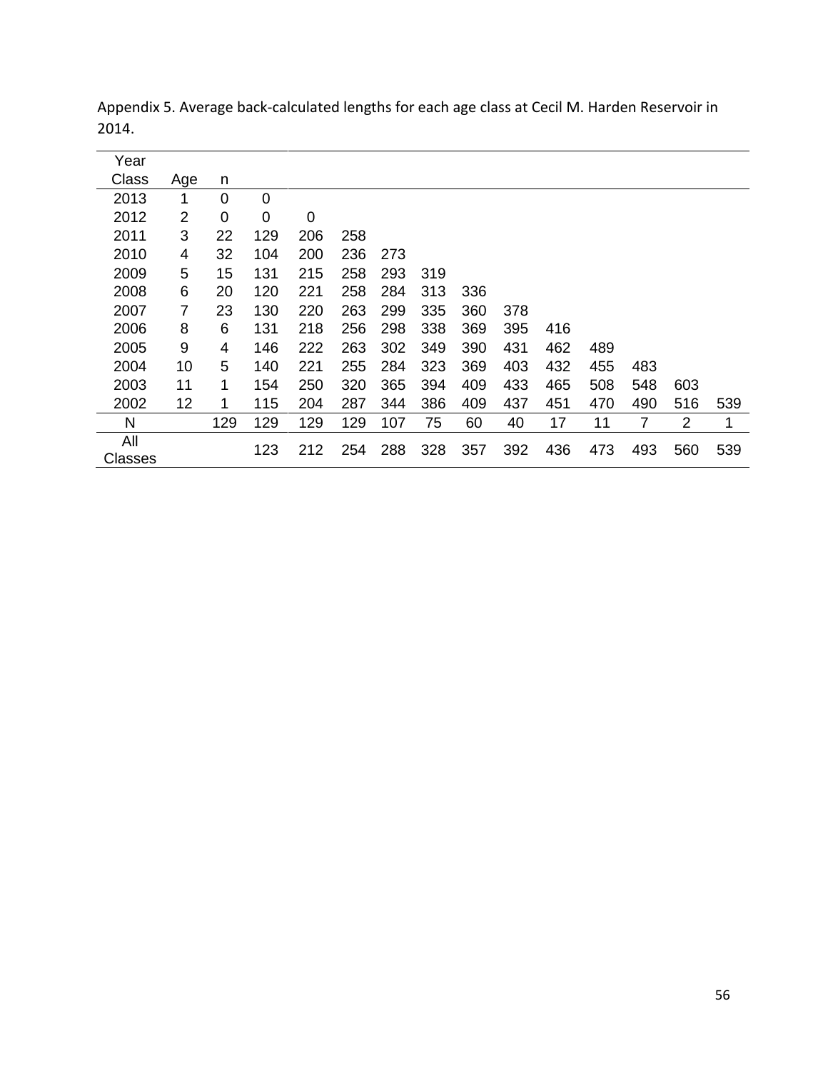Appendix 5. Average back-calculated lengths for each age class at Cecil M. Harden Reservoir in 2014.

| Year Class | Age | n | | | | | | | | | | | | | |
|---|---|---|---|---|---|---|---|---|---|---|---|---|---|---|---|
| 2013 | 1 | 0 | 0 | | | | | | | | | | | | |
| 2012 | 2 | 0 | 0 | 0 | | | | | | | | | | | |
| 2011 | 3 | 22 | 129 | 206 | 258 | | | | | | | | | | |
| 2010 | 4 | 32 | 104 | 200 | 236 | 273 | | | | | | | | | |
| 2009 | 5 | 15 | 131 | 215 | 258 | 293 | 319 | | | | | | | | |
| 2008 | 6 | 20 | 120 | 221 | 258 | 284 | 313 | 336 | | | | | | | |
| 2007 | 7 | 23 | 130 | 220 | 263 | 299 | 335 | 360 | 378 | | | | | | |
| 2006 | 8 | 6 | 131 | 218 | 256 | 298 | 338 | 369 | 395 | 416 | | | | | |
| 2005 | 9 | 4 | 146 | 222 | 263 | 302 | 349 | 390 | 431 | 462 | 489 | | | | |
| 2004 | 10 | 5 | 140 | 221 | 255 | 284 | 323 | 369 | 403 | 432 | 455 | 483 | | | |
| 2003 | 11 | 1 | 154 | 250 | 320 | 365 | 394 | 409 | 433 | 465 | 508 | 548 | 603 | | |
| 2002 | 12 | 1 | 115 | 204 | 287 | 344 | 386 | 409 | 437 | 451 | 470 | 490 | 516 | 539 | |
| N | | 129 | 129 | 129 | 129 | 107 | 75 | 60 | 40 | 17 | 11 | 7 | 2 | 1 | |
| All Classes | | | 123 | 212 | 254 | 288 | 328 | 357 | 392 | 436 | 473 | 493 | 560 | 539 | |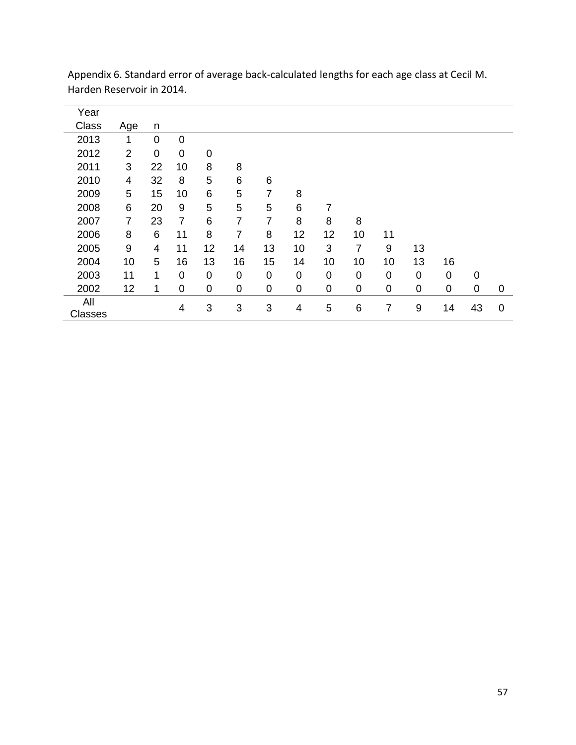Appendix 6. Standard error of average back-calculated lengths for each age class at Cecil M. Harden Reservoir in 2014.

| Year Class | Age | n | | | | | | | | | | | | |
|---|---|---|---|---|---|---|---|---|---|---|---|---|---|---|
| 2013 | 1 | 0 | 0 | | | | | | | | | | | |
| 2012 | 2 | 0 | 0 | 0 | | | | | | | | | | |
| 2011 | 3 | 22 | 10 | 8 | 8 | | | | | | | | | |
| 2010 | 4 | 32 | 8 | 5 | 6 | 6 | | | | | | | | |
| 2009 | 5 | 15 | 10 | 6 | 5 | 7 | 8 | | | | | | | |
| 2008 | 6 | 20 | 9 | 5 | 5 | 5 | 6 | 7 | | | | | | |
| 2007 | 7 | 23 | 7 | 6 | 7 | 7 | 8 | 8 | 8 | | | | | |
| 2006 | 8 | 6 | 11 | 8 | 7 | 8 | 12 | 12 | 10 | 11 | | | | |
| 2005 | 9 | 4 | 11 | 12 | 14 | 13 | 10 | 3 | 7 | 9 | 13 | | | |
| 2004 | 10 | 5 | 16 | 13 | 16 | 15 | 14 | 10 | 10 | 10 | 13 | 16 | | |
| 2003 | 11 | 1 | 0 | 0 | 0 | 0 | 0 | 0 | 0 | 0 | 0 | 0 | 0 | |
| 2002 | 12 | 1 | 0 | 0 | 0 | 0 | 0 | 0 | 0 | 0 | 0 | 0 | 0 | 0 |
| All Classes | | | 4 | 3 | 3 | 3 | 4 | 5 | 6 | 7 | 9 | 14 | 43 | 0 |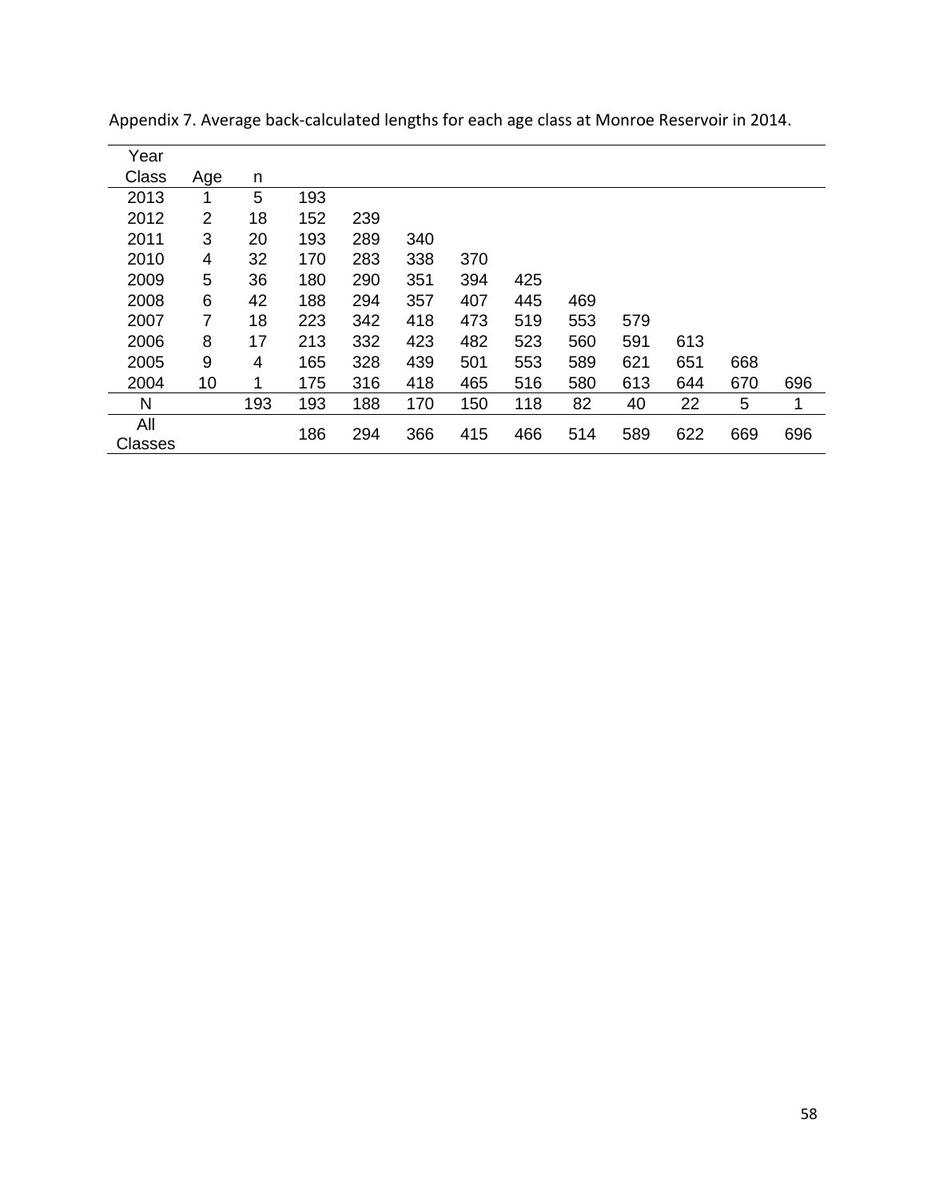Appendix 7. Average back-calculated lengths for each age class at Monroe Reservoir in 2014.

| Year Class | Age | n | | | | | | | | | | |
|---|---|---|---|---|---|---|---|---|---|---|---|---|
| 2013 | 1 | 5 | 193 | | | | | | | | | |
| 2012 | 2 | 18 | 152 | 239 | | | | | | | | |
| 2011 | 3 | 20 | 193 | 289 | 340 | | | | | | | |
| 2010 | 4 | 32 | 170 | 283 | 338 | 370 | | | | | | |
| 2009 | 5 | 36 | 180 | 290 | 351 | 394 | 425 | | | | | |
| 2008 | 6 | 42 | 188 | 294 | 357 | 407 | 445 | 469 | | | | |
| 2007 | 7 | 18 | 223 | 342 | 418 | 473 | 519 | 553 | 579 | | | |
| 2006 | 8 | 17 | 213 | 332 | 423 | 482 | 523 | 560 | 591 | 613 | | |
| 2005 | 9 | 4 | 165 | 328 | 439 | 501 | 553 | 589 | 621 | 651 | 668 | |
| 2004 | 10 | 1 | 175 | 316 | 418 | 465 | 516 | 580 | 613 | 644 | 670 | 696 |
| N | | 193 | 193 | 188 | 170 | 150 | 118 | 82 | 40 | 22 | 5 | 1 |
| All Classes | | | 186 | 294 | 366 | 415 | 466 | 514 | 589 | 622 | 669 | 696 |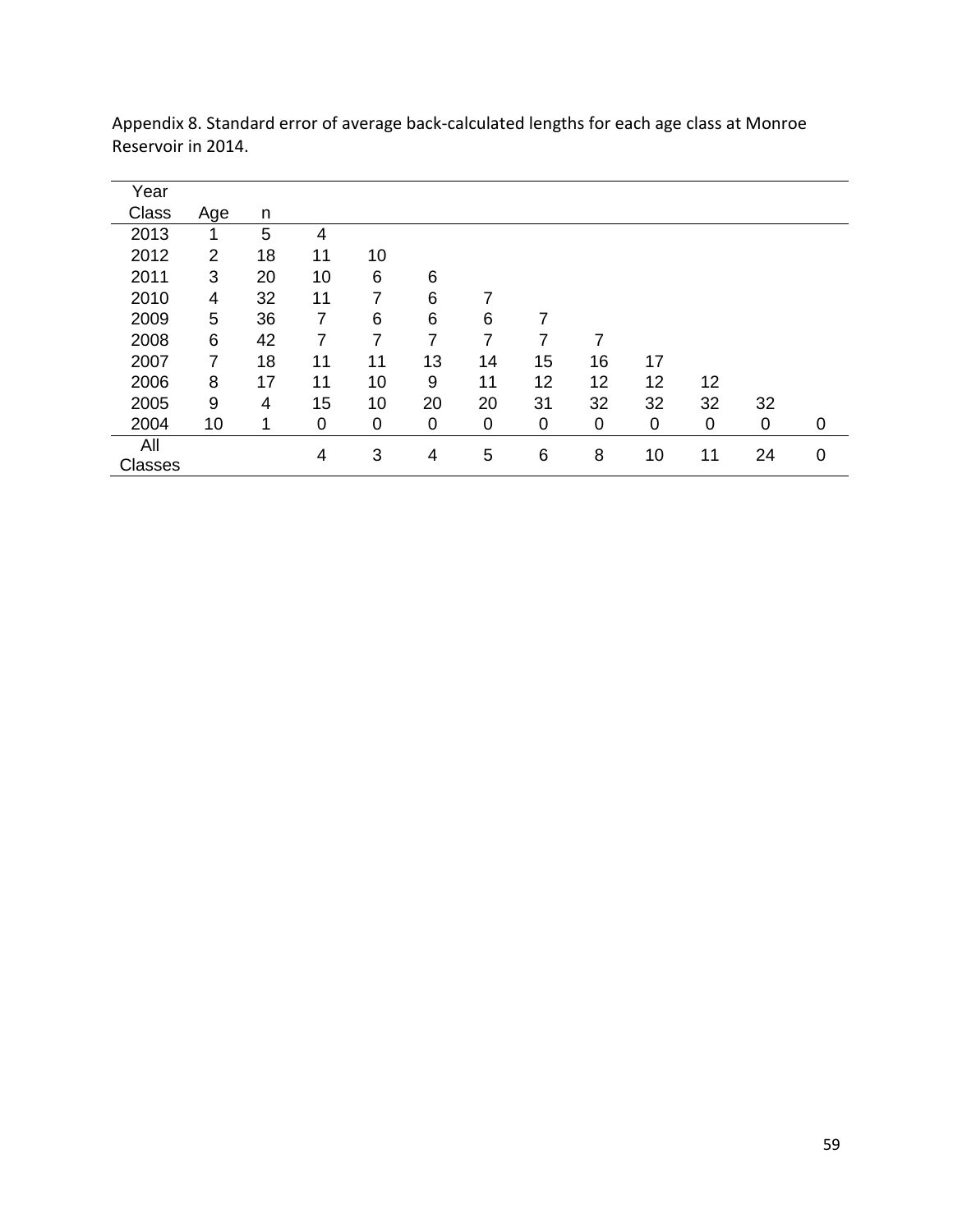Appendix 8. Standard error of average back-calculated lengths for each age class at Monroe Reservoir in 2014.

| Year Class | Age | n | | | | | | | | | | |
|---|---|---|---|---|---|---|---|---|---|---|---|---|
| 2013 | 1 | 5 | 4 | | | | | | | | | |
| 2012 | 2 | 18 | 11 | 10 | | | | | | | | |
| 2011 | 3 | 20 | 10 | 6 | 6 | | | | | | | |
| 2010 | 4 | 32 | 11 | 7 | 6 | 7 | | | | | | |
| 2009 | 5 | 36 | 7 | 6 | 6 | 6 | 7 | | | | | |
| 2008 | 6 | 42 | 7 | 7 | 7 | 7 | 7 | 7 | | | | |
| 2007 | 7 | 18 | 11 | 11 | 13 | 14 | 15 | 16 | 17 | | | |
| 2006 | 8 | 17 | 11 | 10 | 9 | 11 | 12 | 12 | 12 | 12 | | |
| 2005 | 9 | 4 | 15 | 10 | 20 | 20 | 31 | 32 | 32 | 32 | 32 | |
| 2004 | 10 | 1 | 0 | 0 | 0 | 0 | 0 | 0 | 0 | 0 | 0 | 0 |
| All Classes | | | 4 | 3 | 4 | 5 | 6 | 8 | 10 | 11 | 24 | 0 |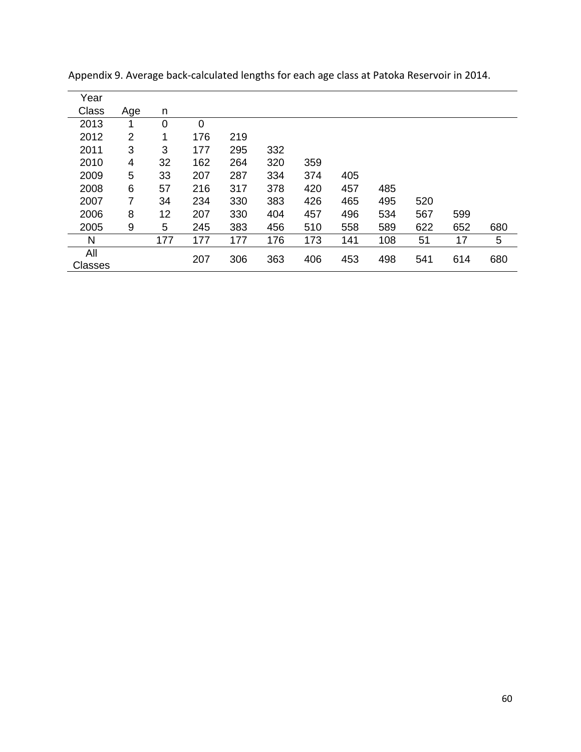Appendix 9. Average back-calculated lengths for each age class at Patoka Reservoir in 2014.

| Year Class | Age | n | | | | | | | | | |
|---|---|---|---|---|---|---|---|---|---|---|---|
| 2013 | 1 | 0 | 0 | | | | | | | | |
| 2012 | 2 | 1 | 176 | 219 | | | | | | | |
| 2011 | 3 | 3 | 177 | 295 | 332 | | | | | | |
| 2010 | 4 | 32 | 162 | 264 | 320 | 359 | | | | | |
| 2009 | 5 | 33 | 207 | 287 | 334 | 374 | 405 | | | | |
| 2008 | 6 | 57 | 216 | 317 | 378 | 420 | 457 | 485 | | | |
| 2007 | 7 | 34 | 234 | 330 | 383 | 426 | 465 | 495 | 520 | | |
| 2006 | 8 | 12 | 207 | 330 | 404 | 457 | 496 | 534 | 567 | 599 | |
| 2005 | 9 | 5 | 245 | 383 | 456 | 510 | 558 | 589 | 622 | 652 | 680 |
| N | | 177 | 177 | 177 | 176 | 173 | 141 | 108 | 51 | 17 | 5 |
| All Classes | | | 207 | 306 | 363 | 406 | 453 | 498 | 541 | 614 | 680 |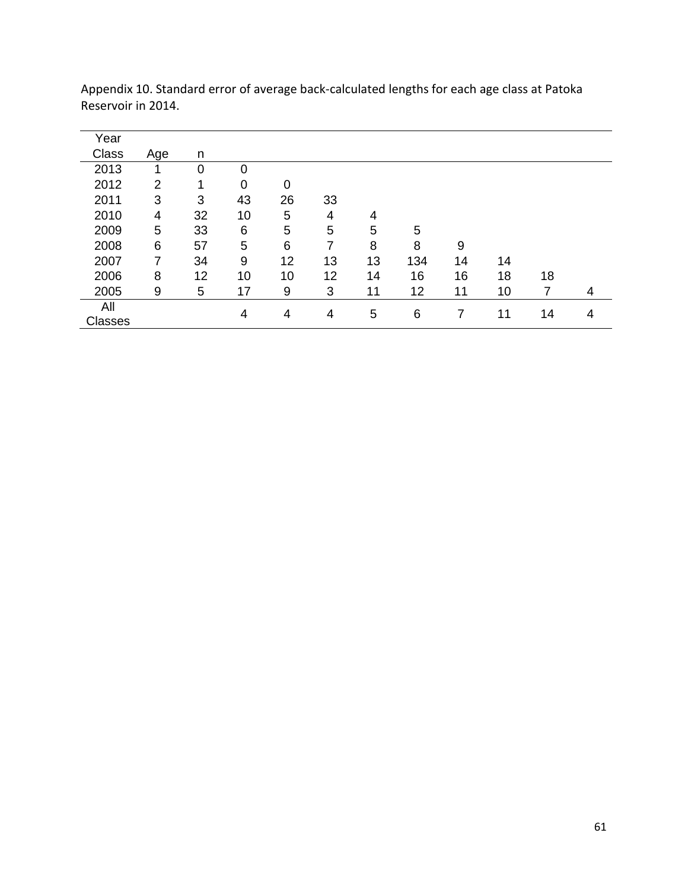Appendix 10. Standard error of average back-calculated lengths for each age class at Patoka Reservoir in 2014.

| Year Class | Age | n | | | | | | | | | |
|---|---|---|---|---|---|---|---|---|---|---|---|
| 2013 | 1 | 0 | 0 | | | | | | | | |
| 2012 | 2 | 1 | 0 | 0 | | | | | | | |
| 2011 | 3 | 3 | 43 | 26 | 33 | | | | | | |
| 2010 | 4 | 32 | 10 | 5 | 4 | 4 | | | | | |
| 2009 | 5 | 33 | 6 | 5 | 5 | 5 | 5 | | | | |
| 2008 | 6 | 57 | 5 | 6 | 7 | 8 | 8 | 9 | | | |
| 2007 | 7 | 34 | 9 | 12 | 13 | 13 | 134 | 14 | 14 | | |
| 2006 | 8 | 12 | 10 | 10 | 12 | 14 | 16 | 16 | 18 | 18 | |
| 2005 | 9 | 5 | 17 | 9 | 3 | 11 | 12 | 11 | 10 | 7 | 4 |
| All Classes | | | 4 | 4 | 4 | 5 | 6 | 7 | 11 | 14 | 4 |